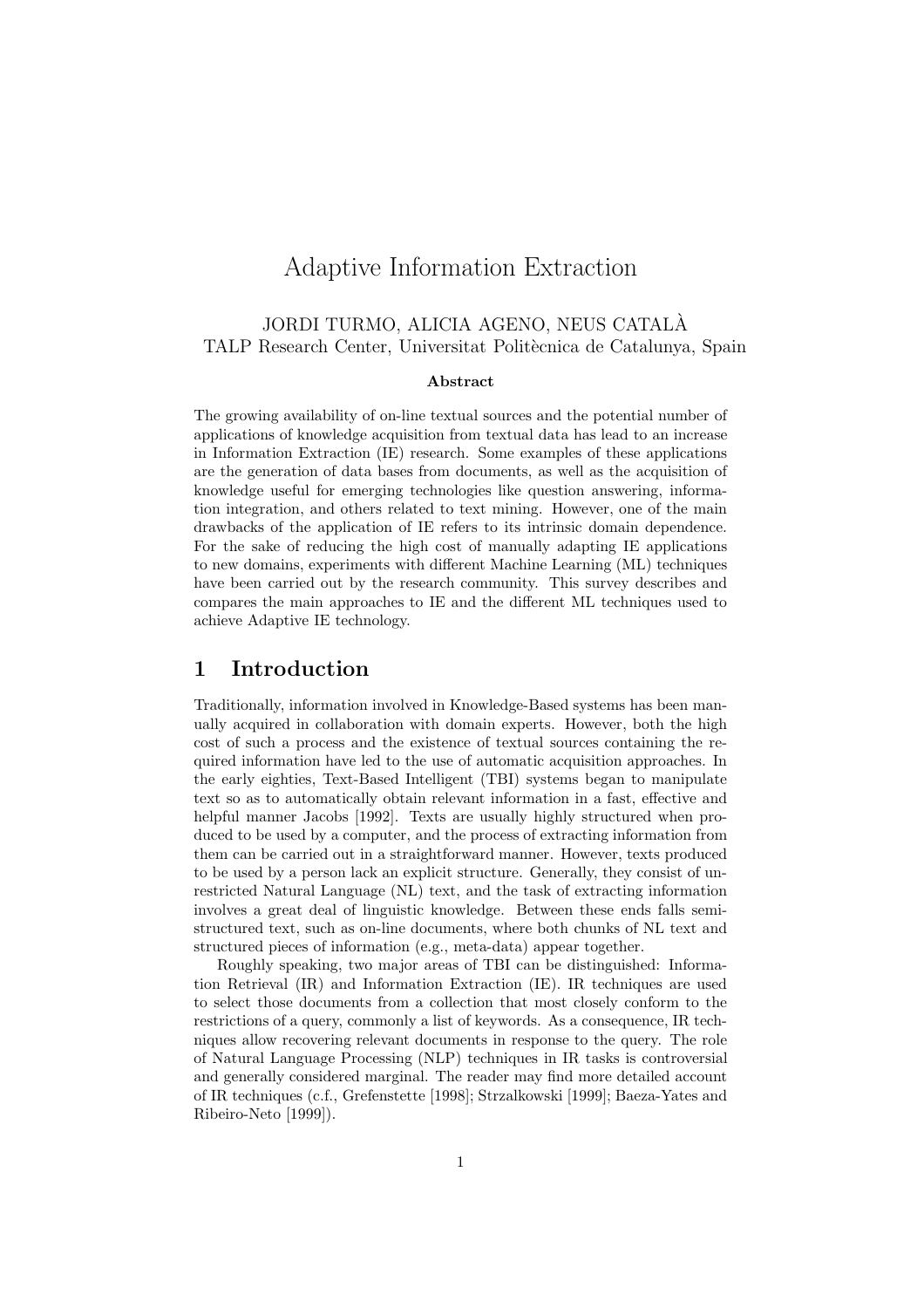# Adaptive Information Extraction

JORDI TURMO, ALICIA AGENO, NEUS CATALÀ
TALP Research Center, Universitat Politècnica de Catalunya, Spain

**Abstract**

The growing availability of on-line textual sources and the potential number of applications of knowledge acquisition from textual data has lead to an increase in Information Extraction (IE) research. Some examples of these applications are the generation of data bases from documents, as well as the acquisition of knowledge useful for emerging technologies like question answering, information integration, and others related to text mining. However, one of the main drawbacks of the application of IE refers to its intrinsic domain dependence. For the sake of reducing the high cost of manually adapting IE applications to new domains, experiments with different Machine Learning (ML) techniques have been carried out by the research community. This survey describes and compares the main approaches to IE and the different ML techniques used to achieve Adaptive IE technology.

## 1 Introduction

Traditionally, information involved in Knowledge-Based systems has been manually acquired in collaboration with domain experts. However, both the high cost of such a process and the existence of textual sources containing the required information have led to the use of automatic acquisition approaches. In the early eighties, Text-Based Intelligent (TBI) systems began to manipulate text so as to automatically obtain relevant information in a fast, effective and helpful manner Jacobs [1992]. Texts are usually highly structured when produced to be used by a computer, and the process of extracting information from them can be carried out in a straightforward manner. However, texts produced to be used by a person lack an explicit structure. Generally, they consist of unrestricted Natural Language (NL) text, and the task of extracting information involves a great deal of linguistic knowledge. Between these ends falls semi-structured text, such as on-line documents, where both chunks of NL text and structured pieces of information (e.g., meta-data) appear together.

Roughly speaking, two major areas of TBI can be distinguished: Information Retrieval (IR) and Information Extraction (IE). IR techniques are used to select those documents from a collection that most closely conform to the restrictions of a query, commonly a list of keywords. As a consequence, IR techniques allow recovering relevant documents in response to the query. The role of Natural Language Processing (NLP) techniques in IR tasks is controversial and generally considered marginal. The reader may find more detailed account of IR techniques (c.f., Grefenstette [1998]; Strzalkowski [1999]; Baeza-Yates and Ribeiro-Neto [1999]).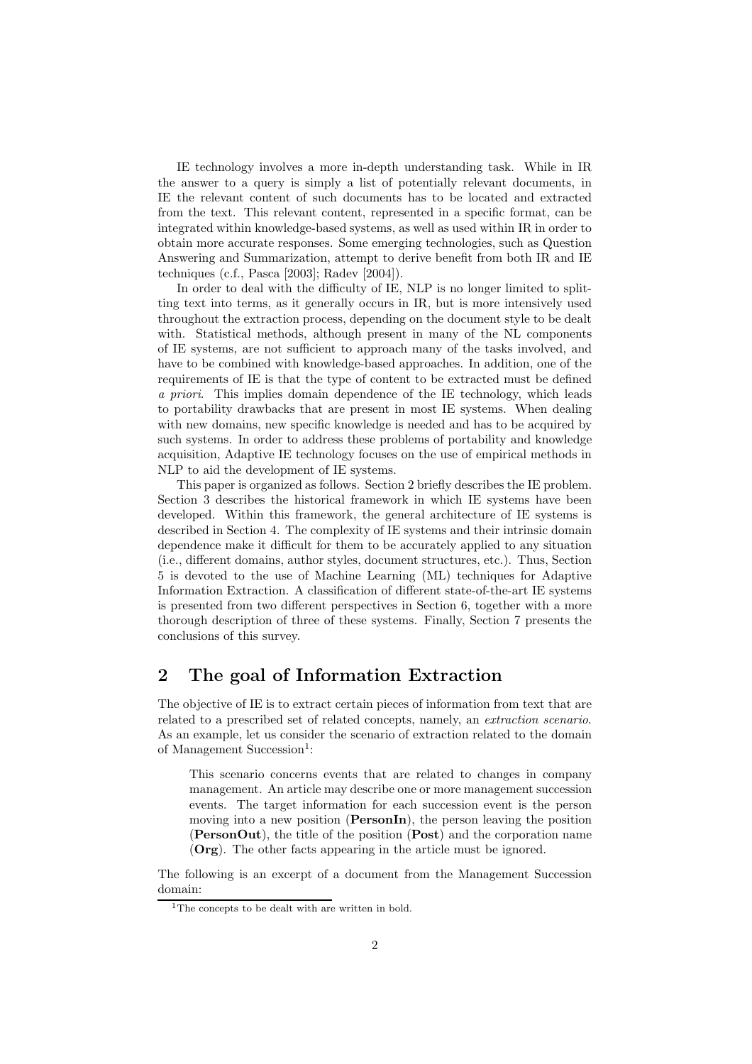IE technology involves a more in-depth understanding task. While in IR the answer to a query is simply a list of potentially relevant documents, in IE the relevant content of such documents has to be located and extracted from the text. This relevant content, represented in a specific format, can be integrated within knowledge-based systems, as well as used within IR in order to obtain more accurate responses. Some emerging technologies, such as Question Answering and Summarization, attempt to derive benefit from both IR and IE techniques (c.f., Pasca [2003]; Radev [2004]).

In order to deal with the difficulty of IE, NLP is no longer limited to splitting text into terms, as it generally occurs in IR, but is more intensively used throughout the extraction process, depending on the document style to be dealt with. Statistical methods, although present in many of the NL components of IE systems, are not sufficient to approach many of the tasks involved, and have to be combined with knowledge-based approaches. In addition, one of the requirements of IE is that the type of content to be extracted must be defined *a priori*. This implies domain dependence of the IE technology, which leads to portability drawbacks that are present in most IE systems. When dealing with new domains, new specific knowledge is needed and has to be acquired by such systems. In order to address these problems of portability and knowledge acquisition, Adaptive IE technology focuses on the use of empirical methods in NLP to aid the development of IE systems.

This paper is organized as follows. Section 2 briefly describes the IE problem. Section 3 describes the historical framework in which IE systems have been developed. Within this framework, the general architecture of IE systems is described in Section 4. The complexity of IE systems and their intrinsic domain dependence make it difficult for them to be accurately applied to any situation (i.e., different domains, author styles, document structures, etc.). Thus, Section 5 is devoted to the use of Machine Learning (ML) techniques for Adaptive Information Extraction. A classification of different state-of-the-art IE systems is presented from two different perspectives in Section 6, together with a more thorough description of three of these systems. Finally, Section 7 presents the conclusions of this survey.

## 2 The goal of Information Extraction

The objective of IE is to extract certain pieces of information from text that are related to a prescribed set of related concepts, namely, an *extraction scenario*. As an example, let us consider the scenario of extraction related to the domain of Management Succession[1]:

> This scenario concerns events that are related to changes in company management. An article may describe one or more management succession events. The target information for each succession event is the person moving into a new position (**PersonIn**), the person leaving the position (**PersonOut**), the title of the position (**Post**) and the corporation name (**Org**). The other facts appearing in the article must be ignored.

The following is an excerpt of a document from the Management Succession domain:

[1] The concepts to be dealt with are written in bold.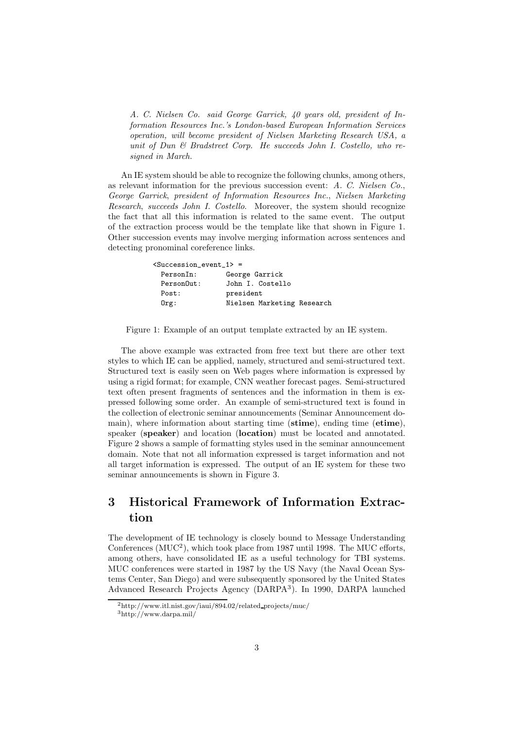*A. C. Nielsen Co. said George Garrick, 40 years old, president of Information Resources Inc.'s London-based European Information Services operation, will become president of Nielsen Marketing Research USA, a unit of Dun & Bradstreet Corp. He succeeds John I. Costello, who resigned in March.*

An IE system should be able to recognize the following chunks, among others, as relevant information for the previous succession event: *A. C. Nielsen Co.*, *George Garrick*, *president of Information Resources Inc.*, *Nielsen Marketing Research*, *succeeds John I. Costello*. Moreover, the system should recognize the fact that all this information is related to the same event. The output of the extraction process would be the template like that shown in Figure 1. Other succession events may involve merging information across sentences and detecting pronominal coreference links.

```
<Succession_event_1> =
  PersonIn:       George Garrick
  PersonOut:      John I. Costello
  Post:           president
  Org:            Nielsen Marketing Research
```

Figure 1: Example of an output template extracted by an IE system.

The above example was extracted from free text but there are other text styles to which IE can be applied, namely, structured and semi-structured text. Structured text is easily seen on Web pages where information is expressed by using a rigid format; for example, CNN weather forecast pages. Semi-structured text often present fragments of sentences and the information in them is expressed following some order. An example of semi-structured text is found in the collection of electronic seminar announcements (Seminar Announcement domain), where information about starting time (**stime**), ending time (**etime**), speaker (**speaker**) and location (**location**) must be located and annotated. Figure 2 shows a sample of formatting styles used in the seminar announcement domain. Note that not all information expressed is target information and not all target information is expressed. The output of an IE system for these two seminar announcements is shown in Figure 3.

# 3 Historical Framework of Information Extraction

The development of IE technology is closely bound to Message Understanding Conferences (MUC[2]), which took place from 1987 until 1998. The MUC efforts, among others, have consolidated IE as a useful technology for TBI systems. MUC conferences were started in 1987 by the US Navy (the Naval Ocean Systems Center, San Diego) and were subsequently sponsored by the United States Advanced Research Projects Agency (DARPA[3]). In 1990, DARPA launched

[2] http://www.itl.nist.gov/iaui/894.02/related_projects/muc/

[3] http://www.darpa.mil/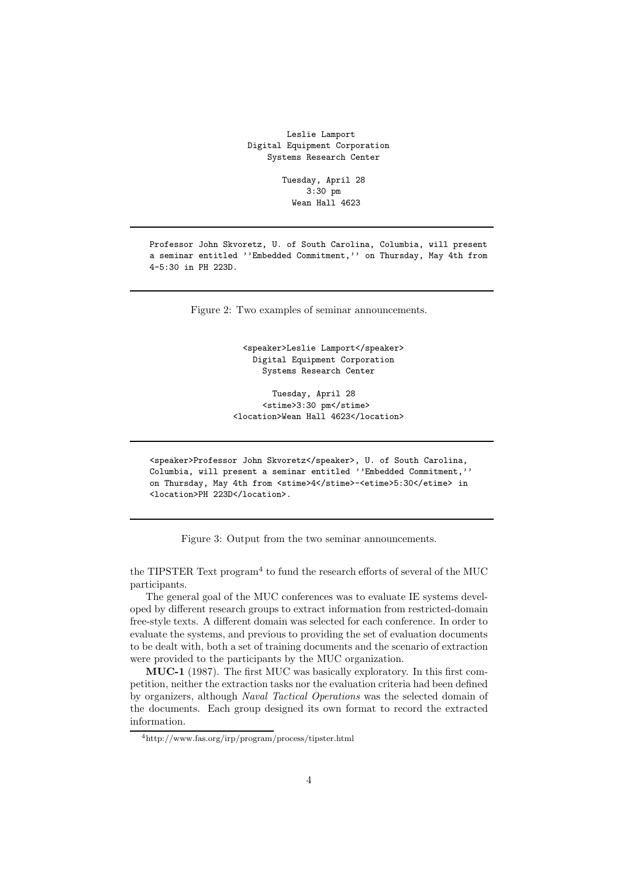```
Leslie Lamport
Digital Equipment Corporation
Systems Research Center

Tuesday, April 28
3:30 pm
Wean Hall 4623
```

---

```
Professor John Skvoretz, U. of South Carolina, Columbia, will present
a seminar entitled ''Embedded Commitment,'' on Thursday, May 4th from
4-5:30 in PH 223D.
```

---

Figure 2: Two examples of seminar announcements.

```
<speaker>Leslie Lamport</speaker>
Digital Equipment Corporation
Systems Research Center

Tuesday, April 28
<stime>3:30 pm</stime>
<location>Wean Hall 4623</location>
```

---

```
<speaker>Professor John Skvoretz</speaker>, U. of South Carolina,
Columbia, will present a seminar entitled ''Embedded Commitment,''
on Thursday, May 4th from <stime>4</stime>-<etime>5:30</etime> in
<location>PH 223D</location>.
```

---

Figure 3: Output from the two seminar announcements.

the TIPSTER Text program[4] to fund the research efforts of several of the MUC participants.

The general goal of the MUC conferences was to evaluate IE systems developed by different research groups to extract information from restricted-domain free-style texts. A different domain was selected for each conference. In order to evaluate the systems, and previous to providing the set of evaluation documents to be dealt with, both a set of training documents and the scenario of extraction were provided to the participants by the MUC organization.

**MUC-1** (1987). The first MUC was basically exploratory. In this first competition, neither the extraction tasks nor the evaluation criteria had been defined by organizers, although *Naval Tactical Operations* was the selected domain of the documents. Each group designed its own format to record the extracted information.

[4] http://www.fas.org/irp/program/process/tipster.html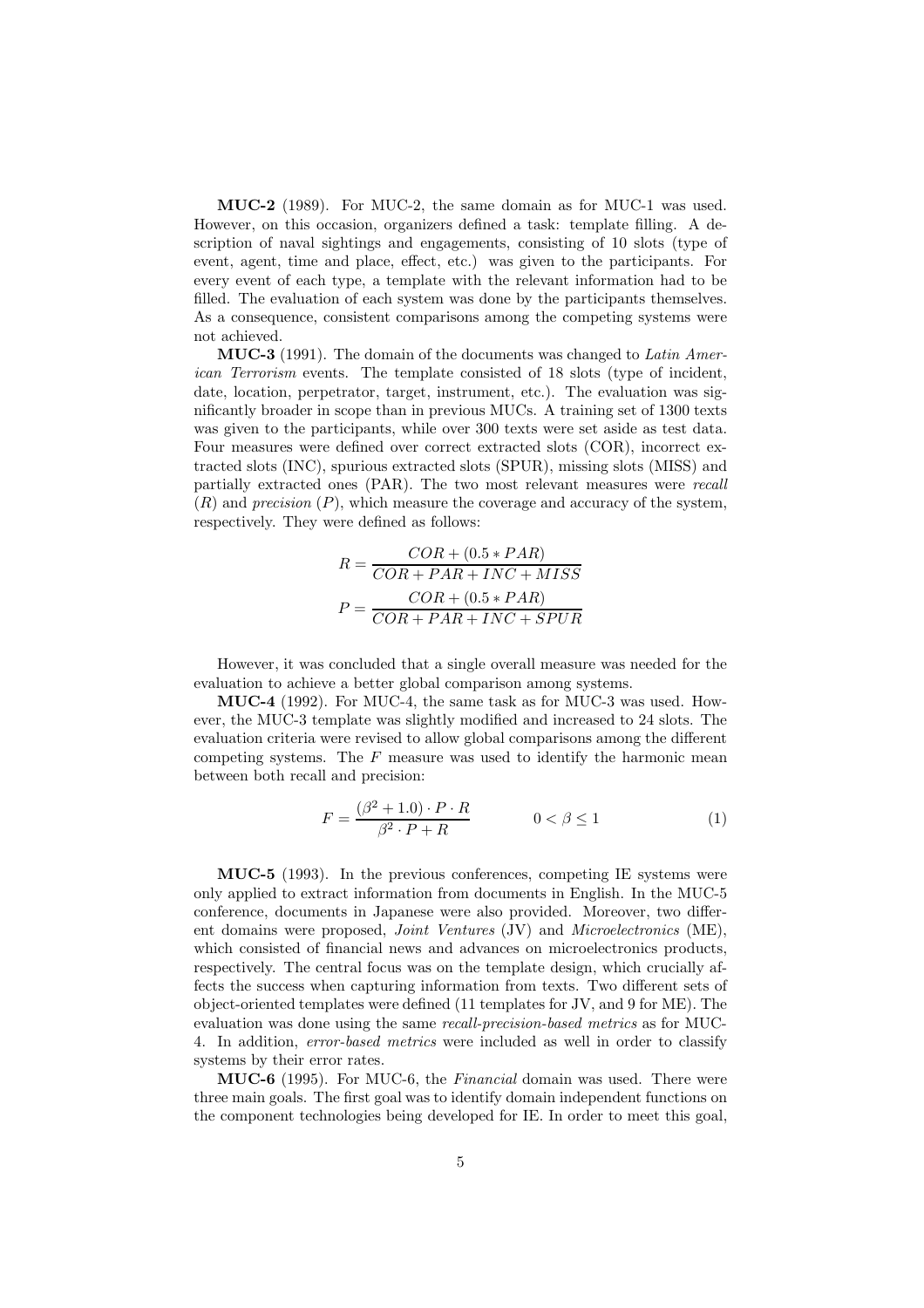**MUC-2** (1989). For MUC-2, the same domain as for MUC-1 was used. However, on this occasion, organizers defined a task: template filling. A description of naval sightings and engagements, consisting of 10 slots (type of event, agent, time and place, effect, etc.) was given to the participants. For every event of each type, a template with the relevant information had to be filled. The evaluation of each system was done by the participants themselves. As a consequence, consistent comparisons among the competing systems were not achieved.

**MUC-3** (1991). The domain of the documents was changed to *Latin American Terrorism* events. The template consisted of 18 slots (type of incident, date, location, perpetrator, target, instrument, etc.). The evaluation was significantly broader in scope than in previous MUCs. A training set of 1300 texts was given to the participants, while over 300 texts were set aside as test data. Four measures were defined over correct extracted slots (COR), incorrect extracted slots (INC), spurious extracted slots (SPUR), missing slots (MISS) and partially extracted ones (PAR). The two most relevant measures were *recall* ($R$) and *precision* ($P$), which measure the coverage and accuracy of the system, respectively. They were defined as follows:

$$R = \frac{COR + (0.5 * PAR)}{COR + PAR + INC + MISS}$$

$$P = \frac{COR + (0.5 * PAR)}{COR + PAR + INC + SPUR}$$

However, it was concluded that a single overall measure was needed for the evaluation to achieve a better global comparison among systems.

**MUC-4** (1992). For MUC-4, the same task as for MUC-3 was used. However, the MUC-3 template was slightly modified and increased to 24 slots. The evaluation criteria were revised to allow global comparisons among the different competing systems. The $F$ measure was used to identify the harmonic mean between both recall and precision:

$$F = \frac{(\beta^2 + 1.0) \cdot P \cdot R}{\beta^2 \cdot P + R} \qquad 0 < \beta \leq 1 \tag{1}$$

**MUC-5** (1993). In the previous conferences, competing IE systems were only applied to extract information from documents in English. In the MUC-5 conference, documents in Japanese were also provided. Moreover, two different domains were proposed, *Joint Ventures* (JV) and *Microelectronics* (ME), which consisted of financial news and advances on microelectronics products, respectively. The central focus was on the template design, which crucially affects the success when capturing information from texts. Two different sets of object-oriented templates were defined (11 templates for JV, and 9 for ME). The evaluation was done using the same *recall-precision-based metrics* as for MUC-4. In addition, *error-based metrics* were included as well in order to classify systems by their error rates.

**MUC-6** (1995). For MUC-6, the *Financial* domain was used. There were three main goals. The first goal was to identify domain independent functions on the component technologies being developed for IE. In order to meet this goal,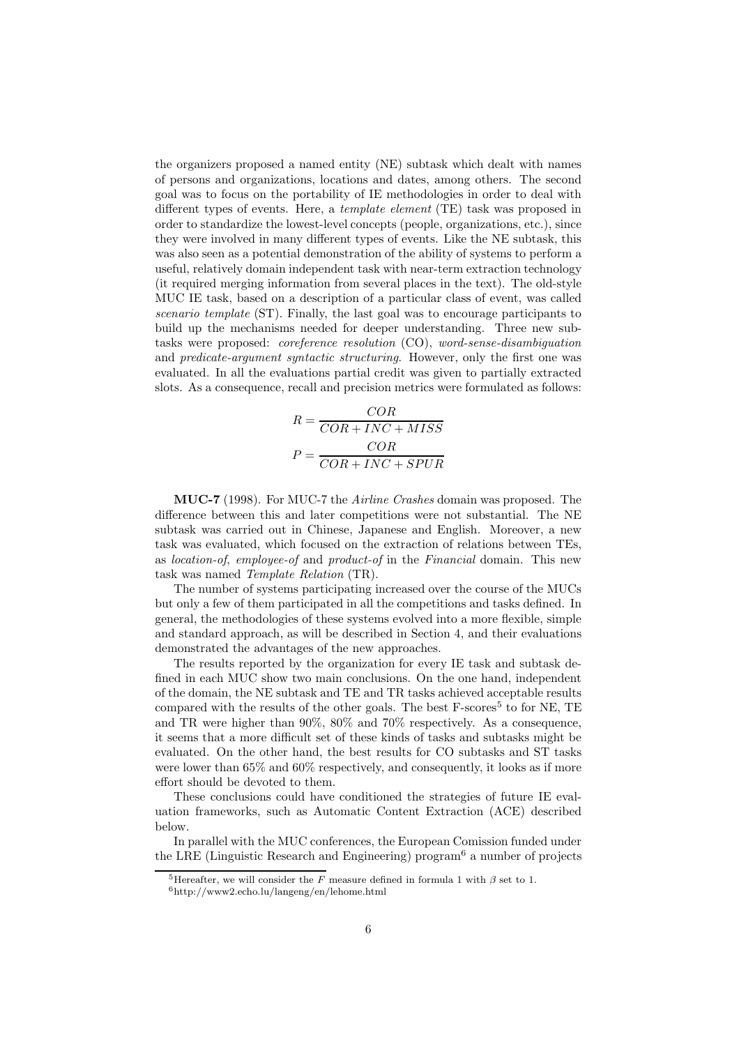the organizers proposed a named entity (NE) subtask which dealt with names of persons and organizations, locations and dates, among others. The second goal was to focus on the portability of IE methodologies in order to deal with different types of events. Here, a *template element* (TE) task was proposed in order to standardize the lowest-level concepts (people, organizations, etc.), since they were involved in many different types of events. Like the NE subtask, this was also seen as a potential demonstration of the ability of systems to perform a useful, relatively domain independent task with near-term extraction technology (it required merging information from several places in the text). The old-style MUC IE task, based on a description of a particular class of event, was called *scenario template* (ST). Finally, the last goal was to encourage participants to build up the mechanisms needed for deeper understanding. Three new subtasks were proposed: *coreference resolution* (CO), *word-sense-disambiguation* and *predicate-argument syntactic structuring*. However, only the first one was evaluated. In all the evaluations partial credit was given to partially extracted slots. As a consequence, recall and precision metrics were formulated as follows:

$$R = \frac{COR}{COR + INC + MISS}$$

$$P = \frac{COR}{COR + INC + SPUR}$$

**MUC-7** (1998). For MUC-7 the *Airline Crashes* domain was proposed. The difference between this and later competitions were not substantial. The NE subtask was carried out in Chinese, Japanese and English. Moreover, a new task was evaluated, which focused on the extraction of relations between TEs, as *location-of*, *employee-of* and *product-of* in the *Financial* domain. This new task was named *Template Relation* (TR).

The number of systems participating increased over the course of the MUCs but only a few of them participated in all the competitions and tasks defined. In general, the methodologies of these systems evolved into a more flexible, simple and standard approach, as will be described in Section 4, and their evaluations demonstrated the advantages of the new approaches.

The results reported by the organization for every IE task and subtask defined in each MUC show two main conclusions. On the one hand, independent of the domain, the NE subtask and TE and TR tasks achieved acceptable results compared with the results of the other goals. The best F-scores[5] to for NE, TE and TR were higher than 90%, 80% and 70% respectively. As a consequence, it seems that a more difficult set of these kinds of tasks and subtasks might be evaluated. On the other hand, the best results for CO subtasks and ST tasks were lower than 65% and 60% respectively, and consequently, it looks as if more effort should be devoted to them.

These conclusions could have conditioned the strategies of future IE evaluation frameworks, such as Automatic Content Extraction (ACE) described below.

In parallel with the MUC conferences, the European Comission funded under the LRE (Linguistic Research and Engineering) program[6] a number of projects

[5] Hereafter, we will consider the $F$ measure defined in formula 1 with $\beta$ set to 1.

[6] http://www2.echo.lu/langeng/en/lehome.html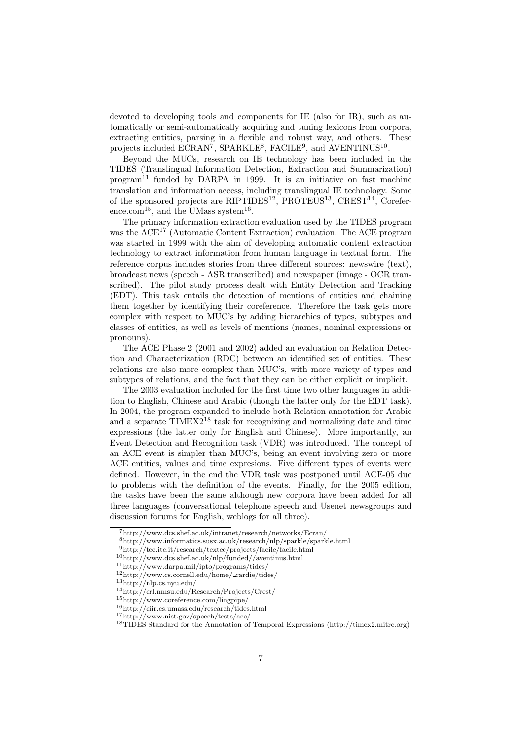devoted to developing tools and components for IE (also for IR), such as automatically or semi-automatically acquiring and tuning lexicons from corpora, extracting entities, parsing in a flexible and robust way, and others. These projects included ECRAN[7], SPARKLE[8], FACILE[9], and AVENTINUS[10].

Beyond the MUCs, research on IE technology has been included in the TIDES (Translingual Information Detection, Extraction and Summarization) program[11] funded by DARPA in 1999. It is an initiative on fast machine translation and information access, including translingual IE technology. Some of the sponsored projects are RIPTIDES[12], PROTEUS[13], CREST[14], Coreference.com[15], and the UMass system[16].

The primary information extraction evaluation used by the TIDES program was the ACE[17] (Automatic Content Extraction) evaluation. The ACE program was started in 1999 with the aim of developing automatic content extraction technology to extract information from human language in textual form. The reference corpus includes stories from three different sources: newswire (text), broadcast news (speech - ASR transcribed) and newspaper (image - OCR transcribed). The pilot study process dealt with Entity Detection and Tracking (EDT). This task entails the detection of mentions of entities and chaining them together by identifying their coreference. Therefore the task gets more complex with respect to MUC's by adding hierarchies of types, subtypes and classes of entities, as well as levels of mentions (names, nominal expressions or pronouns).

The ACE Phase 2 (2001 and 2002) added an evaluation on Relation Detection and Characterization (RDC) between an identified set of entities. These relations are also more complex than MUC's, with more variety of types and subtypes of relations, and the fact that they can be either explicit or implicit.

The 2003 evaluation included for the first time two other languages in addition to English, Chinese and Arabic (though the latter only for the EDT task). In 2004, the program expanded to include both Relation annotation for Arabic and a separate TIMEX2[18] task for recognizing and normalizing date and time expressions (the latter only for English and Chinese). More importantly, an Event Detection and Recognition task (VDR) was introduced. The concept of an ACE event is simpler than MUC's, being an event involving zero or more ACE entities, values and time expresions. Five different types of events were defined. However, in the end the VDR task was postponed until ACE-05 due to problems with the definition of the events. Finally, for the 2005 edition, the tasks have been the same although new corpora have been added for all three languages (conversational telephone speech and Usenet newsgroups and discussion forums for English, weblogs for all three).

[7] http://www.dcs.shef.ac.uk/intranet/research/networks/Ecran/

[8] http://www.informatics.susx.ac.uk/research/nlp/sparkle/sparkle.html

[9] http://tcc.itc.it/research/textec/projects/facile/facile.html

[10] http://www.dcs.shef.ac.uk/nlp/funded//aventinus.html

[11] http://www.darpa.mil/ipto/programs/tides/

[12] http://www.cs.cornell.edu/home/_cardie/tides/

[13] http://nlp.cs.nyu.edu/

[14] http://crl.nmsu.edu/Research/Projects/Crest/

[15] http://www.coreference.com/lingpipe/

[16] http://ciir.cs.umass.edu/research/tides.html

[17] http://www.nist.gov/speech/tests/ace/

[18] TIDES Standard for the Annotation of Temporal Expressions (http://timex2.mitre.org)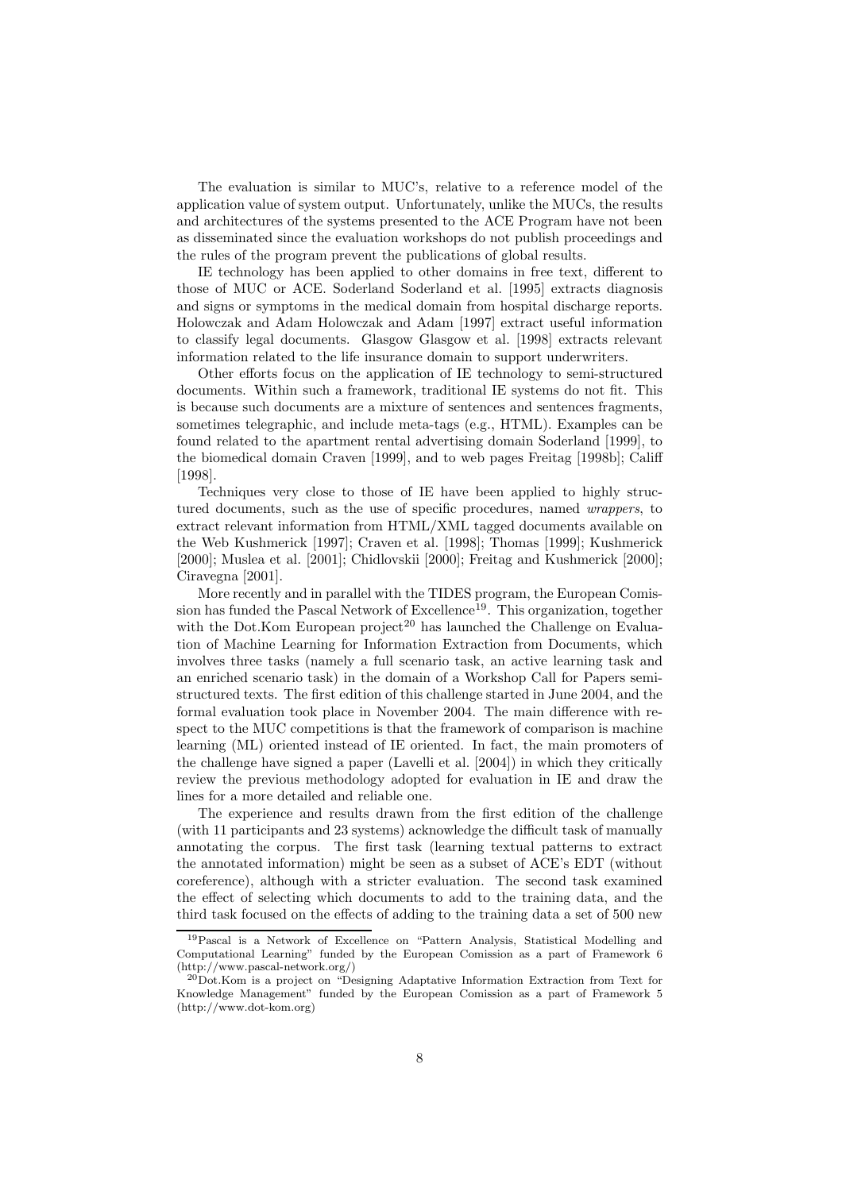The evaluation is similar to MUC's, relative to a reference model of the application value of system output. Unfortunately, unlike the MUCs, the results and architectures of the systems presented to the ACE Program have not been as disseminated since the evaluation workshops do not publish proceedings and the rules of the program prevent the publications of global results.

IE technology has been applied to other domains in free text, different to those of MUC or ACE. Soderland Soderland et al. [1995] extracts diagnosis and signs or symptoms in the medical domain from hospital discharge reports. Holowczak and Adam Holowczak and Adam [1997] extract useful information to classify legal documents. Glasgow Glasgow et al. [1998] extracts relevant information related to the life insurance domain to support underwriters.

Other efforts focus on the application of IE technology to semi-structured documents. Within such a framework, traditional IE systems do not fit. This is because such documents are a mixture of sentences and sentences fragments, sometimes telegraphic, and include meta-tags (e.g., HTML). Examples can be found related to the apartment rental advertising domain Soderland [1999], to the biomedical domain Craven [1999], and to web pages Freitag [1998b]; Califf [1998].

Techniques very close to those of IE have been applied to highly structured documents, such as the use of specific procedures, named *wrappers*, to extract relevant information from HTML/XML tagged documents available on the Web Kushmerick [1997]; Craven et al. [1998]; Thomas [1999]; Kushmerick [2000]; Muslea et al. [2001]; Chidlovskii [2000]; Freitag and Kushmerick [2000]; Ciravegna [2001].

More recently and in parallel with the TIDES program, the European Comission has funded the Pascal Network of Excellence[19]. This organization, together with the Dot.Kom European project[20] has launched the Challenge on Evaluation of Machine Learning for Information Extraction from Documents, which involves three tasks (namely a full scenario task, an active learning task and an enriched scenario task) in the domain of a Workshop Call for Papers semi-structured texts. The first edition of this challenge started in June 2004, and the formal evaluation took place in November 2004. The main difference with respect to the MUC competitions is that the framework of comparison is machine learning (ML) oriented instead of IE oriented. In fact, the main promoters of the challenge have signed a paper (Lavelli et al. [2004]) in which they critically review the previous methodology adopted for evaluation in IE and draw the lines for a more detailed and reliable one.

The experience and results drawn from the first edition of the challenge (with 11 participants and 23 systems) acknowledge the difficult task of manually annotating the corpus. The first task (learning textual patterns to extract the annotated information) might be seen as a subset of ACE's EDT (without coreference), although with a stricter evaluation. The second task examined the effect of selecting which documents to add to the training data, and the third task focused on the effects of adding to the training data a set of 500 new

[19] Pascal is a Network of Excellence on "Pattern Analysis, Statistical Modelling and Computational Learning" funded by the European Comission as a part of Framework 6 (http://www.pascal-network.org/)

[20] Dot.Kom is a project on "Designing Adaptative Information Extraction from Text for Knowledge Management" funded by the European Comission as a part of Framework 5 (http://www.dot-kom.org)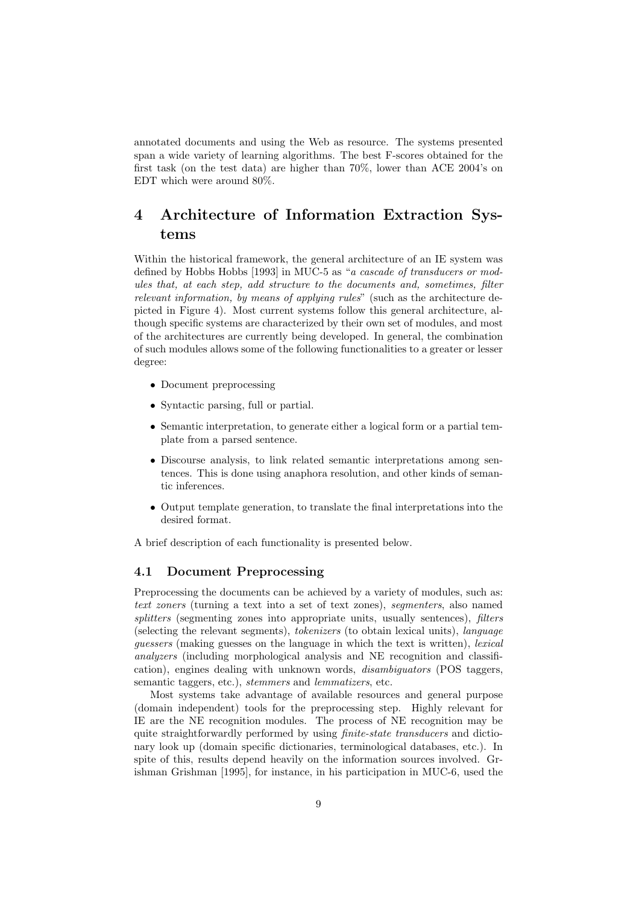annotated documents and using the Web as resource. The systems presented span a wide variety of learning algorithms. The best F-scores obtained for the first task (on the test data) are higher than 70%, lower than ACE 2004's on EDT which were around 80%.

# 4 Architecture of Information Extraction Systems

Within the historical framework, the general architecture of an IE system was defined by Hobbs Hobbs [1993] in MUC-5 as "*a cascade of transducers or modules that, at each step, add structure to the documents and, sometimes, filter relevant information, by means of applying rules*" (such as the architecture depicted in Figure 4). Most current systems follow this general architecture, although specific systems are characterized by their own set of modules, and most of the architectures are currently being developed. In general, the combination of such modules allows some of the following functionalities to a greater or lesser degree:

- Document preprocessing
- Syntactic parsing, full or partial.
- Semantic interpretation, to generate either a logical form or a partial template from a parsed sentence.
- Discourse analysis, to link related semantic interpretations among sentences. This is done using anaphora resolution, and other kinds of semantic inferences.
- Output template generation, to translate the final interpretations into the desired format.

A brief description of each functionality is presented below.

## 4.1 Document Preprocessing

Preprocessing the documents can be achieved by a variety of modules, such as: *text zoners* (turning a text into a set of text zones), *segmenters*, also named *splitters* (segmenting zones into appropriate units, usually sentences), *filters* (selecting the relevant segments), *tokenizers* (to obtain lexical units), *language guessers* (making guesses on the language in which the text is written), *lexical analyzers* (including morphological analysis and NE recognition and classification), engines dealing with unknown words, *disambiguators* (POS taggers, semantic taggers, etc.), *stemmers* and *lemmatizers*, etc.

Most systems take advantage of available resources and general purpose (domain independent) tools for the preprocessing step. Highly relevant for IE are the NE recognition modules. The process of NE recognition may be quite straightforwardly performed by using *finite-state transducers* and dictionary look up (domain specific dictionaries, terminological databases, etc.). In spite of this, results depend heavily on the information sources involved. Grishman Grishman [1995], for instance, in his participation in MUC-6, used the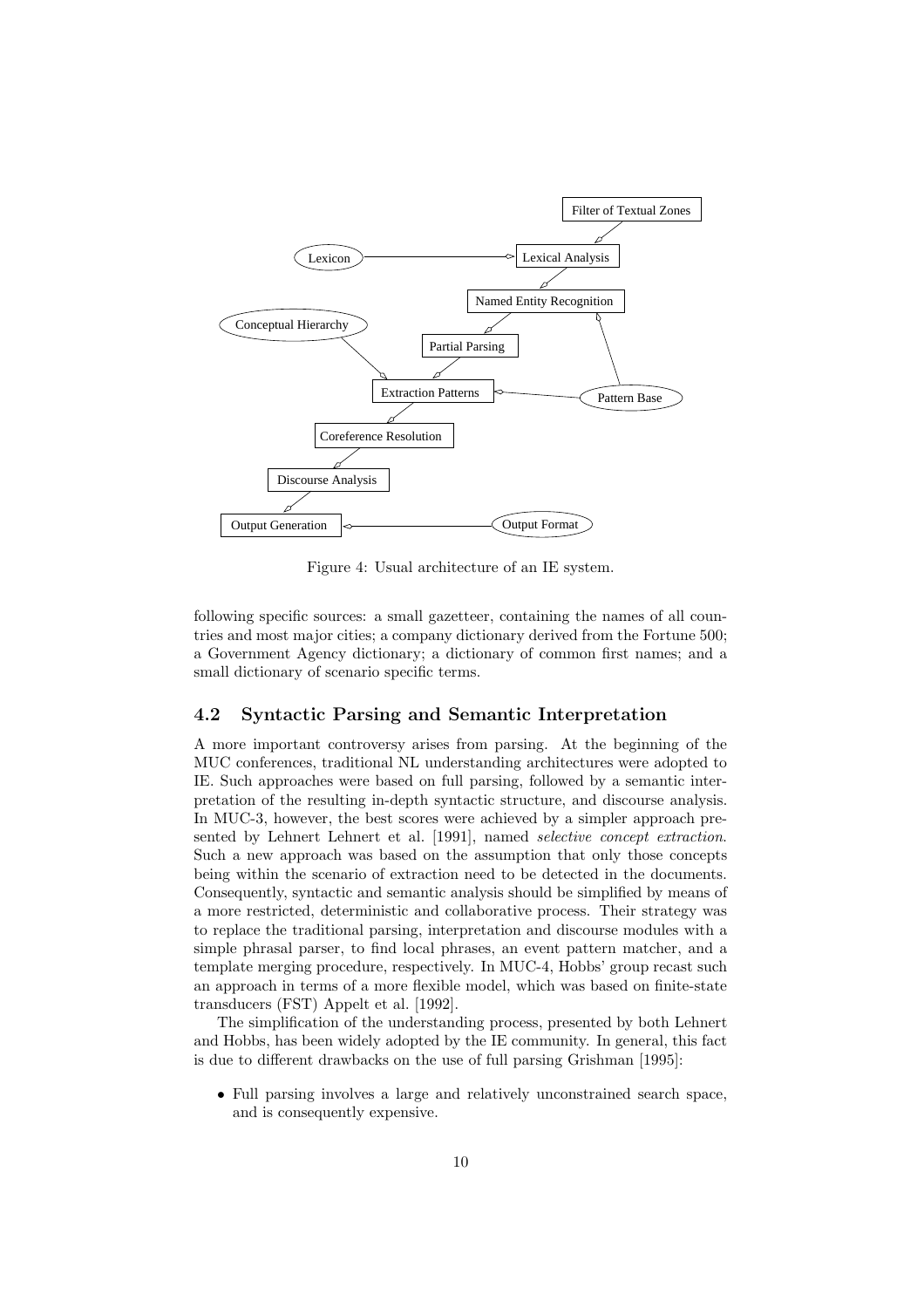Figure 4: Usual architecture of an IE system.

following specific sources: a small gazetteer, containing the names of all countries and most major cities; a company dictionary derived from the Fortune 500; a Government Agency dictionary; a dictionary of common first names; and a small dictionary of scenario specific terms.

## 4.2 Syntactic Parsing and Semantic Interpretation

A more important controversy arises from parsing. At the beginning of the MUC conferences, traditional NL understanding architectures were adopted to IE. Such approaches were based on full parsing, followed by a semantic interpretation of the resulting in-depth syntactic structure, and discourse analysis. In MUC-3, however, the best scores were achieved by a simpler approach presented by Lehnert Lehnert et al. [1991], named *selective concept extraction*. Such a new approach was based on the assumption that only those concepts being within the scenario of extraction need to be detected in the documents. Consequently, syntactic and semantic analysis should be simplified by means of a more restricted, deterministic and collaborative process. Their strategy was to replace the traditional parsing, interpretation and discourse modules with a simple phrasal parser, to find local phrases, an event pattern matcher, and a template merging procedure, respectively. In MUC-4, Hobbs' group recast such an approach in terms of a more flexible model, which was based on finite-state transducers (FST) Appelt et al. [1992].

The simplification of the understanding process, presented by both Lehnert and Hobbs, has been widely adopted by the IE community. In general, this fact is due to different drawbacks on the use of full parsing Grishman [1995]:

- Full parsing involves a large and relatively unconstrained search space, and is consequently expensive.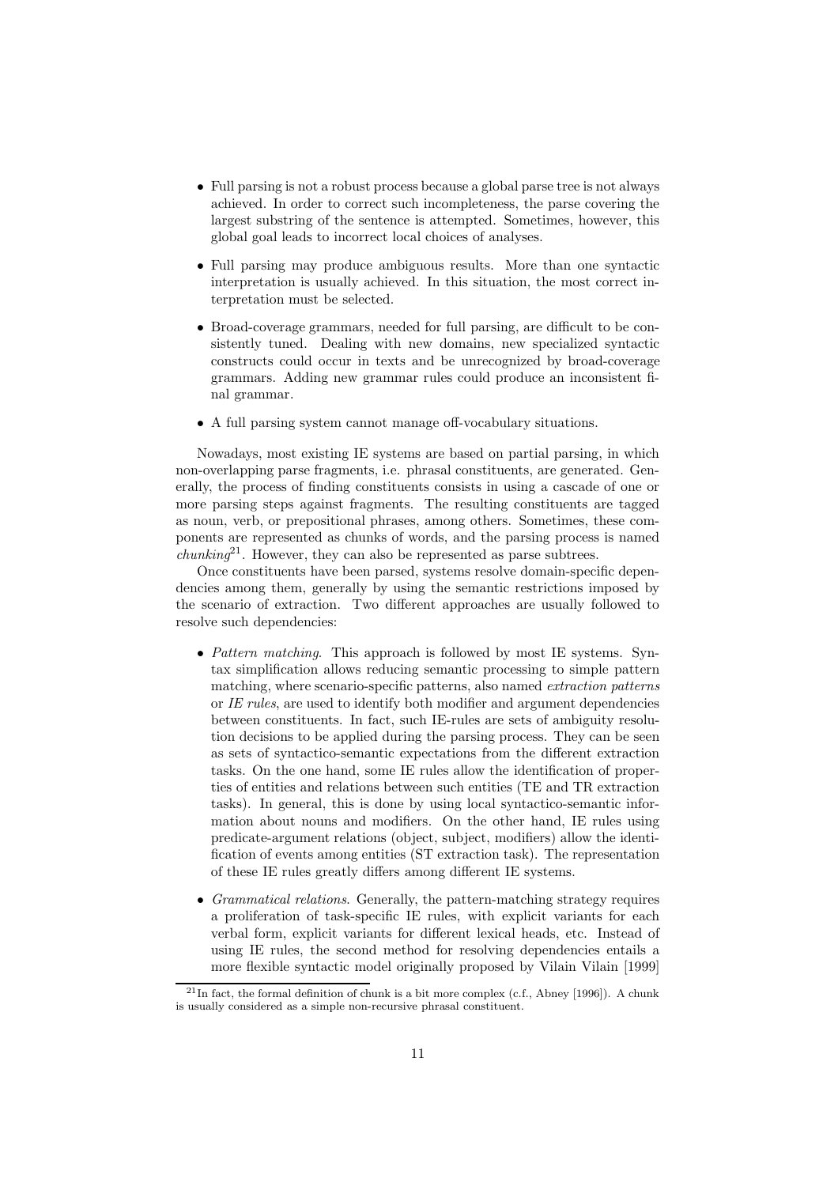- Full parsing is not a robust process because a global parse tree is not always achieved. In order to correct such incompleteness, the parse covering the largest substring of the sentence is attempted. Sometimes, however, this global goal leads to incorrect local choices of analyses.
- Full parsing may produce ambiguous results. More than one syntactic interpretation is usually achieved. In this situation, the most correct interpretation must be selected.
- Broad-coverage grammars, needed for full parsing, are difficult to be consistently tuned. Dealing with new domains, new specialized syntactic constructs could occur in texts and be unrecognized by broad-coverage grammars. Adding new grammar rules could produce an inconsistent final grammar.
- A full parsing system cannot manage off-vocabulary situations.

Nowadays, most existing IE systems are based on partial parsing, in which non-overlapping parse fragments, i.e. phrasal constituents, are generated. Generally, the process of finding constituents consists in using a cascade of one or more parsing steps against fragments. The resulting constituents are tagged as noun, verb, or prepositional phrases, among others. Sometimes, these components are represented as chunks of words, and the parsing process is named *chunking*[21]. However, they can also be represented as parse subtrees.

Once constituents have been parsed, systems resolve domain-specific dependencies among them, generally by using the semantic restrictions imposed by the scenario of extraction. Two different approaches are usually followed to resolve such dependencies:

- *Pattern matching*. This approach is followed by most IE systems. Syntax simplification allows reducing semantic processing to simple pattern matching, where scenario-specific patterns, also named *extraction patterns* or *IE rules*, are used to identify both modifier and argument dependencies between constituents. In fact, such IE-rules are sets of ambiguity resolution decisions to be applied during the parsing process. They can be seen as sets of syntactico-semantic expectations from the different extraction tasks. On the one hand, some IE rules allow the identification of properties of entities and relations between such entities (TE and TR extraction tasks). In general, this is done by using local syntactico-semantic information about nouns and modifiers. On the other hand, IE rules using predicate-argument relations (object, subject, modifiers) allow the identification of events among entities (ST extraction task). The representation of these IE rules greatly differs among different IE systems.
- *Grammatical relations*. Generally, the pattern-matching strategy requires a proliferation of task-specific IE rules, with explicit variants for each verbal form, explicit variants for different lexical heads, etc. Instead of using IE rules, the second method for resolving dependencies entails a more flexible syntactic model originally proposed by Vilain Vilain [1999]

[21] In fact, the formal definition of chunk is a bit more complex (c.f., Abney [1996]). A chunk is usually considered as a simple non-recursive phrasal constituent.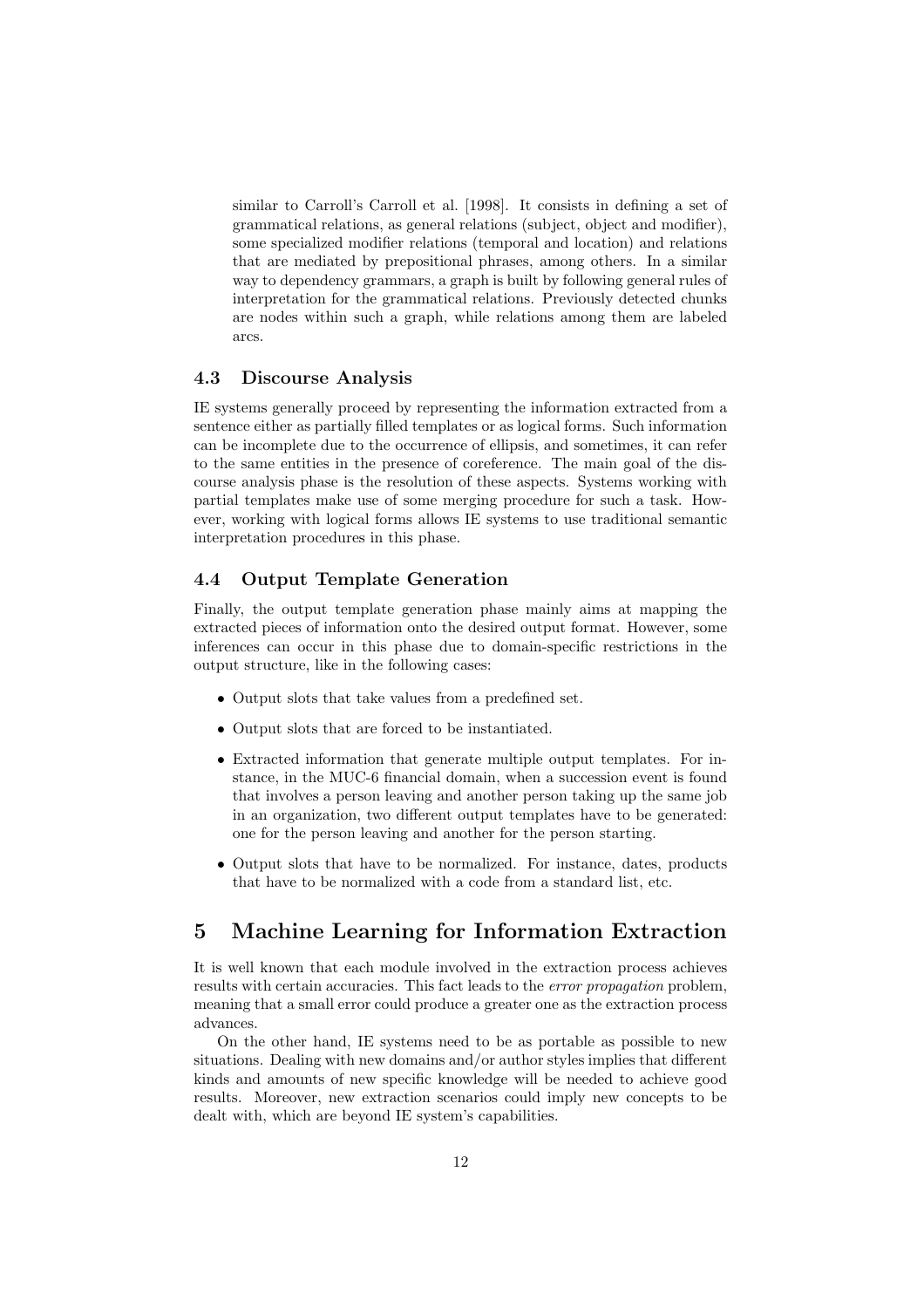similar to Carroll's Carroll et al. [1998]. It consists in defining a set of grammatical relations, as general relations (subject, object and modifier), some specialized modifier relations (temporal and location) and relations that are mediated by prepositional phrases, among others. In a similar way to dependency grammars, a graph is built by following general rules of interpretation for the grammatical relations. Previously detected chunks are nodes within such a graph, while relations among them are labeled arcs.

### 4.3 Discourse Analysis

IE systems generally proceed by representing the information extracted from a sentence either as partially filled templates or as logical forms. Such information can be incomplete due to the occurrence of ellipsis, and sometimes, it can refer to the same entities in the presence of coreference. The main goal of the discourse analysis phase is the resolution of these aspects. Systems working with partial templates make use of some merging procedure for such a task. However, working with logical forms allows IE systems to use traditional semantic interpretation procedures in this phase.

### 4.4 Output Template Generation

Finally, the output template generation phase mainly aims at mapping the extracted pieces of information onto the desired output format. However, some inferences can occur in this phase due to domain-specific restrictions in the output structure, like in the following cases:

- Output slots that take values from a predefined set.
- Output slots that are forced to be instantiated.
- Extracted information that generate multiple output templates. For instance, in the MUC-6 financial domain, when a succession event is found that involves a person leaving and another person taking up the same job in an organization, two different output templates have to be generated: one for the person leaving and another for the person starting.
- Output slots that have to be normalized. For instance, dates, products that have to be normalized with a code from a standard list, etc.

## 5 Machine Learning for Information Extraction

It is well known that each module involved in the extraction process achieves results with certain accuracies. This fact leads to the *error propagation* problem, meaning that a small error could produce a greater one as the extraction process advances.

On the other hand, IE systems need to be as portable as possible to new situations. Dealing with new domains and/or author styles implies that different kinds and amounts of new specific knowledge will be needed to achieve good results. Moreover, new extraction scenarios could imply new concepts to be dealt with, which are beyond IE system's capabilities.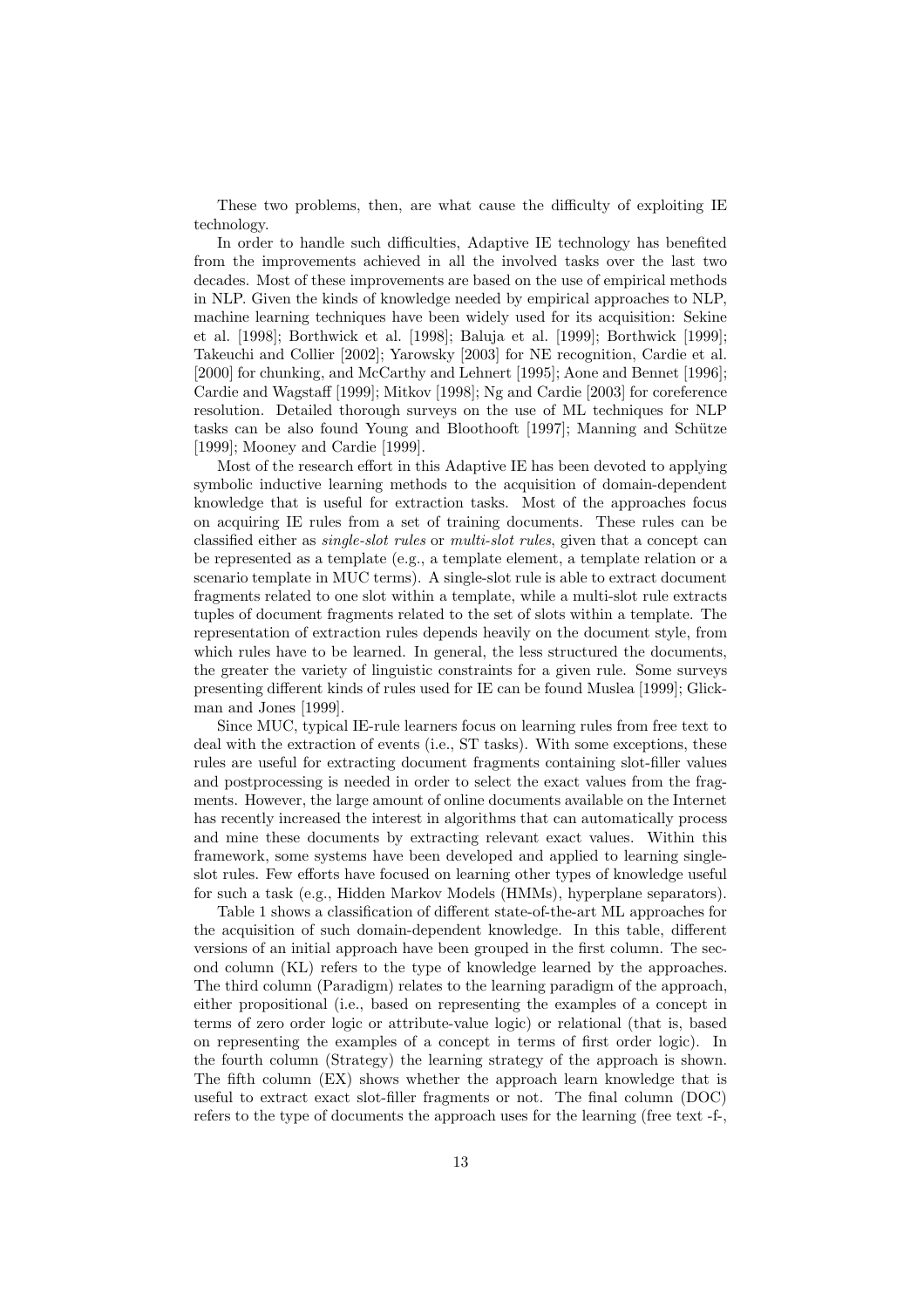These two problems, then, are what cause the difficulty of exploiting IE technology.

In order to handle such difficulties, Adaptive IE technology has benefited from the improvements achieved in all the involved tasks over the last two decades. Most of these improvements are based on the use of empirical methods in NLP. Given the kinds of knowledge needed by empirical approaches to NLP, machine learning techniques have been widely used for its acquisition: Sekine et al. [1998]; Borthwick et al. [1998]; Baluja et al. [1999]; Borthwick [1999]; Takeuchi and Collier [2002]; Yarowsky [2003] for NE recognition, Cardie et al. [2000] for chunking, and McCarthy and Lehnert [1995]; Aone and Bennet [1996]; Cardie and Wagstaff [1999]; Mitkov [1998]; Ng and Cardie [2003] for coreference resolution. Detailed thorough surveys on the use of ML techniques for NLP tasks can be also found Young and Bloothooft [1997]; Manning and Schütze [1999]; Mooney and Cardie [1999].

Most of the research effort in this Adaptive IE has been devoted to applying symbolic inductive learning methods to the acquisition of domain-dependent knowledge that is useful for extraction tasks. Most of the approaches focus on acquiring IE rules from a set of training documents. These rules can be classified either as *single-slot rules* or *multi-slot rules*, given that a concept can be represented as a template (e.g., a template element, a template relation or a scenario template in MUC terms). A single-slot rule is able to extract document fragments related to one slot within a template, while a multi-slot rule extracts tuples of document fragments related to the set of slots within a template. The representation of extraction rules depends heavily on the document style, from which rules have to be learned. In general, the less structured the documents, the greater the variety of linguistic constraints for a given rule. Some surveys presenting different kinds of rules used for IE can be found Muslea [1999]; Glickman and Jones [1999].

Since MUC, typical IE-rule learners focus on learning rules from free text to deal with the extraction of events (i.e., ST tasks). With some exceptions, these rules are useful for extracting document fragments containing slot-filler values and postprocessing is needed in order to select the exact values from the fragments. However, the large amount of online documents available on the Internet has recently increased the interest in algorithms that can automatically process and mine these documents by extracting relevant exact values. Within this framework, some systems have been developed and applied to learning single-slot rules. Few efforts have focused on learning other types of knowledge useful for such a task (e.g., Hidden Markov Models (HMMs), hyperplane separators).

Table 1 shows a classification of different state-of-the-art ML approaches for the acquisition of such domain-dependent knowledge. In this table, different versions of an initial approach have been grouped in the first column. The second column (KL) refers to the type of knowledge learned by the approaches. The third column (Paradigm) relates to the learning paradigm of the approach, either propositional (i.e., based on representing the examples of a concept in terms of zero order logic or attribute-value logic) or relational (that is, based on representing the examples of a concept in terms of first order logic). In the fourth column (Strategy) the learning strategy of the approach is shown. The fifth column (EX) shows whether the approach learn knowledge that is useful to extract exact slot-filler fragments or not. The final column (DOC) refers to the type of documents the approach uses for the learning (free text -f-,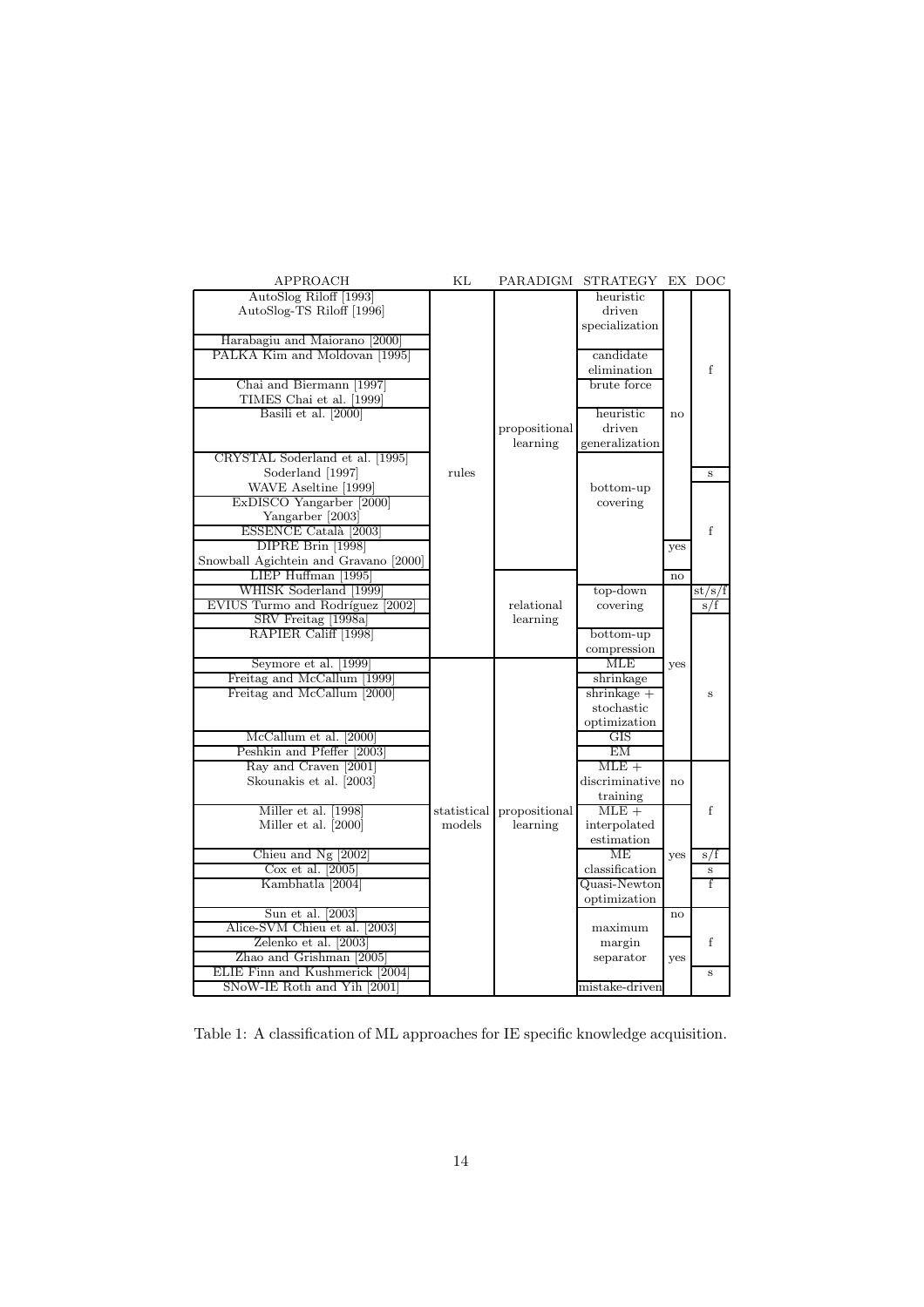| APPROACH | KL | PARADIGM | STRATEGY | EX | DOC |
|---|---|---|---|---|---|
| AutoSlog Riloff [1993]<br>AutoSlog-TS Riloff [1996] | rules | propositional learning | heuristic driven specialization | no | f |
| Harabagiu and Maiorano [2000] | rules | propositional learning | heuristic driven specialization | no | f |
| PALKA Kim and Moldovan [1995] | rules | propositional learning | candidate elimination | no | f |
| Chai and Biermann [1997]<br>TIMES Chai et al. [1999] | rules | propositional learning | brute force | no | f |
| Basili et al. [2000] | rules | propositional learning | heuristic driven generalization | no | f |
| CRYSTAL Soderland et al. [1995]<br>Soderland [1997] | rules | propositional learning | bottom-up covering | no | s |
| WAVE Aseltine [1999] | rules | propositional learning | bottom-up covering | no | f |
| ExDISCO Yangarber [2000]<br>Yangarber [2003] | rules | propositional learning | bottom-up covering | no | f |
| ESSENCE Català [2003] | rules | propositional learning | bottom-up covering | no | f |
| DIPRE Brin [1998]<br>Snowball Agichtein and Gravano [2000] | rules | propositional learning | bottom-up covering | yes | f |
| LIEP Huffman [1995] | rules | relational learning | bottom-up covering | no | f |
| WHISK Soderland [1999] | rules | relational learning | top-down covering | yes | st/s/f |
| EVIUS Turmo and Rodríguez [2002] | rules | relational learning | top-down covering | yes | s/f |
| SRV Freitag [1998a] | rules | relational learning | top-down covering | yes | s |
| RAPIER Califf [1998] | rules | relational learning | bottom-up compression | yes | s |
| Seymore et al. [1999] | statistical models | propositional learning | MLE | yes | s |
| Freitag and McCallum [1999] | statistical models | propositional learning | shrinkage | yes | s |
| Freitag and McCallum [2000] | statistical models | propositional learning | shrinkage + stochastic optimization | yes | s |
| McCallum et al. [2000] | statistical models | propositional learning | GIS | yes | s |
| Peshkin and Pfeffer [2003] | statistical models | propositional learning | EM | yes | s |
| Ray and Craven [2001]<br>Skounakis et al. [2003] | statistical models | propositional learning | MLE + discriminative training | no | f |
| Miller et al. [1998]<br>Miller et al. [2000] | statistical models | propositional learning | MLE + interpolated estimation | yes | f |
| Chieu and Ng [2002] | statistical models | propositional learning | ME classification | yes | s/f |
| Cox et al. [2005] | statistical models | propositional learning | ME classification | yes | s |
| Kambhatla [2004] | statistical models | propositional learning | Quasi-Newton optimization | yes | f |
| Sun et al. [2003] | statistical models | propositional learning | maximum margin separator | no | f |
| Alice-SVM Chieu et al. [2003] | statistical models | propositional learning | maximum margin separator | no | f |
| Zelenko et al. [2003] | statistical models | propositional learning | maximum margin separator | yes | f |
| Zhao and Grishman [2005] | statistical models | propositional learning | maximum margin separator | yes | f |
| ELIE Finn and Kushmerick [2004] | statistical models | propositional learning | maximum margin separator | yes | s |
| SNoW-IE Roth and Yih [2001] | statistical models | propositional learning | mistake-driven | yes | s |

Table 1: A classification of ML approaches for IE specific knowledge acquisition.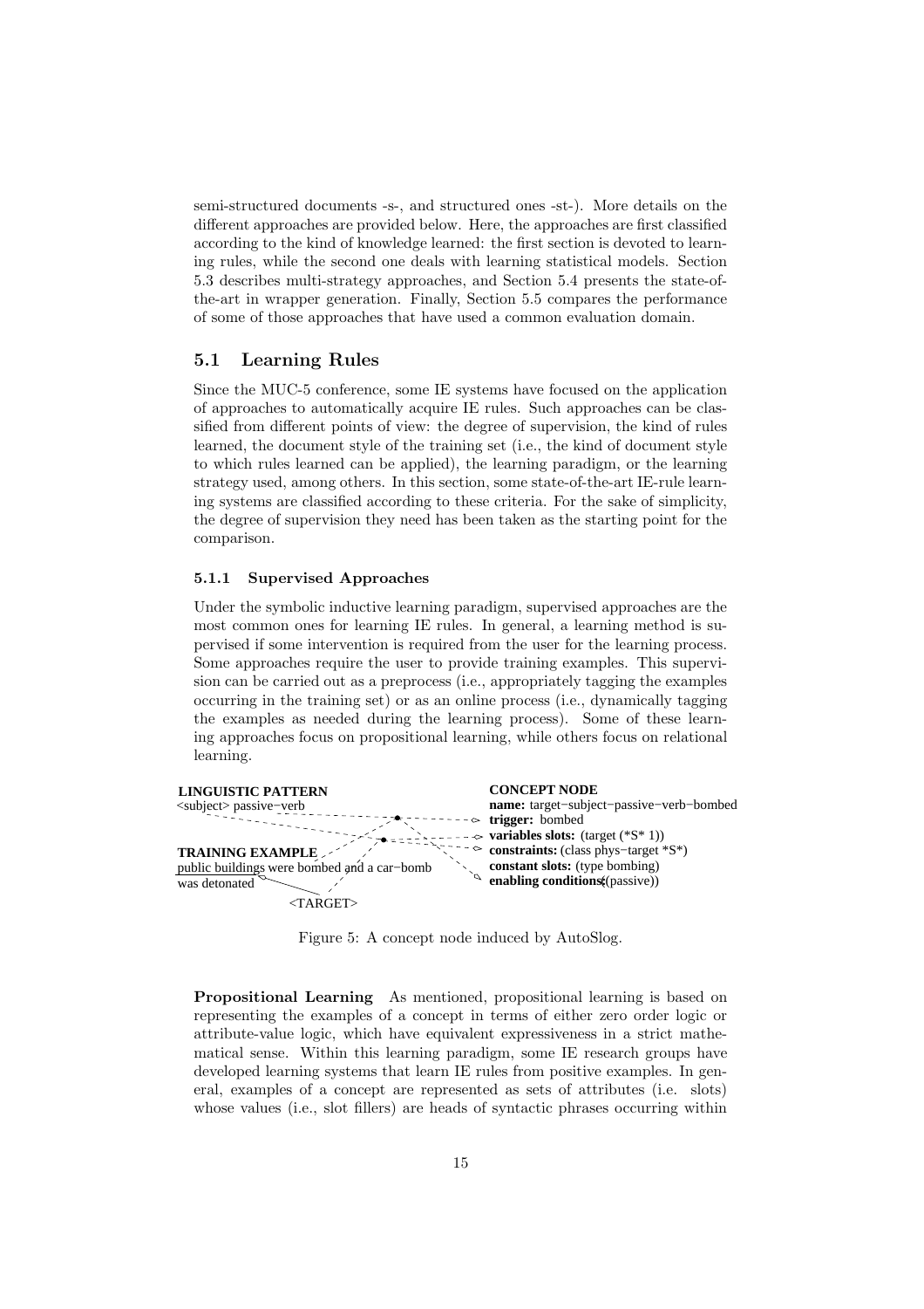semi-structured documents -s-, and structured ones -st-). More details on the different approaches are provided below. Here, the approaches are first classified according to the kind of knowledge learned: the first section is devoted to learning rules, while the second one deals with learning statistical models. Section 5.3 describes multi-strategy approaches, and Section 5.4 presents the state-of-the-art in wrapper generation. Finally, Section 5.5 compares the performance of some of those approaches that have used a common evaluation domain.

## 5.1 Learning Rules

Since the MUC-5 conference, some IE systems have focused on the application of approaches to automatically acquire IE rules. Such approaches can be classified from different points of view: the degree of supervision, the kind of rules learned, the document style of the training set (i.e., the kind of document style to which rules learned can be applied), the learning paradigm, or the learning strategy used, among others. In this section, some state-of-the-art IE-rule learning systems are classified according to these criteria. For the sake of simplicity, the degree of supervision they need has been taken as the starting point for the comparison.

### 5.1.1 Supervised Approaches

Under the symbolic inductive learning paradigm, supervised approaches are the most common ones for learning IE rules. In general, a learning method is supervised if some intervention is required from the user for the learning process. Some approaches require the user to provide training examples. This supervision can be carried out as a preprocess (i.e., appropriately tagging the examples occurring in the training set) or as an online process (i.e., dynamically tagging the examples as needed during the learning process). Some of these learning approaches focus on propositional learning, while others focus on relational learning.

**LINGUISTIC PATTERN**
<subject> passive−verb

**TRAINING EXAMPLE**
public buildings were bombed and a car−bomb was detonated
<TARGET>

**CONCEPT NODE**
**name:** target−subject−passive−verb−bombed
**trigger:** bombed
**variables slots:** (target (*S* 1))
**constraints:** (class phys−target *S*)
**constant slots:** (type bombing)
**enabling conditions:** ((passive))

Figure 5: A concept node induced by AutoSlog.

**Propositional Learning** As mentioned, propositional learning is based on representing the examples of a concept in terms of either zero order logic or attribute-value logic, which have equivalent expressiveness in a strict mathematical sense. Within this learning paradigm, some IE research groups have developed learning systems that learn IE rules from positive examples. In general, examples of a concept are represented as sets of attributes (i.e. slots) whose values (i.e., slot fillers) are heads of syntactic phrases occurring within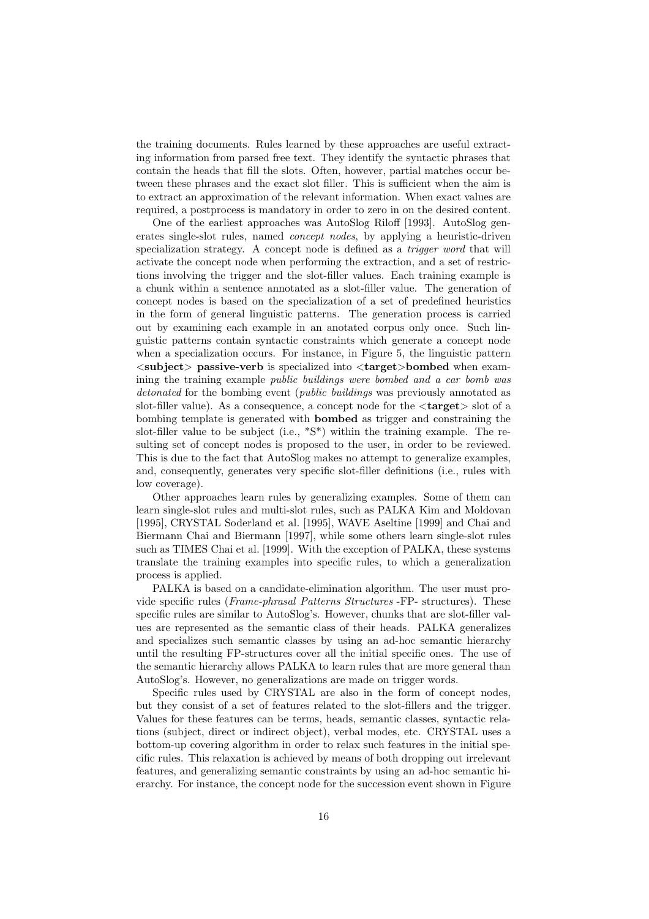the training documents. Rules learned by these approaches are useful extracting information from parsed free text. They identify the syntactic phrases that contain the heads that fill the slots. Often, however, partial matches occur between these phrases and the exact slot filler. This is sufficient when the aim is to extract an approximation of the relevant information. When exact values are required, a postprocess is mandatory in order to zero in on the desired content.

One of the earliest approaches was AutoSlog Riloff [1993]. AutoSlog generates single-slot rules, named *concept nodes*, by applying a heuristic-driven specialization strategy. A concept node is defined as a *trigger word* that will activate the concept node when performing the extraction, and a set of restrictions involving the trigger and the slot-filler values. Each training example is a chunk within a sentence annotated as a slot-filler value. The generation of concept nodes is based on the specialization of a set of predefined heuristics in the form of general linguistic patterns. The generation process is carried out by examining each example in an anotated corpus only once. Such linguistic patterns contain syntactic constraints which generate a concept node when a specialization occurs. For instance, in Figure 5, the linguistic pattern **<subject> passive-verb** is specialized into **<target>bombed** when examining the training example *public buildings were bombed and a car bomb was detonated* for the bombing event (*public buildings* was previously annotated as slot-filler value). As a consequence, a concept node for the **<target>** slot of a bombing template is generated with **bombed** as trigger and constraining the slot-filler value to be subject (i.e., *S*) within the training example. The resulting set of concept nodes is proposed to the user, in order to be reviewed. This is due to the fact that AutoSlog makes no attempt to generalize examples, and, consequently, generates very specific slot-filler definitions (i.e., rules with low coverage).

Other approaches learn rules by generalizing examples. Some of them can learn single-slot rules and multi-slot rules, such as PALKA Kim and Moldovan [1995], CRYSTAL Soderland et al. [1995], WAVE Aseltine [1999] and Chai and Biermann Chai and Biermann [1997], while some others learn single-slot rules such as TIMES Chai et al. [1999]. With the exception of PALKA, these systems translate the training examples into specific rules, to which a generalization process is applied.

PALKA is based on a candidate-elimination algorithm. The user must provide specific rules (*Frame-phrasal Patterns Structures* -FP- structures). These specific rules are similar to AutoSlog's. However, chunks that are slot-filler values are represented as the semantic class of their heads. PALKA generalizes and specializes such semantic classes by using an ad-hoc semantic hierarchy until the resulting FP-structures cover all the initial specific ones. The use of the semantic hierarchy allows PALKA to learn rules that are more general than AutoSlog's. However, no generalizations are made on trigger words.

Specific rules used by CRYSTAL are also in the form of concept nodes, but they consist of a set of features related to the slot-fillers and the trigger. Values for these features can be terms, heads, semantic classes, syntactic relations (subject, direct or indirect object), verbal modes, etc. CRYSTAL uses a bottom-up covering algorithm in order to relax such features in the initial specific rules. This relaxation is achieved by means of both dropping out irrelevant features, and generalizing semantic constraints by using an ad-hoc semantic hierarchy. For instance, the concept node for the succession event shown in Figure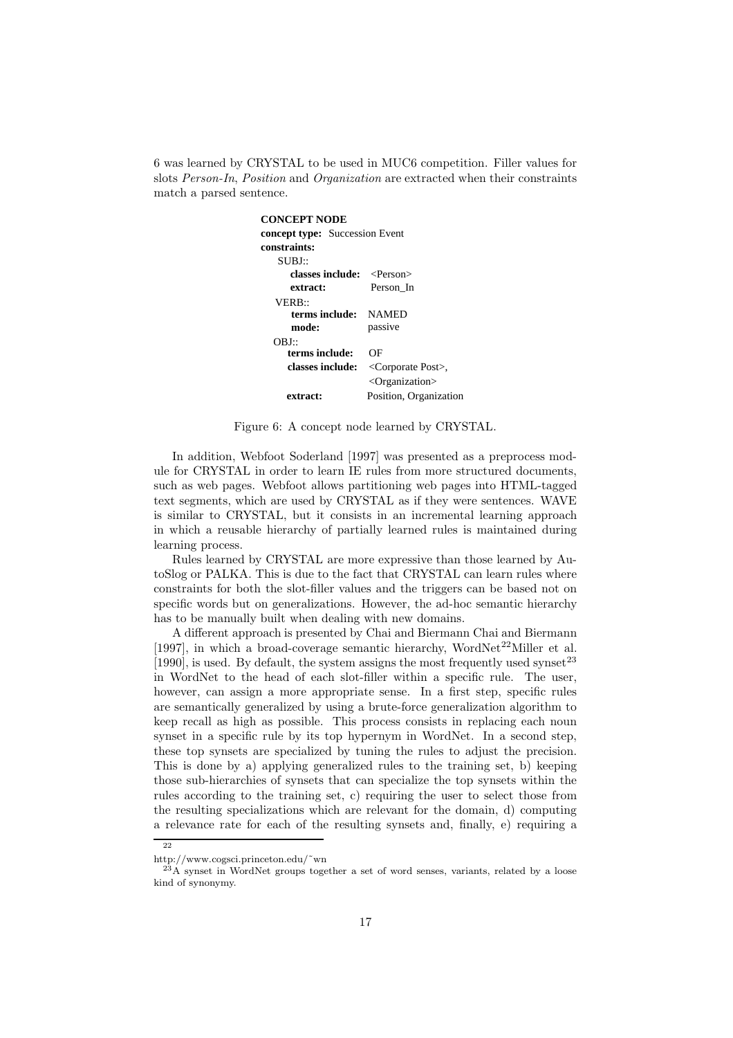6 was learned by CRYSTAL to be used in MUC6 competition. Filler values for slots *Person-In*, *Position* and *Organization* are extracted when their constraints match a parsed sentence.

```
CONCEPT NODE
concept type:  Succession Event
constraints:
  SUBJ::
    classes include:   <Person>
    extract:           Person_In
  VERB::
    terms include:     NAMED
    mode:              passive
  OBJ::
    terms include:     OF
    classes include:   <Corporate Post>,
                       <Organization>
    extract:           Position, Organization
```

Figure 6: A concept node learned by CRYSTAL.

In addition, Webfoot Soderland [1997] was presented as a preprocess module for CRYSTAL in order to learn IE rules from more structured documents, such as web pages. Webfoot allows partitioning web pages into HTML-tagged text segments, which are used by CRYSTAL as if they were sentences. WAVE is similar to CRYSTAL, but it consists in an incremental learning approach in which a reusable hierarchy of partially learned rules is maintained during learning process.

Rules learned by CRYSTAL are more expressive than those learned by AutoSlog or PALKA. This is due to the fact that CRYSTAL can learn rules where constraints for both the slot-filler values and the triggers can be based not on specific words but on generalizations. However, the ad-hoc semantic hierarchy has to be manually built when dealing with new domains.

A different approach is presented by Chai and Biermann Chai and Biermann [1997], in which a broad-coverage semantic hierarchy, WordNet[22]Miller et al. [1990], is used. By default, the system assigns the most frequently used synset[23] in WordNet to the head of each slot-filler within a specific rule. The user, however, can assign a more appropriate sense. In a first step, specific rules are semantically generalized by using a brute-force generalization algorithm to keep recall as high as possible. This process consists in replacing each noun synset in a specific rule by its top hypernym in WordNet. In a second step, these top synsets are specialized by tuning the rules to adjust the precision. This is done by a) applying generalized rules to the training set, b) keeping those sub-hierarchies of synsets that can specialize the top synsets within the rules according to the training set, c) requiring the user to select those from the resulting specializations which are relevant for the domain, d) computing a relevance rate for each of the resulting synsets and, finally, e) requiring a

[22] http://www.cogsci.princeton.edu/˜wn

[23] A synset in WordNet groups together a set of word senses, variants, related by a loose kind of synonymy.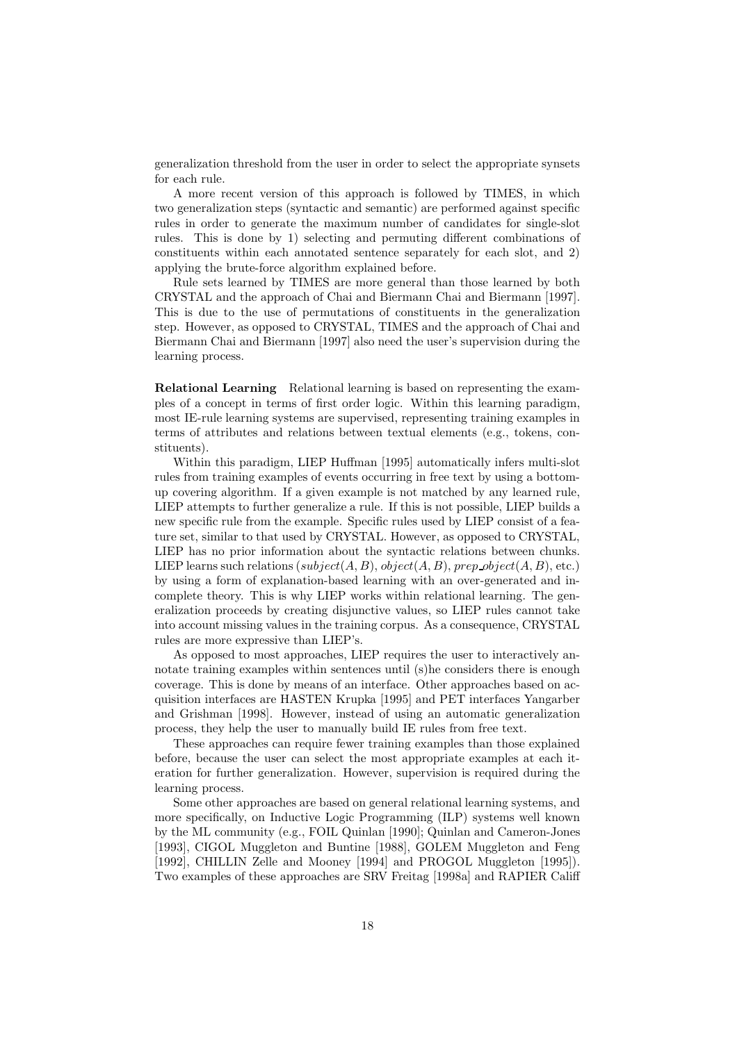generalization threshold from the user in order to select the appropriate synsets for each rule.

A more recent version of this approach is followed by TIMES, in which two generalization steps (syntactic and semantic) are performed against specific rules in order to generate the maximum number of candidates for single-slot rules. This is done by 1) selecting and permuting different combinations of constituents within each annotated sentence separately for each slot, and 2) applying the brute-force algorithm explained before.

Rule sets learned by TIMES are more general than those learned by both CRYSTAL and the approach of Chai and Biermann Chai and Biermann [1997]. This is due to the use of permutations of constituents in the generalization step. However, as opposed to CRYSTAL, TIMES and the approach of Chai and Biermann Chai and Biermann [1997] also need the user's supervision during the learning process.

**Relational Learning** Relational learning is based on representing the examples of a concept in terms of first order logic. Within this learning paradigm, most IE-rule learning systems are supervised, representing training examples in terms of attributes and relations between textual elements (e.g., tokens, constituents).

Within this paradigm, LIEP Huffman [1995] automatically infers multi-slot rules from training examples of events occurring in free text by using a bottom-up covering algorithm. If a given example is not matched by any learned rule, LIEP attempts to further generalize a rule. If this is not possible, LIEP builds a new specific rule from the example. Specific rules used by LIEP consist of a feature set, similar to that used by CRYSTAL. However, as opposed to CRYSTAL, LIEP has no prior information about the syntactic relations between chunks. LIEP learns such relations ($subject(A, B)$, $object(A, B)$, $prep\_object(A, B)$, etc.) by using a form of explanation-based learning with an over-generated and incomplete theory. This is why LIEP works within relational learning. The generalization proceeds by creating disjunctive values, so LIEP rules cannot take into account missing values in the training corpus. As a consequence, CRYSTAL rules are more expressive than LIEP's.

As opposed to most approaches, LIEP requires the user to interactively annotate training examples within sentences until (s)he considers there is enough coverage. This is done by means of an interface. Other approaches based on acquisition interfaces are HASTEN Krupka [1995] and PET interfaces Yangarber and Grishman [1998]. However, instead of using an automatic generalization process, they help the user to manually build IE rules from free text.

These approaches can require fewer training examples than those explained before, because the user can select the most appropriate examples at each iteration for further generalization. However, supervision is required during the learning process.

Some other approaches are based on general relational learning systems, and more specifically, on Inductive Logic Programming (ILP) systems well known by the ML community (e.g., FOIL Quinlan [1990]; Quinlan and Cameron-Jones [1993], CIGOL Muggleton and Buntine [1988], GOLEM Muggleton and Feng [1992], CHILLIN Zelle and Mooney [1994] and PROGOL Muggleton [1995]). Two examples of these approaches are SRV Freitag [1998a] and RAPIER Califf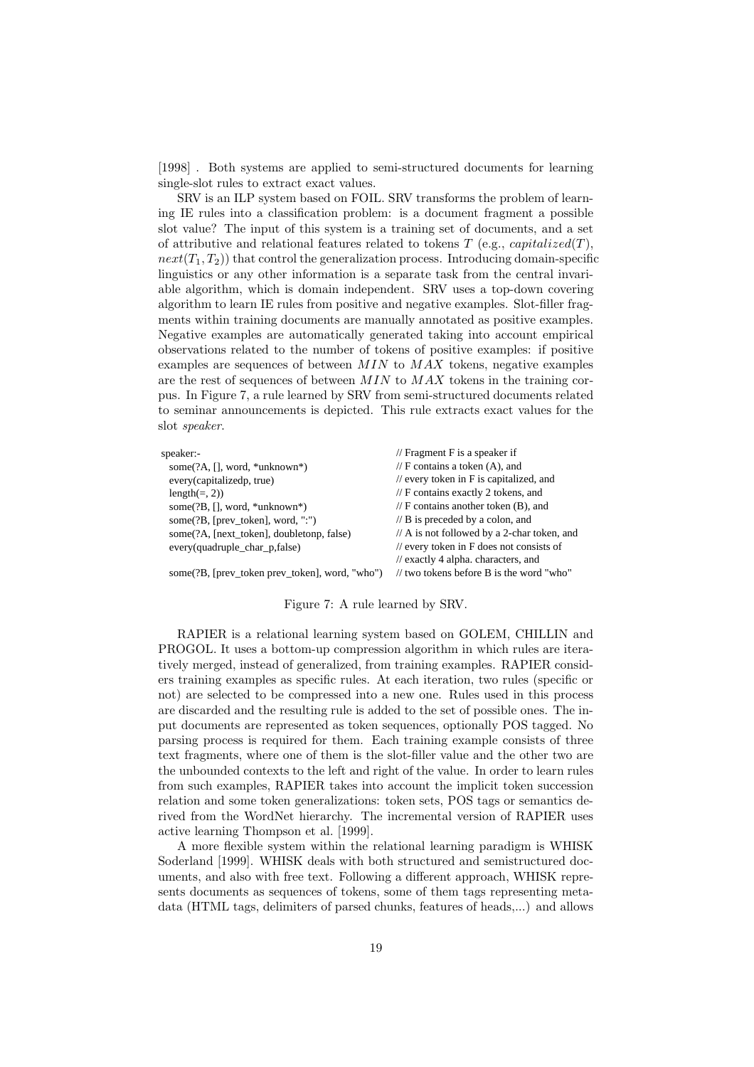[1998] . Both systems are applied to semi-structured documents for learning single-slot rules to extract exact values.

SRV is an ILP system based on FOIL. SRV transforms the problem of learning IE rules into a classification problem: is a document fragment a possible slot value? The input of this system is a training set of documents, and a set of attributive and relational features related to tokens $T$ (e.g., $capitalized(T)$, $next(T_1, T_2)$) that control the generalization process. Introducing domain-specific linguistics or any other information is a separate task from the central invariable algorithm, which is domain independent. SRV uses a top-down covering algorithm to learn IE rules from positive and negative examples. Slot-filler fragments within training documents are manually annotated as positive examples. Negative examples are automatically generated taking into account empirical observations related to the number of tokens of positive examples: if positive examples are sequences of between $MIN$ to $MAX$ tokens, negative examples are the rest of sequences of between $MIN$ to $MAX$ tokens in the training corpus. In Figure 7, a rule learned by SRV from semi-structured documents related to seminar announcements is depicted. This rule extracts exact values for the slot *speaker*.

```
speaker:-                                          // Fragment F is a speaker if
  some(?A, [], word, *unknown*)                    // F contains a token (A), and
  every(capitalizedp, true)                        // every token in F is capitalized, and
  length(=, 2))                                    // F contains exactly 2 tokens, and
  some(?B, [], word, *unknown*)                    // F contains another token (B), and
  some(?B, [prev_token], word, ":")                // B is preceded by a colon, and
  some(?A, [next_token], doubletonp, false)        // A is not followed by a 2-char token, and
  every(quadruple_char_p,false)                    // every token in F does not consists of
                                                   // exactly 4 alpha. characters, and
  some(?B, [prev_token prev_token], word, "who")   // two tokens before B is the word "who"
```

Figure 7: A rule learned by SRV.

RAPIER is a relational learning system based on GOLEM, CHILLIN and PROGOL. It uses a bottom-up compression algorithm in which rules are iteratively merged, instead of generalized, from training examples. RAPIER considers training examples as specific rules. At each iteration, two rules (specific or not) are selected to be compressed into a new one. Rules used in this process are discarded and the resulting rule is added to the set of possible ones. The input documents are represented as token sequences, optionally POS tagged. No parsing process is required for them. Each training example consists of three text fragments, where one of them is the slot-filler value and the other two are the unbounded contexts to the left and right of the value. In order to learn rules from such examples, RAPIER takes into account the implicit token succession relation and some token generalizations: token sets, POS tags or semantics derived from the WordNet hierarchy. The incremental version of RAPIER uses active learning Thompson et al. [1999].

A more flexible system within the relational learning paradigm is WHISK Soderland [1999]. WHISK deals with both structured and semistructured documents, and also with free text. Following a different approach, WHISK represents documents as sequences of tokens, some of them tags representing metadata (HTML tags, delimiters of parsed chunks, features of heads,...) and allows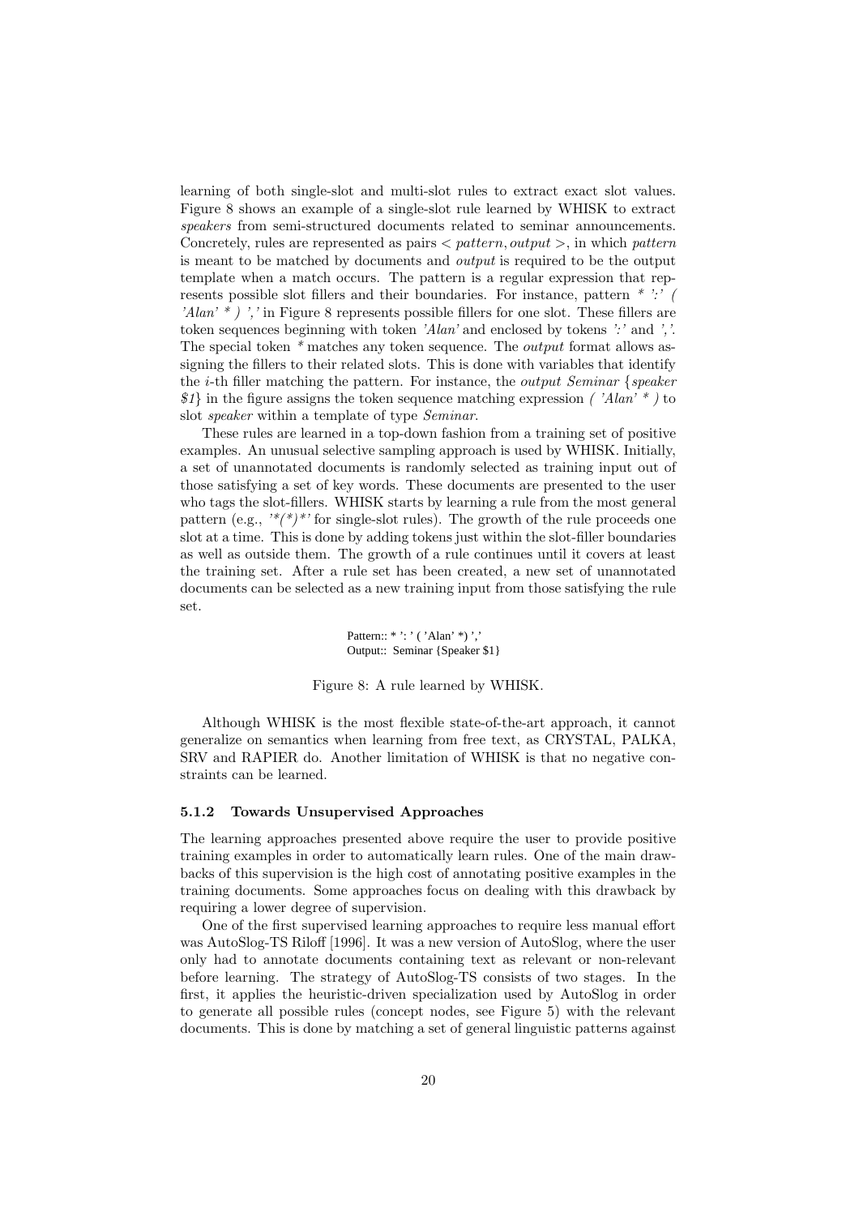learning of both single-slot and multi-slot rules to extract exact slot values. Figure 8 shows an example of a single-slot rule learned by WHISK to extract *speakers* from semi-structured documents related to seminar announcements. Concretely, rules are represented as pairs $< pattern, output >$, in which *pattern* is meant to be matched by documents and *output* is required to be the output template when a match occurs. The pattern is a regular expression that represents possible slot fillers and their boundaries. For instance, pattern *\* ':' ( 'Alan' \* ) ','* in Figure 8 represents possible fillers for one slot. These fillers are token sequences beginning with token *'Alan'* and enclosed by tokens *':'* and *','*. The special token *\** matches any token sequence. The *output* format allows assigning the fillers to their related slots. This is done with variables that identify the $i$-th filler matching the pattern. For instance, the *output Seminar* {*speaker $1*} in the figure assigns the token sequence matching expression *( 'Alan' \* )* to slot *speaker* within a template of type *Seminar*.

These rules are learned in a top-down fashion from a training set of positive examples. An unusual selective sampling approach is used by WHISK. Initially, a set of unannotated documents is randomly selected as training input out of those satisfying a set of key words. These documents are presented to the user who tags the slot-fillers. WHISK starts by learning a rule from the most general pattern (e.g., *'\*(\*)\*'* for single-slot rules). The growth of the rule proceeds one slot at a time. This is done by adding tokens just within the slot-filler boundaries as well as outside them. The growth of a rule continues until it covers at least the training set. After a rule set has been created, a new set of unannotated documents can be selected as a new training input from those satisfying the rule set.

```
Pattern:: * ': ' ( 'Alan' *) ','
Output:: Seminar {Speaker $1}
```

Figure 8: A rule learned by WHISK.

Although WHISK is the most flexible state-of-the-art approach, it cannot generalize on semantics when learning from free text, as CRYSTAL, PALKA, SRV and RAPIER do. Another limitation of WHISK is that no negative constraints can be learned.

### 5.1.2 Towards Unsupervised Approaches

The learning approaches presented above require the user to provide positive training examples in order to automatically learn rules. One of the main drawbacks of this supervision is the high cost of annotating positive examples in the training documents. Some approaches focus on dealing with this drawback by requiring a lower degree of supervision.

One of the first supervised learning approaches to require less manual effort was AutoSlog-TS Riloff [1996]. It was a new version of AutoSlog, where the user only had to annotate documents containing text as relevant or non-relevant before learning. The strategy of AutoSlog-TS consists of two stages. In the first, it applies the heuristic-driven specialization used by AutoSlog in order to generate all possible rules (concept nodes, see Figure 5) with the relevant documents. This is done by matching a set of general linguistic patterns against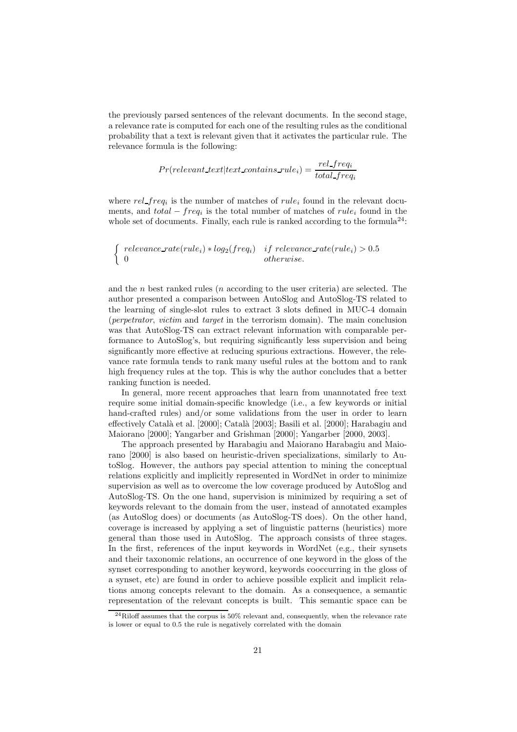the previously parsed sentences of the relevant documents. In the second stage, a relevance rate is computed for each one of the resulting rules as the conditional probability that a text is relevant given that it activates the particular rule. The relevance formula is the following:

$$Pr(relevant\_text|text\_contains\_rule_i) = \frac{rel\_freq_i}{total\_freq_i}$$

where $rel\_freq_i$ is the number of matches of $rule_i$ found in the relevant documents, and $total - freq_i$ is the total number of matches of $rule_i$ found in the whole set of documents. Finally, each rule is ranked according to the formula[24]:

$$\begin{cases} relevance\_rate(rule_i) * log_2(freq_i) & if\ relevance\_rate(rule_i) > 0.5 \\ 0 & otherwise. \end{cases}$$

and the $n$ best ranked rules ($n$ according to the user criteria) are selected. The author presented a comparison between AutoSlog and AutoSlog-TS related to the learning of single-slot rules to extract 3 slots defined in MUC-4 domain (*perpetrator*, *victim* and *target* in the terrorism domain). The main conclusion was that AutoSlog-TS can extract relevant information with comparable performance to AutoSlog's, but requiring significantly less supervision and being significantly more effective at reducing spurious extractions. However, the relevance rate formula tends to rank many useful rules at the bottom and to rank high frequency rules at the top. This is why the author concludes that a better ranking function is needed.

In general, more recent approaches that learn from unannotated free text require some initial domain-specific knowledge (i.e., a few keywords or initial hand-crafted rules) and/or some validations from the user in order to learn effectively Català et al. [2000]; Català [2003]; Basili et al. [2000]; Harabagiu and Maiorano [2000]; Yangarber and Grishman [2000]; Yangarber [2000, 2003].

The approach presented by Harabagiu and Maiorano Harabagiu and Maiorano [2000] is also based on heuristic-driven specializations, similarly to AutoSlog. However, the authors pay special attention to mining the conceptual relations explicitly and implicitly represented in WordNet in order to minimize supervision as well as to overcome the low coverage produced by AutoSlog and AutoSlog-TS. On the one hand, supervision is minimized by requiring a set of keywords relevant to the domain from the user, instead of annotated examples (as AutoSlog does) or documents (as AutoSlog-TS does). On the other hand, coverage is increased by applying a set of linguistic patterns (heuristics) more general than those used in AutoSlog. The approach consists of three stages. In the first, references of the input keywords in WordNet (e.g., their synsets and their taxonomic relations, an occurrence of one keyword in the gloss of the synset corresponding to another keyword, keywords cooccurring in the gloss of a synset, etc) are found in order to achieve possible explicit and implicit relations among concepts relevant to the domain. As a consequence, a semantic representation of the relevant concepts is built. This semantic space can be

[24] Riloff assumes that the corpus is 50% relevant and, consequently, when the relevance rate is lower or equal to 0.5 the rule is negatively correlated with the domain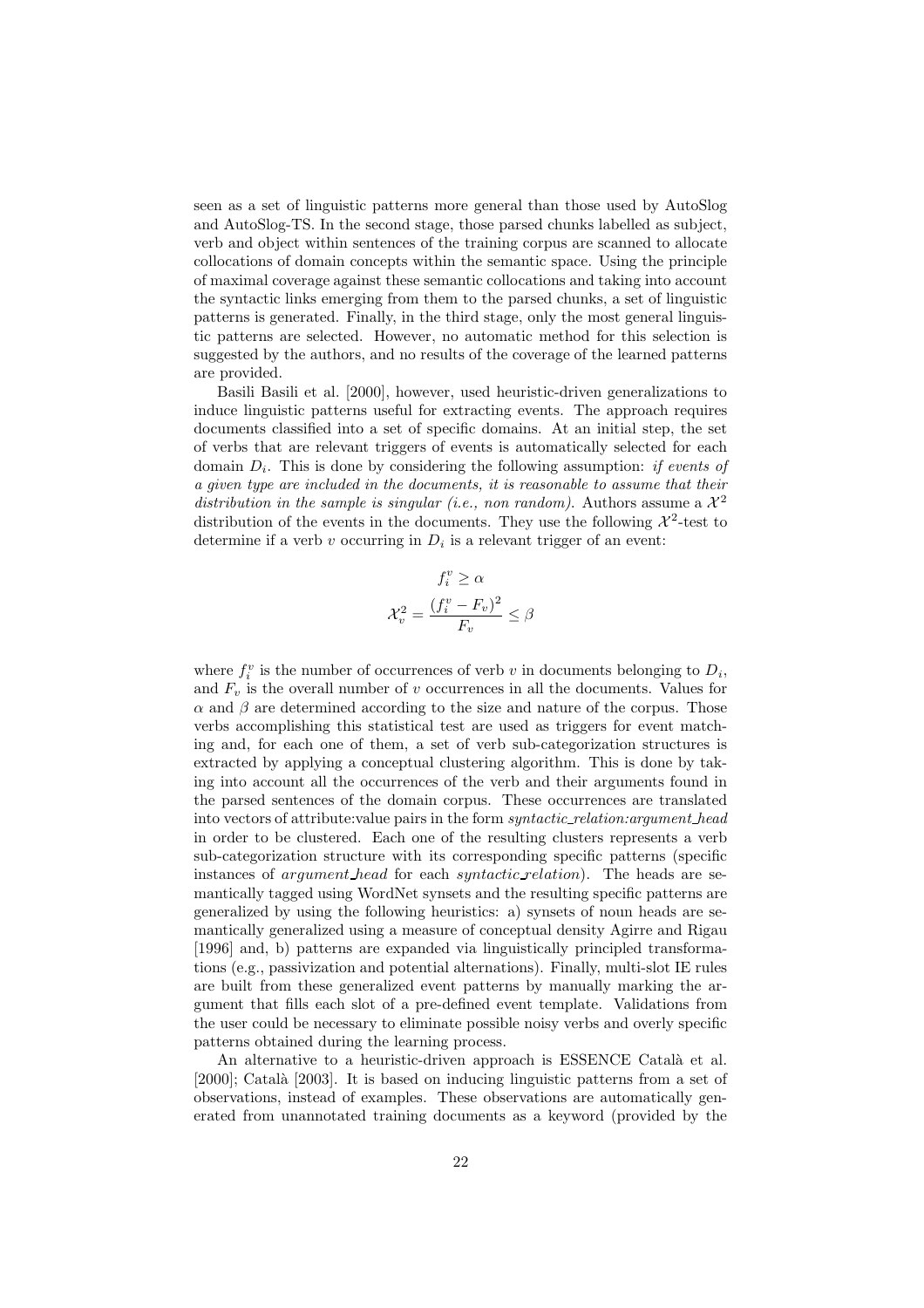seen as a set of linguistic patterns more general than those used by AutoSlog and AutoSlog-TS. In the second stage, those parsed chunks labelled as subject, verb and object within sentences of the training corpus are scanned to allocate collocations of domain concepts within the semantic space. Using the principle of maximal coverage against these semantic collocations and taking into account the syntactic links emerging from them to the parsed chunks, a set of linguistic patterns is generated. Finally, in the third stage, only the most general linguistic patterns are selected. However, no automatic method for this selection is suggested by the authors, and no results of the coverage of the learned patterns are provided.

Basili Basili et al. [2000], however, used heuristic-driven generalizations to induce linguistic patterns useful for extracting events. The approach requires documents classified into a set of specific domains. At an initial step, the set of verbs that are relevant triggers of events is automatically selected for each domain $D_i$. This is done by considering the following assumption: *if events of a given type are included in the documents, it is reasonable to assume that their distribution in the sample is singular (i.e., non random).* Authors assume a $\mathcal{X}^2$ distribution of the events in the documents. They use the following $\mathcal{X}^2$-test to determine if a verb $v$ occurring in $D_i$ is a relevant trigger of an event:

$$f_i^v \geq \alpha$$

$$\mathcal{X}_v^2 = \frac{(f_i^v - F_v)^2}{F_v} \leq \beta$$

where $f_i^v$ is the number of occurrences of verb $v$ in documents belonging to $D_i$, and $F_v$ is the overall number of $v$ occurrences in all the documents. Values for $\alpha$ and $\beta$ are determined according to the size and nature of the corpus. Those verbs accomplishing this statistical test are used as triggers for event matching and, for each one of them, a set of verb sub-categorization structures is extracted by applying a conceptual clustering algorithm. This is done by taking into account all the occurrences of the verb and their arguments found in the parsed sentences of the domain corpus. These occurrences are translated into vectors of attribute:value pairs in the form *syntactic_relation:argument_head* in order to be clustered. Each one of the resulting clusters represents a verb sub-categorization structure with its corresponding specific patterns (specific instances of *argument_head* for each *syntactic_relation*). The heads are semantically tagged using WordNet synsets and the resulting specific patterns are generalized by using the following heuristics: a) synsets of noun heads are semantically generalized using a measure of conceptual density Agirre and Rigau [1996] and, b) patterns are expanded via linguistically principled transformations (e.g., passivization and potential alternations). Finally, multi-slot IE rules are built from these generalized event patterns by manually marking the argument that fills each slot of a pre-defined event template. Validations from the user could be necessary to eliminate possible noisy verbs and overly specific patterns obtained during the learning process.

An alternative to a heuristic-driven approach is ESSENCE Català et al. [2000]; Català [2003]. It is based on inducing linguistic patterns from a set of observations, instead of examples. These observations are automatically generated from unannotated training documents as a keyword (provided by the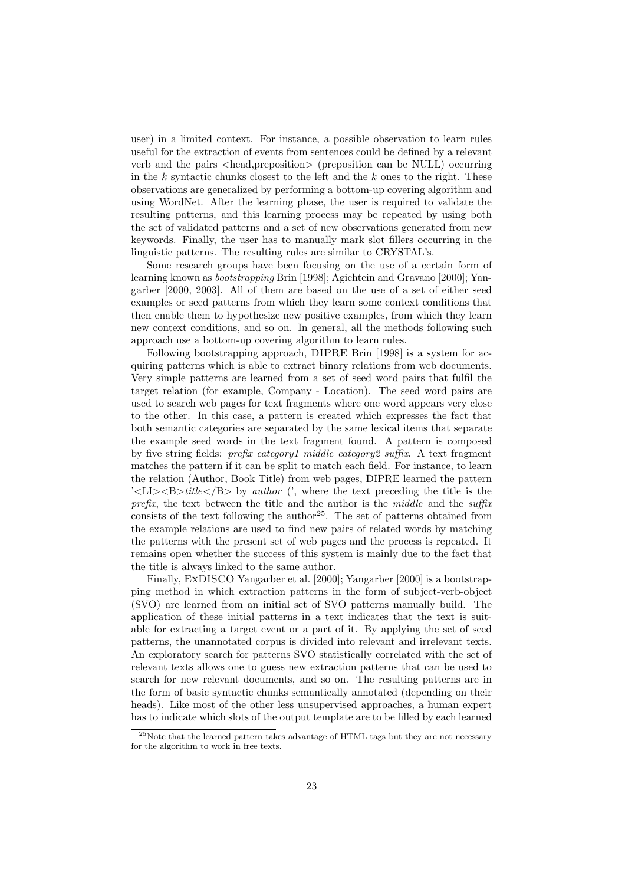user) in a limited context. For instance, a possible observation to learn rules useful for the extraction of events from sentences could be defined by a relevant verb and the pairs <head,preposition> (preposition can be NULL) occurring in the $k$ syntactic chunks closest to the left and the $k$ ones to the right. These observations are generalized by performing a bottom-up covering algorithm and using WordNet. After the learning phase, the user is required to validate the resulting patterns, and this learning process may be repeated by using both the set of validated patterns and a set of new observations generated from new keywords. Finally, the user has to manually mark slot fillers occurring in the linguistic patterns. The resulting rules are similar to CRYSTAL's.

Some research groups have been focusing on the use of a certain form of learning known as *bootstrapping* Brin [1998]; Agichtein and Gravano [2000]; Yangarber [2000, 2003]. All of them are based on the use of a set of either seed examples or seed patterns from which they learn some context conditions that then enable them to hypothesize new positive examples, from which they learn new context conditions, and so on. In general, all the methods following such approach use a bottom-up covering algorithm to learn rules.

Following bootstrapping approach, DIPRE Brin [1998] is a system for acquiring patterns which is able to extract binary relations from web documents. Very simple patterns are learned from a set of seed word pairs that fulfil the target relation (for example, Company - Location). The seed word pairs are used to search web pages for text fragments where one word appears very close to the other. In this case, a pattern is created which expresses the fact that both semantic categories are separated by the same lexical items that separate the example seed words in the text fragment found. A pattern is composed by five string fields: *prefix category1 middle category2 suffix*. A text fragment matches the pattern if it can be split to match each field. For instance, to learn the relation (Author, Book Title) from web pages, DIPRE learned the pattern '<LI><B>*title*</B> by *author* (', where the text preceding the title is the *prefix*, the text between the title and the author is the *middle* and the *suffix* consists of the text following the author[25]. The set of patterns obtained from the example relations are used to find new pairs of related words by matching the patterns with the present set of web pages and the process is repeated. It remains open whether the success of this system is mainly due to the fact that the title is always linked to the same author.

Finally, ExDISCO Yangarber et al. [2000]; Yangarber [2000] is a bootstrapping method in which extraction patterns in the form of subject-verb-object (SVO) are learned from an initial set of SVO patterns manually build. The application of these initial patterns in a text indicates that the text is suitable for extracting a target event or a part of it. By applying the set of seed patterns, the unannotated corpus is divided into relevant and irrelevant texts. An exploratory search for patterns SVO statistically correlated with the set of relevant texts allows one to guess new extraction patterns that can be used to search for new relevant documents, and so on. The resulting patterns are in the form of basic syntactic chunks semantically annotated (depending on their heads). Like most of the other less unsupervised approaches, a human expert has to indicate which slots of the output template are to be filled by each learned

[25] Note that the learned pattern takes advantage of HTML tags but they are not necessary for the algorithm to work in free texts.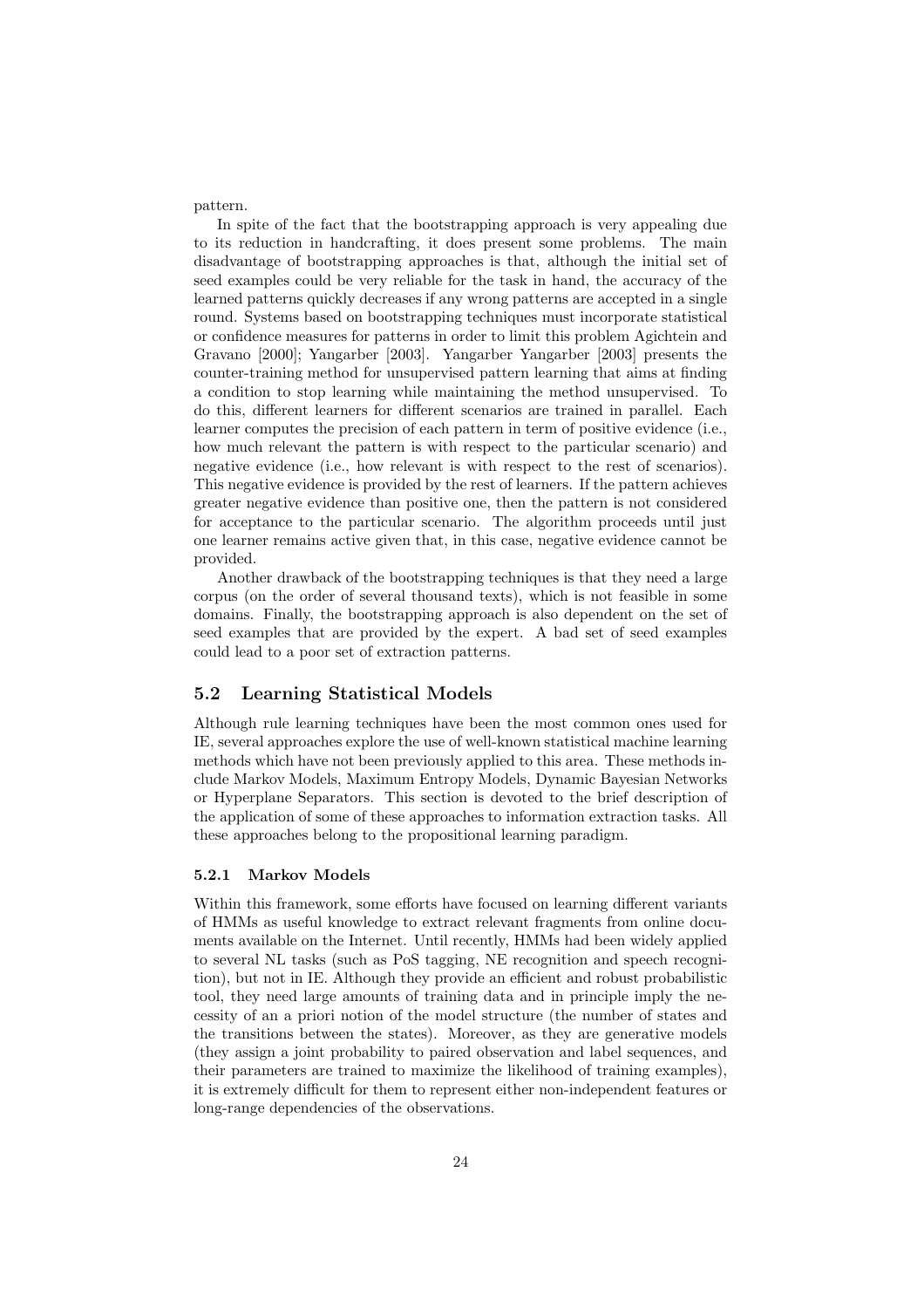pattern.

In spite of the fact that the bootstrapping approach is very appealing due to its reduction in handcrafting, it does present some problems. The main disadvantage of bootstrapping approaches is that, although the initial set of seed examples could be very reliable for the task in hand, the accuracy of the learned patterns quickly decreases if any wrong patterns are accepted in a single round. Systems based on bootstrapping techniques must incorporate statistical or confidence measures for patterns in order to limit this problem Agichtein and Gravano [2000]; Yangarber [2003]. Yangarber Yangarber [2003] presents the counter-training method for unsupervised pattern learning that aims at finding a condition to stop learning while maintaining the method unsupervised. To do this, different learners for different scenarios are trained in parallel. Each learner computes the precision of each pattern in term of positive evidence (i.e., how much relevant the pattern is with respect to the particular scenario) and negative evidence (i.e., how relevant is with respect to the rest of scenarios). This negative evidence is provided by the rest of learners. If the pattern achieves greater negative evidence than positive one, then the pattern is not considered for acceptance to the particular scenario. The algorithm proceeds until just one learner remains active given that, in this case, negative evidence cannot be provided.

Another drawback of the bootstrapping techniques is that they need a large corpus (on the order of several thousand texts), which is not feasible in some domains. Finally, the bootstrapping approach is also dependent on the set of seed examples that are provided by the expert. A bad set of seed examples could lead to a poor set of extraction patterns.

## 5.2 Learning Statistical Models

Although rule learning techniques have been the most common ones used for IE, several approaches explore the use of well-known statistical machine learning methods which have not been previously applied to this area. These methods include Markov Models, Maximum Entropy Models, Dynamic Bayesian Networks or Hyperplane Separators. This section is devoted to the brief description of the application of some of these approaches to information extraction tasks. All these approaches belong to the propositional learning paradigm.

### 5.2.1 Markov Models

Within this framework, some efforts have focused on learning different variants of HMMs as useful knowledge to extract relevant fragments from online documents available on the Internet. Until recently, HMMs had been widely applied to several NL tasks (such as PoS tagging, NE recognition and speech recognition), but not in IE. Although they provide an efficient and robust probabilistic tool, they need large amounts of training data and in principle imply the necessity of an a priori notion of the model structure (the number of states and the transitions between the states). Moreover, as they are generative models (they assign a joint probability to paired observation and label sequences, and their parameters are trained to maximize the likelihood of training examples), it is extremely difficult for them to represent either non-independent features or long-range dependencies of the observations.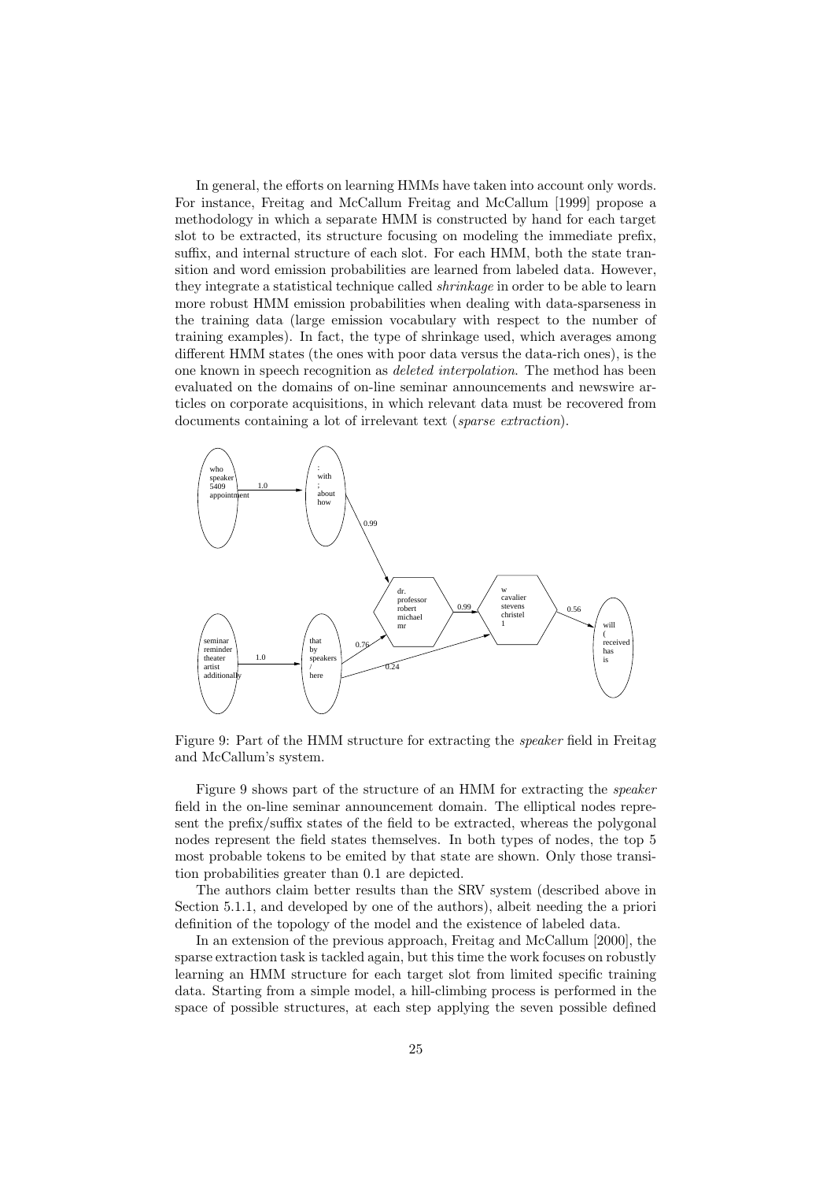In general, the efforts on learning HMMs have taken into account only words. For instance, Freitag and McCallum Freitag and McCallum [1999] propose a methodology in which a separate HMM is constructed by hand for each target slot to be extracted, its structure focusing on modeling the immediate prefix, suffix, and internal structure of each slot. For each HMM, both the state transition and word emission probabilities are learned from labeled data. However, they integrate a statistical technique called *shrinkage* in order to be able to learn more robust HMM emission probabilities when dealing with data-sparseness in the training data (large emission vocabulary with respect to the number of training examples). In fact, the type of shrinkage used, which averages among different HMM states (the ones with poor data versus the data-rich ones), is the one known in speech recognition as *deleted interpolation*. The method has been evaluated on the domains of on-line seminar announcements and newswire articles on corporate acquisitions, in which relevant data must be recovered from documents containing a lot of irrelevant text (*sparse extraction*).

Figure 9: Part of the HMM structure for extracting the *speaker* field in Freitag and McCallum's system.

Figure 9 shows part of the structure of an HMM for extracting the *speaker* field in the on-line seminar announcement domain. The elliptical nodes represent the prefix/suffix states of the field to be extracted, whereas the polygonal nodes represent the field states themselves. In both types of nodes, the top 5 most probable tokens to be emited by that state are shown. Only those transition probabilities greater than 0.1 are depicted.

The authors claim better results than the SRV system (described above in Section 5.1.1, and developed by one of the authors), albeit needing the a priori definition of the topology of the model and the existence of labeled data.

In an extension of the previous approach, Freitag and McCallum [2000], the sparse extraction task is tackled again, but this time the work focuses on robustly learning an HMM structure for each target slot from limited specific training data. Starting from a simple model, a hill-climbing process is performed in the space of possible structures, at each step applying the seven possible defined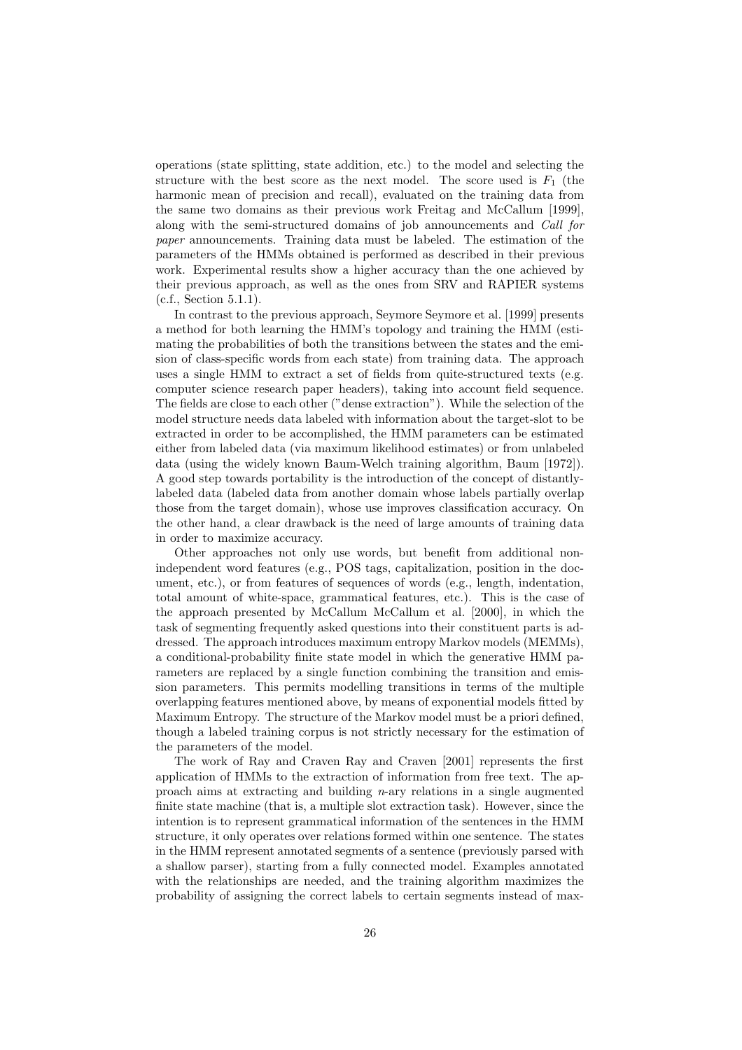operations (state splitting, state addition, etc.) to the model and selecting the structure with the best score as the next model. The score used is $F_1$ (the harmonic mean of precision and recall), evaluated on the training data from the same two domains as their previous work Freitag and McCallum [1999], along with the semi-structured domains of job announcements and *Call for paper* announcements. Training data must be labeled. The estimation of the parameters of the HMMs obtained is performed as described in their previous work. Experimental results show a higher accuracy than the one achieved by their previous approach, as well as the ones from SRV and RAPIER systems (c.f., Section 5.1.1).

In contrast to the previous approach, Seymore Seymore et al. [1999] presents a method for both learning the HMM's topology and training the HMM (estimating the probabilities of both the transitions between the states and the emision of class-specific words from each state) from training data. The approach uses a single HMM to extract a set of fields from quite-structured texts (e.g. computer science research paper headers), taking into account field sequence. The fields are close to each other ("dense extraction"). While the selection of the model structure needs data labeled with information about the target-slot to be extracted in order to be accomplished, the HMM parameters can be estimated either from labeled data (via maximum likelihood estimates) or from unlabeled data (using the widely known Baum-Welch training algorithm, Baum [1972]). A good step towards portability is the introduction of the concept of distantly-labeled data (labeled data from another domain whose labels partially overlap those from the target domain), whose use improves classification accuracy. On the other hand, a clear drawback is the need of large amounts of training data in order to maximize accuracy.

Other approaches not only use words, but benefit from additional non-independent word features (e.g., POS tags, capitalization, position in the document, etc.), or from features of sequences of words (e.g., length, indentation, total amount of white-space, grammatical features, etc.). This is the case of the approach presented by McCallum McCallum et al. [2000], in which the task of segmenting frequently asked questions into their constituent parts is addressed. The approach introduces maximum entropy Markov models (MEMMs), a conditional-probability finite state model in which the generative HMM parameters are replaced by a single function combining the transition and emission parameters. This permits modelling transitions in terms of the multiple overlapping features mentioned above, by means of exponential models fitted by Maximum Entropy. The structure of the Markov model must be a priori defined, though a labeled training corpus is not strictly necessary for the estimation of the parameters of the model.

The work of Ray and Craven Ray and Craven [2001] represents the first application of HMMs to the extraction of information from free text. The approach aims at extracting and building $n$-ary relations in a single augmented finite state machine (that is, a multiple slot extraction task). However, since the intention is to represent grammatical information of the sentences in the HMM structure, it only operates over relations formed within one sentence. The states in the HMM represent annotated segments of a sentence (previously parsed with a shallow parser), starting from a fully connected model. Examples annotated with the relationships are needed, and the training algorithm maximizes the probability of assigning the correct labels to certain segments instead of max-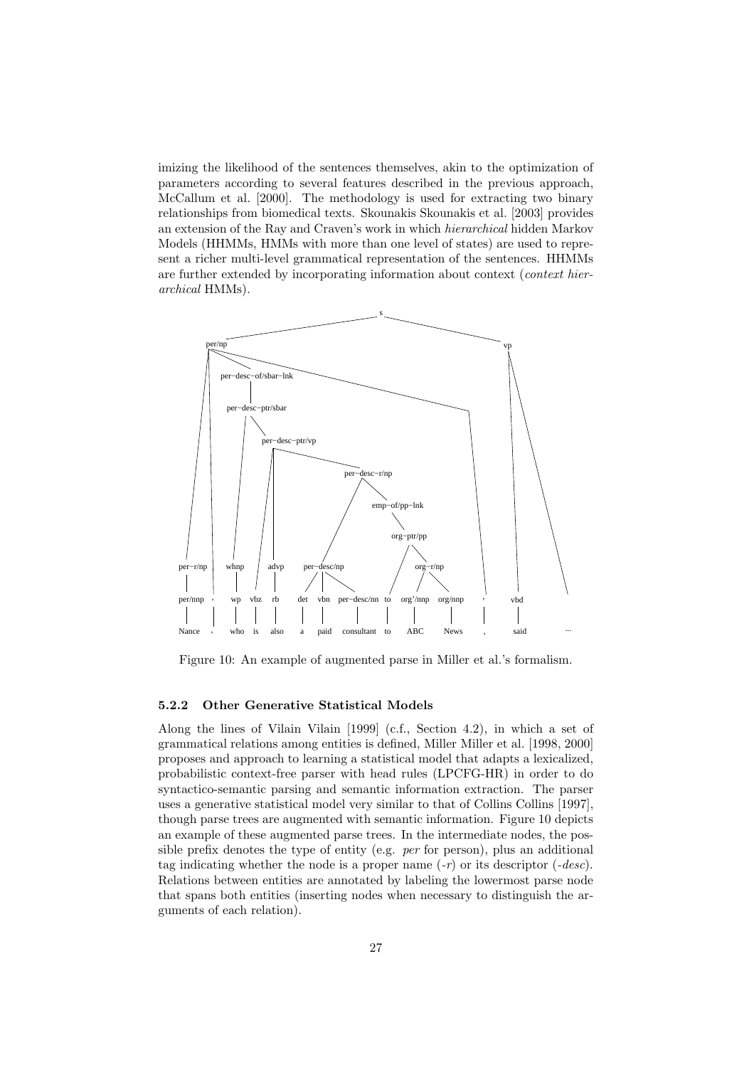imizing the likelihood of the sentences themselves, akin to the optimization of parameters according to several features described in the previous approach, McCallum et al. [2000]. The methodology is used for extracting two binary relationships from biomedical texts. Skounakis Skounakis et al. [2003] provides an extension of the Ray and Craven's work in which *hierarchical* hidden Markov Models (HHMMs, HMMs with more than one level of states) are used to represent a richer multi-level grammatical representation of the sentences. HHMMs are further extended by incorporating information about context (*context hierarchical* HMMs).

Figure 10: An example of augmented parse in Miller et al.'s formalism.

### 5.2.2 Other Generative Statistical Models

Along the lines of Vilain Vilain [1999] (c.f., Section 4.2), in which a set of grammatical relations among entities is defined, Miller Miller et al. [1998, 2000] proposes and approach to learning a statistical model that adapts a lexicalized, probabilistic context-free parser with head rules (LPCFG-HR) in order to do syntactico-semantic parsing and semantic information extraction. The parser uses a generative statistical model very similar to that of Collins Collins [1997], though parse trees are augmented with semantic information. Figure 10 depicts an example of these augmented parse trees. In the intermediate nodes, the possible prefix denotes the type of entity (e.g. *per* for person), plus an additional tag indicating whether the node is a proper name (*-r*) or its descriptor (*-desc*). Relations between entities are annotated by labeling the lowermost parse node that spans both entities (inserting nodes when necessary to distinguish the arguments of each relation).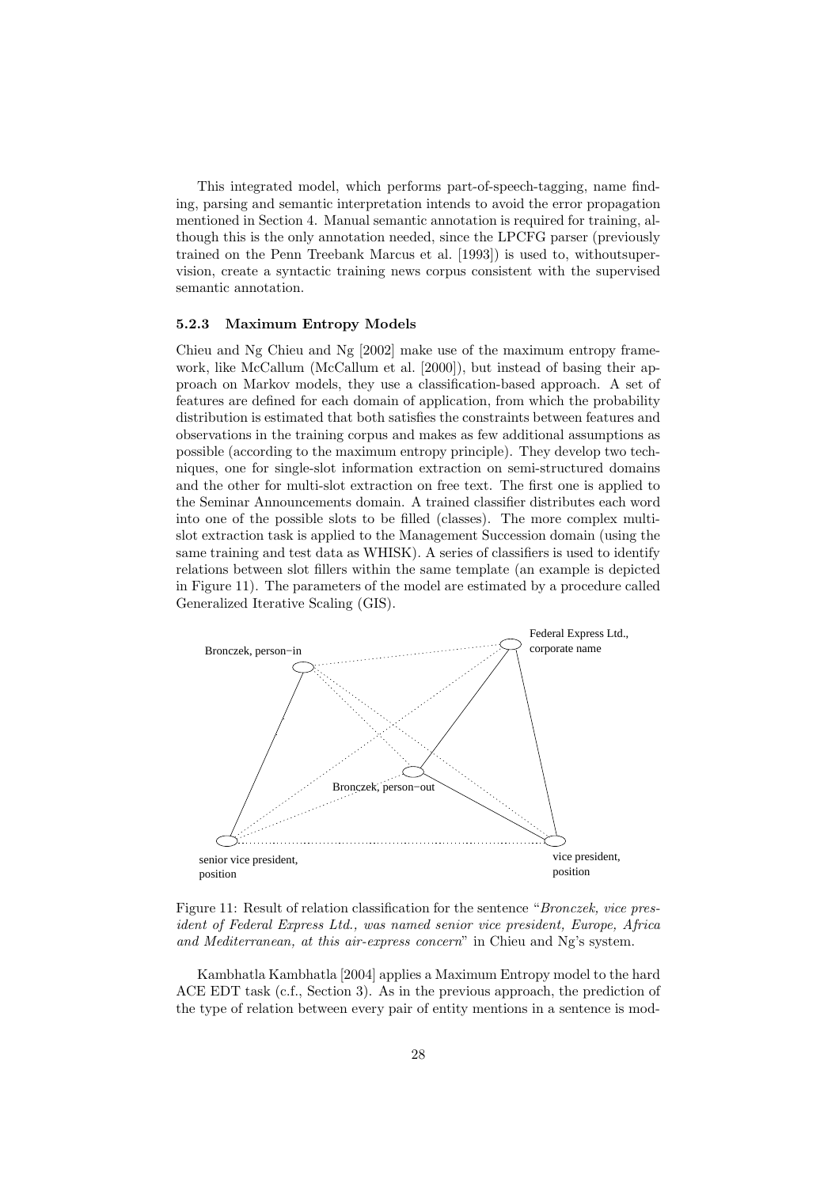This integrated model, which performs part-of-speech-tagging, name finding, parsing and semantic interpretation intends to avoid the error propagation mentioned in Section 4. Manual semantic annotation is required for training, although this is the only annotation needed, since the LPCFG parser (previously trained on the Penn Treebank Marcus et al. [1993]) is used to, withoutsupervision, create a syntactic training news corpus consistent with the supervised semantic annotation.

### 5.2.3 Maximum Entropy Models

Chieu and Ng Chieu and Ng [2002] make use of the maximum entropy framework, like McCallum (McCallum et al. [2000]), but instead of basing their approach on Markov models, they use a classification-based approach. A set of features are defined for each domain of application, from which the probability distribution is estimated that both satisfies the constraints between features and observations in the training corpus and makes as few additional assumptions as possible (according to the maximum entropy principle). They develop two techniques, one for single-slot information extraction on semi-structured domains and the other for multi-slot extraction on free text. The first one is applied to the Seminar Announcements domain. A trained classifier distributes each word into one of the possible slots to be filled (classes). The more complex multi-slot extraction task is applied to the Management Succession domain (using the same training and test data as WHISK). A series of classifiers is used to identify relations between slot fillers within the same template (an example is depicted in Figure 11). The parameters of the model are estimated by a procedure called Generalized Iterative Scaling (GIS).

Figure 11: Result of relation classification for the sentence "*Bronczek, vice president of Federal Express Ltd., was named senior vice president, Europe, Africa and Mediterranean, at this air-express concern*" in Chieu and Ng's system.

Kambhatla Kambhatla [2004] applies a Maximum Entropy model to the hard ACE EDT task (c.f., Section 3). As in the previous approach, the prediction of the type of relation between every pair of entity mentions in a sentence is mod-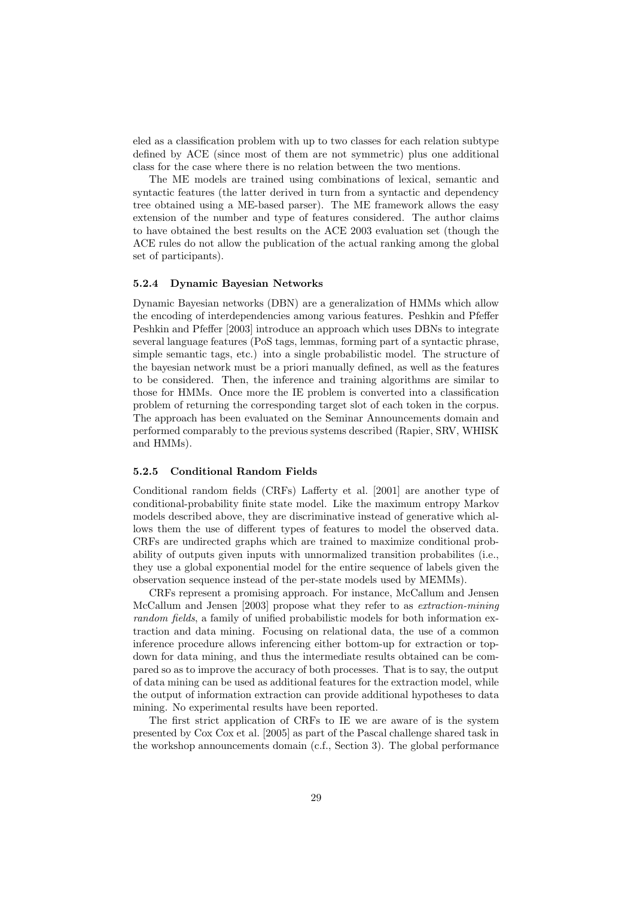eled as a classification problem with up to two classes for each relation subtype defined by ACE (since most of them are not symmetric) plus one additional class for the case where there is no relation between the two mentions.

The ME models are trained using combinations of lexical, semantic and syntactic features (the latter derived in turn from a syntactic and dependency tree obtained using a ME-based parser). The ME framework allows the easy extension of the number and type of features considered. The author claims to have obtained the best results on the ACE 2003 evaluation set (though the ACE rules do not allow the publication of the actual ranking among the global set of participants).

#### 5.2.4 Dynamic Bayesian Networks

Dynamic Bayesian networks (DBN) are a generalization of HMMs which allow the encoding of interdependencies among various features. Peshkin and Pfeffer Peshkin and Pfeffer [2003] introduce an approach which uses DBNs to integrate several language features (PoS tags, lemmas, forming part of a syntactic phrase, simple semantic tags, etc.) into a single probabilistic model. The structure of the bayesian network must be a priori manually defined, as well as the features to be considered. Then, the inference and training algorithms are similar to those for HMMs. Once more the IE problem is converted into a classification problem of returning the corresponding target slot of each token in the corpus. The approach has been evaluated on the Seminar Announcements domain and performed comparably to the previous systems described (Rapier, SRV, WHISK and HMMs).

#### 5.2.5 Conditional Random Fields

Conditional random fields (CRFs) Lafferty et al. [2001] are another type of conditional-probability finite state model. Like the maximum entropy Markov models described above, they are discriminative instead of generative which allows them the use of different types of features to model the observed data. CRFs are undirected graphs which are trained to maximize conditional probability of outputs given inputs with unnormalized transition probabilites (i.e., they use a global exponential model for the entire sequence of labels given the observation sequence instead of the per-state models used by MEMMs).

CRFs represent a promising approach. For instance, McCallum and Jensen McCallum and Jensen [2003] propose what they refer to as *extraction-mining random fields*, a family of unified probabilistic models for both information extraction and data mining. Focusing on relational data, the use of a common inference procedure allows inferencing either bottom-up for extraction or top-down for data mining, and thus the intermediate results obtained can be compared so as to improve the accuracy of both processes. That is to say, the output of data mining can be used as additional features for the extraction model, while the output of information extraction can provide additional hypotheses to data mining. No experimental results have been reported.

The first strict application of CRFs to IE we are aware of is the system presented by Cox Cox et al. [2005] as part of the Pascal challenge shared task in the workshop announcements domain (c.f., Section 3). The global performance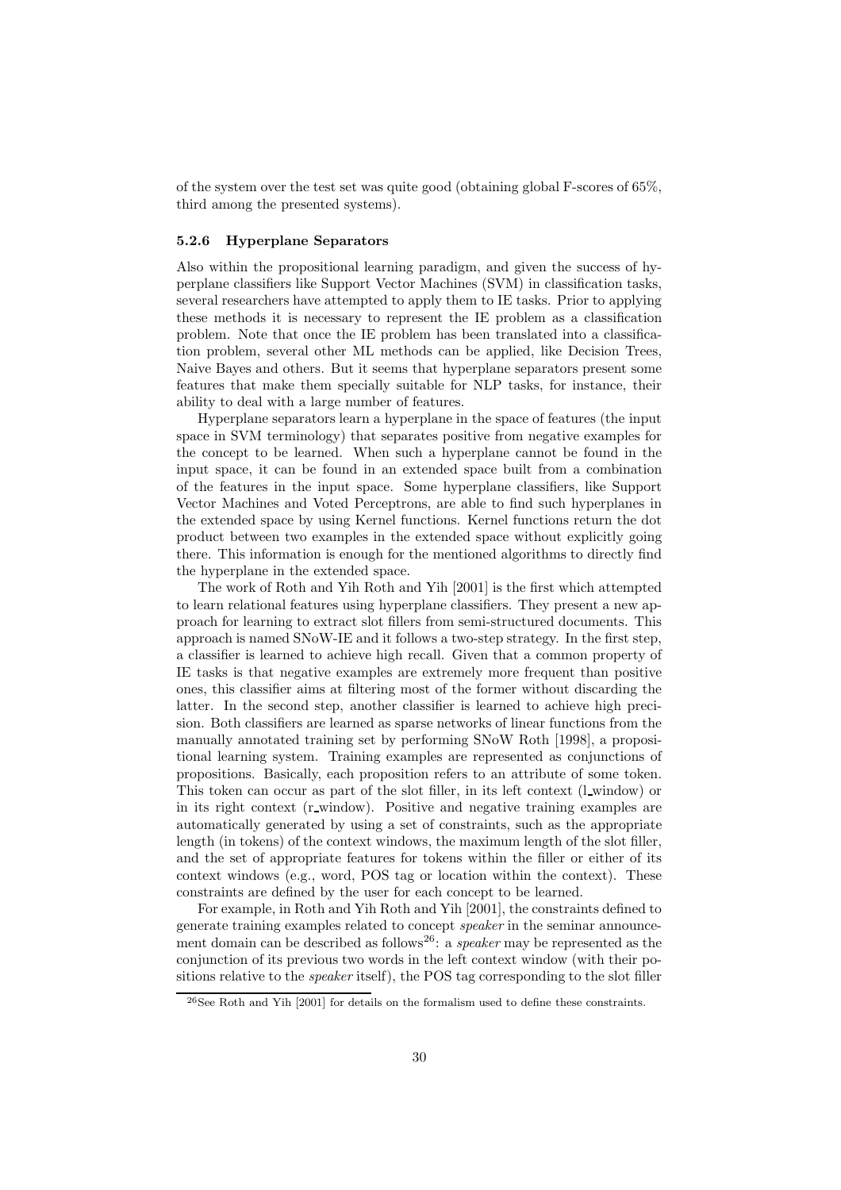of the system over the test set was quite good (obtaining global F-scores of 65%, third among the presented systems).

### 5.2.6 Hyperplane Separators

Also within the propositional learning paradigm, and given the success of hyperplane classifiers like Support Vector Machines (SVM) in classification tasks, several researchers have attempted to apply them to IE tasks. Prior to applying these methods it is necessary to represent the IE problem as a classification problem. Note that once the IE problem has been translated into a classification problem, several other ML methods can be applied, like Decision Trees, Naive Bayes and others. But it seems that hyperplane separators present some features that make them specially suitable for NLP tasks, for instance, their ability to deal with a large number of features.

Hyperplane separators learn a hyperplane in the space of features (the input space in SVM terminology) that separates positive from negative examples for the concept to be learned. When such a hyperplane cannot be found in the input space, it can be found in an extended space built from a combination of the features in the input space. Some hyperplane classifiers, like Support Vector Machines and Voted Perceptrons, are able to find such hyperplanes in the extended space by using Kernel functions. Kernel functions return the dot product between two examples in the extended space without explicitly going there. This information is enough for the mentioned algorithms to directly find the hyperplane in the extended space.

The work of Roth and Yih Roth and Yih [2001] is the first which attempted to learn relational features using hyperplane classifiers. They present a new approach for learning to extract slot fillers from semi-structured documents. This approach is named SNoW-IE and it follows a two-step strategy. In the first step, a classifier is learned to achieve high recall. Given that a common property of IE tasks is that negative examples are extremely more frequent than positive ones, this classifier aims at filtering most of the former without discarding the latter. In the second step, another classifier is learned to achieve high precision. Both classifiers are learned as sparse networks of linear functions from the manually annotated training set by performing SNoW Roth [1998], a propositional learning system. Training examples are represented as conjunctions of propositions. Basically, each proposition refers to an attribute of some token. This token can occur as part of the slot filler, in its left context (l_window) or in its right context (r_window). Positive and negative training examples are automatically generated by using a set of constraints, such as the appropriate length (in tokens) of the context windows, the maximum length of the slot filler, and the set of appropriate features for tokens within the filler or either of its context windows (e.g., word, POS tag or location within the context). These constraints are defined by the user for each concept to be learned.

For example, in Roth and Yih Roth and Yih [2001], the constraints defined to generate training examples related to concept *speaker* in the seminar announcement domain can be described as follows[26]: a *speaker* may be represented as the conjunction of its previous two words in the left context window (with their positions relative to the *speaker* itself), the POS tag corresponding to the slot filler

[26] See Roth and Yih [2001] for details on the formalism used to define these constraints.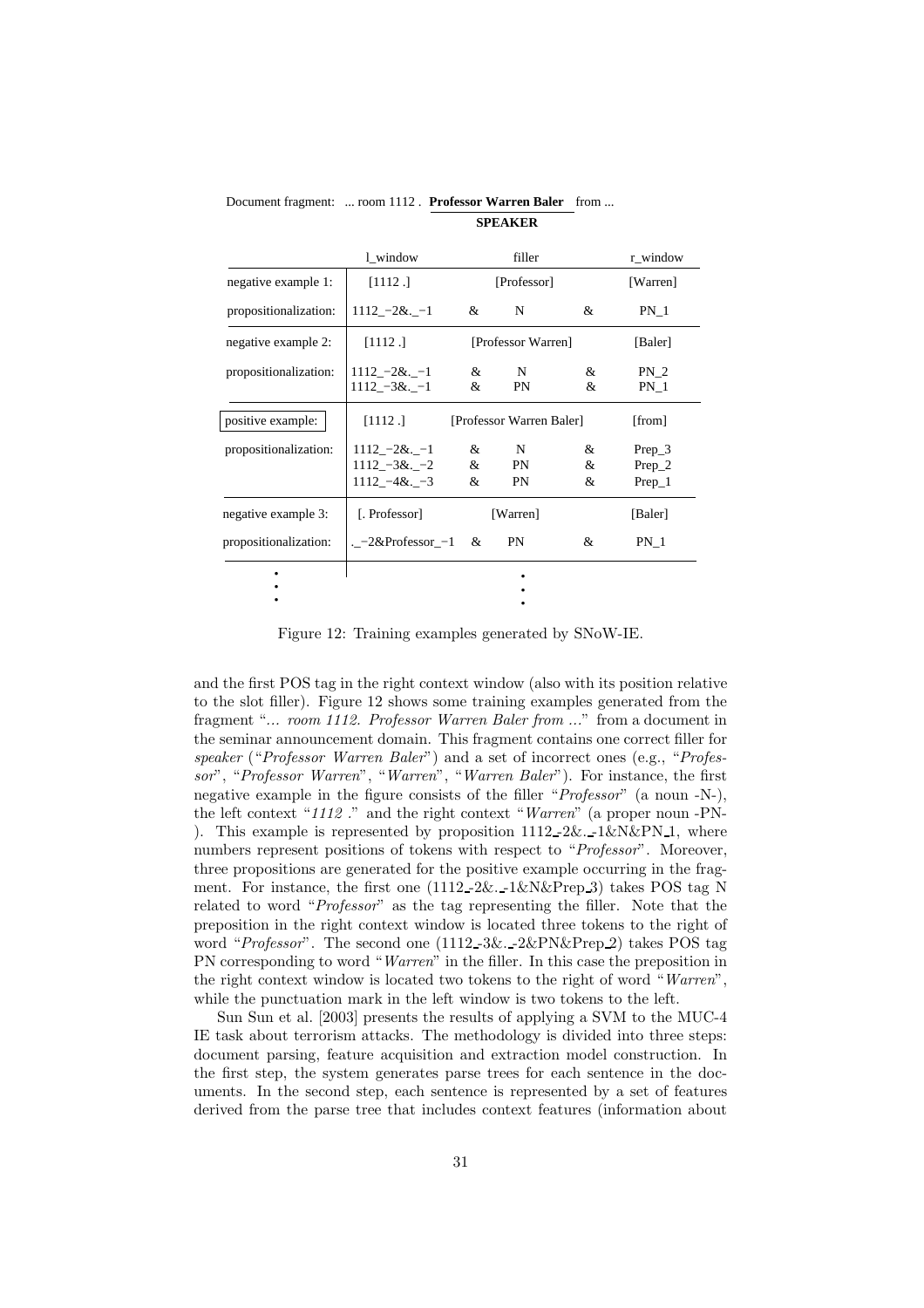Document fragment: ... room 1112 . **Professor Warren Baler** from ...
**SPEAKER**

| | l_window | | filler | | r_window |
|---|---|---|---|---|---|
| negative example 1: | [1112 .] | | [Professor] | | [Warren] |
| propositionalization: | 1112_−2&._−1 | & | N | & | PN_1 |
| negative example 2: | [1112 .] | | [Professor Warren] | | [Baler] |
| propositionalization: | 1112_−2&._−1 | & | N | & | PN_2 |
| | 1112_−3&._−1 | & | PN | & | PN_1 |
| positive example: | [1112 .] | | [Professor Warren Baler] | | [from] |
| propositionalization: | 1112_−2&._−1 | & | N | & | Prep_3 |
| | 1112_−3&._−2 | & | PN | & | Prep_2 |
| | 1112_−4&._−3 | & | PN | & | Prep_1 |
| negative example 3: | [. Professor] | | [Warren] | | [Baler] |
| propositionalization: | ._−2&Professor_−1 | & | PN | & | PN_1 |
| ⋮ | | | ⋮ | | |

Figure 12: Training examples generated by SNoW-IE.

and the first POS tag in the right context window (also with its position relative to the slot filler). Figure 12 shows some training examples generated from the fragment "*... room 1112. Professor Warren Baler from ...*" from a document in the seminar announcement domain. This fragment contains one correct filler for *speaker* ("*Professor Warren Baler*") and a set of incorrect ones (e.g., "*Professor*", "*Professor Warren*", "*Warren*", "*Warren Baler*"). For instance, the first negative example in the figure consists of the filler "*Professor*" (a noun -N-), the left context "*1112 .*" and the right context "*Warren*" (a proper noun -PN-). This example is represented by proposition 1112_-2&._-1&N&PN_1, where numbers represent positions of tokens with respect to "*Professor*". Moreover, three propositions are generated for the positive example occurring in the fragment. For instance, the first one (1112_-2&._-1&N&Prep_3) takes POS tag N related to word "*Professor*" as the tag representing the filler. Note that the preposition in the right context window is located three tokens to the right of word "*Professor*". The second one (1112_-3&._-2&PN&Prep_2) takes POS tag PN corresponding to word "*Warren*" in the filler. In this case the preposition in the right context window is located two tokens to the right of word "*Warren*", while the punctuation mark in the left window is two tokens to the left.

Sun Sun et al. [2003] presents the results of applying a SVM to the MUC-4 IE task about terrorism attacks. The methodology is divided into three steps: document parsing, feature acquisition and extraction model construction. In the first step, the system generates parse trees for each sentence in the documents. In the second step, each sentence is represented by a set of features derived from the parse tree that includes context features (information about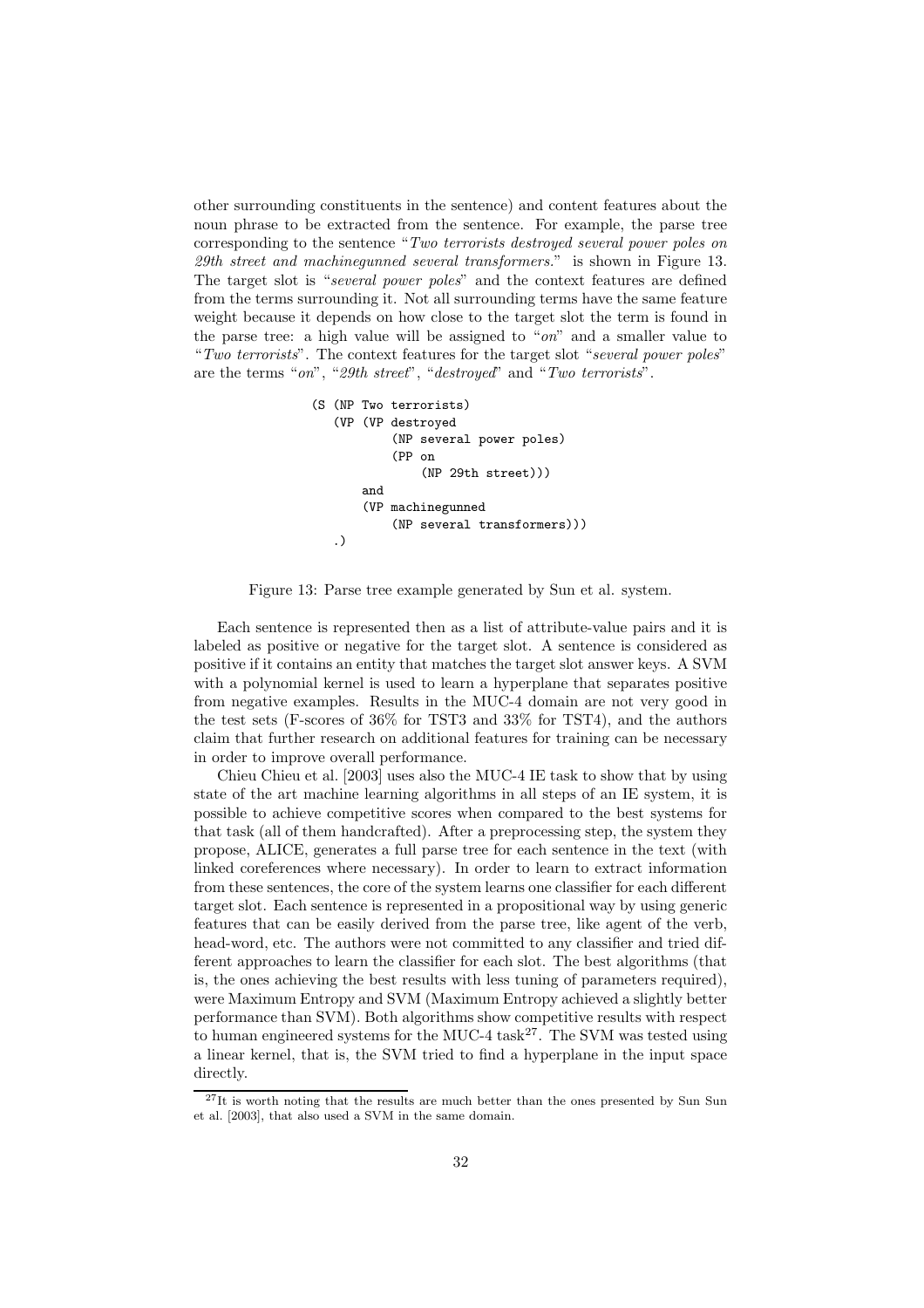other surrounding constituents in the sentence) and content features about the noun phrase to be extracted from the sentence. For example, the parse tree corresponding to the sentence "*Two terrorists destroyed several power poles on 29th street and machinegunned several transformers.*" is shown in Figure 13. The target slot is "*several power poles*" and the context features are defined from the terms surrounding it. Not all surrounding terms have the same feature weight because it depends on how close to the target slot the term is found in the parse tree: a high value will be assigned to "*on*" and a smaller value to "*Two terrorists*". The context features for the target slot "*several power poles*" are the terms "*on*", "*29th street*", "*destroyed*" and "*Two terrorists*".

```
(S (NP Two terrorists)
   (VP (VP destroyed
           (NP several power poles)
           (PP on
               (NP 29th street)))
       and
       (VP machinegunned
           (NP several transformers)))
   .)
```

Figure 13: Parse tree example generated by Sun et al. system.

Each sentence is represented then as a list of attribute-value pairs and it is labeled as positive or negative for the target slot. A sentence is considered as positive if it contains an entity that matches the target slot answer keys. A SVM with a polynomial kernel is used to learn a hyperplane that separates positive from negative examples. Results in the MUC-4 domain are not very good in the test sets (F-scores of 36% for TST3 and 33% for TST4), and the authors claim that further research on additional features for training can be necessary in order to improve overall performance.

Chieu Chieu et al. [2003] uses also the MUC-4 IE task to show that by using state of the art machine learning algorithms in all steps of an IE system, it is possible to achieve competitive scores when compared to the best systems for that task (all of them handcrafted). After a preprocessing step, the system they propose, ALICE, generates a full parse tree for each sentence in the text (with linked coreferences where necessary). In order to learn to extract information from these sentences, the core of the system learns one classifier for each different target slot. Each sentence is represented in a propositional way by using generic features that can be easily derived from the parse tree, like agent of the verb, head-word, etc. The authors were not committed to any classifier and tried different approaches to learn the classifier for each slot. The best algorithms (that is, the ones achieving the best results with less tuning of parameters required), were Maximum Entropy and SVM (Maximum Entropy achieved a slightly better performance than SVM). Both algorithms show competitive results with respect to human engineered systems for the MUC-4 task[27]. The SVM was tested using a linear kernel, that is, the SVM tried to find a hyperplane in the input space directly.

[27] It is worth noting that the results are much better than the ones presented by Sun Sun et al. [2003], that also used a SVM in the same domain.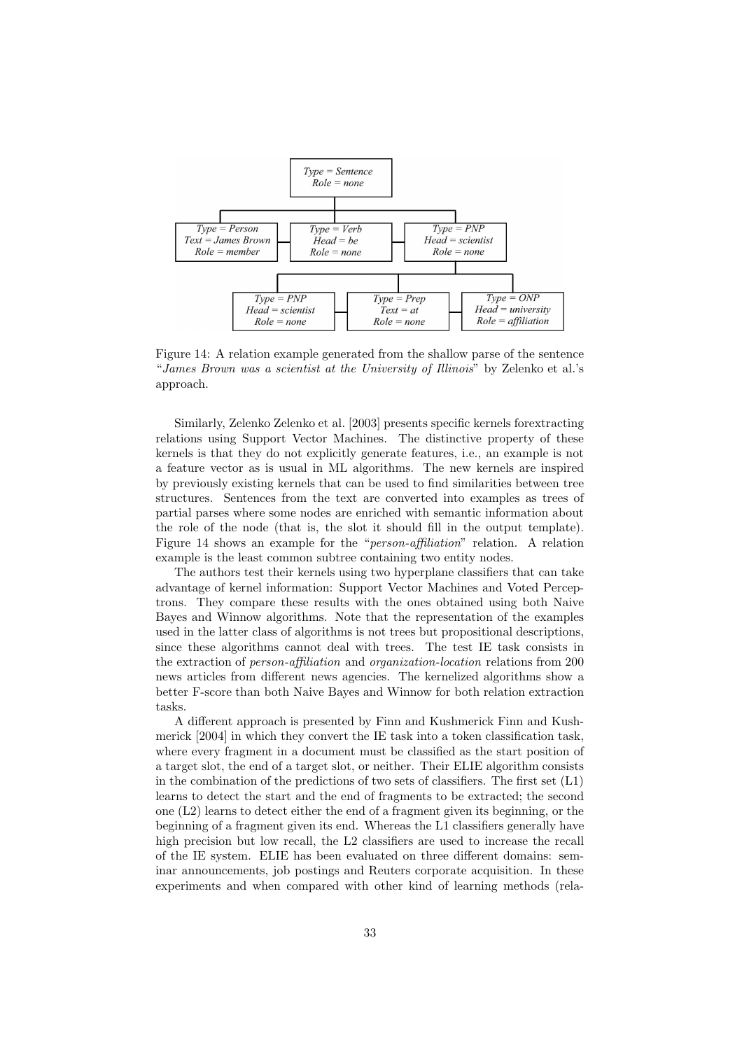Figure 14: A relation example generated from the shallow parse of the sentence "*James Brown was a scientist at the University of Illinois*" by Zelenko et al.'s approach.

Similarly, Zelenko Zelenko et al. [2003] presents specific kernels forextracting relations using Support Vector Machines. The distinctive property of these kernels is that they do not explicitly generate features, i.e., an example is not a feature vector as is usual in ML algorithms. The new kernels are inspired by previously existing kernels that can be used to find similarities between tree structures. Sentences from the text are converted into examples as trees of partial parses where some nodes are enriched with semantic information about the role of the node (that is, the slot it should fill in the output template). Figure 14 shows an example for the "*person-affiliation*" relation. A relation example is the least common subtree containing two entity nodes.

The authors test their kernels using two hyperplane classifiers that can take advantage of kernel information: Support Vector Machines and Voted Perceptrons. They compare these results with the ones obtained using both Naive Bayes and Winnow algorithms. Note that the representation of the examples used in the latter class of algorithms is not trees but propositional descriptions, since these algorithms cannot deal with trees. The test IE task consists in the extraction of *person-affiliation* and *organization-location* relations from 200 news articles from different news agencies. The kernelized algorithms show a better F-score than both Naive Bayes and Winnow for both relation extraction tasks.

A different approach is presented by Finn and Kushmerick Finn and Kushmerick [2004] in which they convert the IE task into a token classification task, where every fragment in a document must be classified as the start position of a target slot, the end of a target slot, or neither. Their ELIE algorithm consists in the combination of the predictions of two sets of classifiers. The first set (L1) learns to detect the start and the end of fragments to be extracted; the second one (L2) learns to detect either the end of a fragment given its beginning, or the beginning of a fragment given its end. Whereas the L1 classifiers generally have high precision but low recall, the L2 classifiers are used to increase the recall of the IE system. ELIE has been evaluated on three different domains: seminar announcements, job postings and Reuters corporate acquisition. In these experiments and when compared with other kind of learning methods (rela-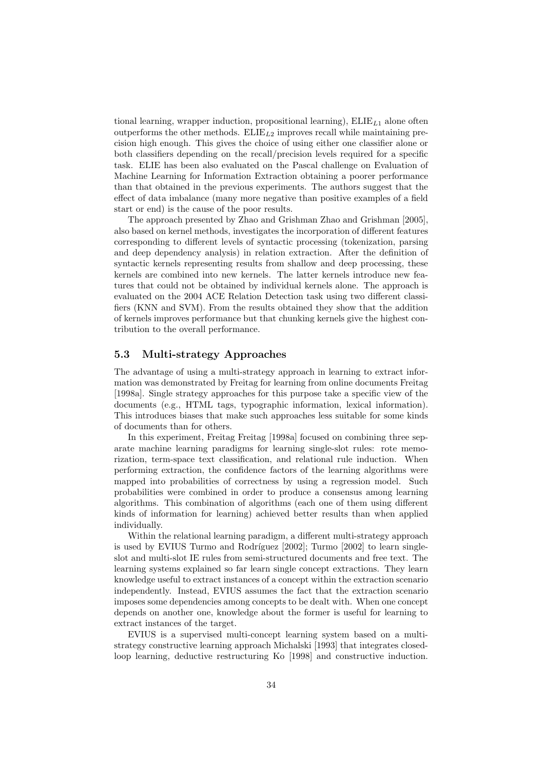tional learning, wrapper induction, propositional learning), $\text{ELIE}_{L1}$ alone often outperforms the other methods. $\text{ELIE}_{L2}$ improves recall while maintaining precision high enough. This gives the choice of using either one classifier alone or both classifiers depending on the recall/precision levels required for a specific task. ELIE has been also evaluated on the Pascal challenge on Evaluation of Machine Learning for Information Extraction obtaining a poorer performance than that obtained in the previous experiments. The authors suggest that the effect of data imbalance (many more negative than positive examples of a field start or end) is the cause of the poor results.

The approach presented by Zhao and Grishman Zhao and Grishman [2005], also based on kernel methods, investigates the incorporation of different features corresponding to different levels of syntactic processing (tokenization, parsing and deep dependency analysis) in relation extraction. After the definition of syntactic kernels representing results from shallow and deep processing, these kernels are combined into new kernels. The latter kernels introduce new features that could not be obtained by individual kernels alone. The approach is evaluated on the 2004 ACE Relation Detection task using two different classifiers (KNN and SVM). From the results obtained they show that the addition of kernels improves performance but that chunking kernels give the highest contribution to the overall performance.

### 5.3 Multi-strategy Approaches

The advantage of using a multi-strategy approach in learning to extract information was demonstrated by Freitag for learning from online documents Freitag [1998a]. Single strategy approaches for this purpose take a specific view of the documents (e.g., HTML tags, typographic information, lexical information). This introduces biases that make such approaches less suitable for some kinds of documents than for others.

In this experiment, Freitag Freitag [1998a] focused on combining three separate machine learning paradigms for learning single-slot rules: rote memorization, term-space text classification, and relational rule induction. When performing extraction, the confidence factors of the learning algorithms were mapped into probabilities of correctness by using a regression model. Such probabilities were combined in order to produce a consensus among learning algorithms. This combination of algorithms (each one of them using different kinds of information for learning) achieved better results than when applied individually.

Within the relational learning paradigm, a different multi-strategy approach is used by EVIUS Turmo and Rodríguez [2002]; Turmo [2002] to learn single-slot and multi-slot IE rules from semi-structured documents and free text. The learning systems explained so far learn single concept extractions. They learn knowledge useful to extract instances of a concept within the extraction scenario independently. Instead, EVIUS assumes the fact that the extraction scenario imposes some dependencies among concepts to be dealt with. When one concept depends on another one, knowledge about the former is useful for learning to extract instances of the target.

EVIUS is a supervised multi-concept learning system based on a multi-strategy constructive learning approach Michalski [1993] that integrates closed-loop learning, deductive restructuring Ko [1998] and constructive induction.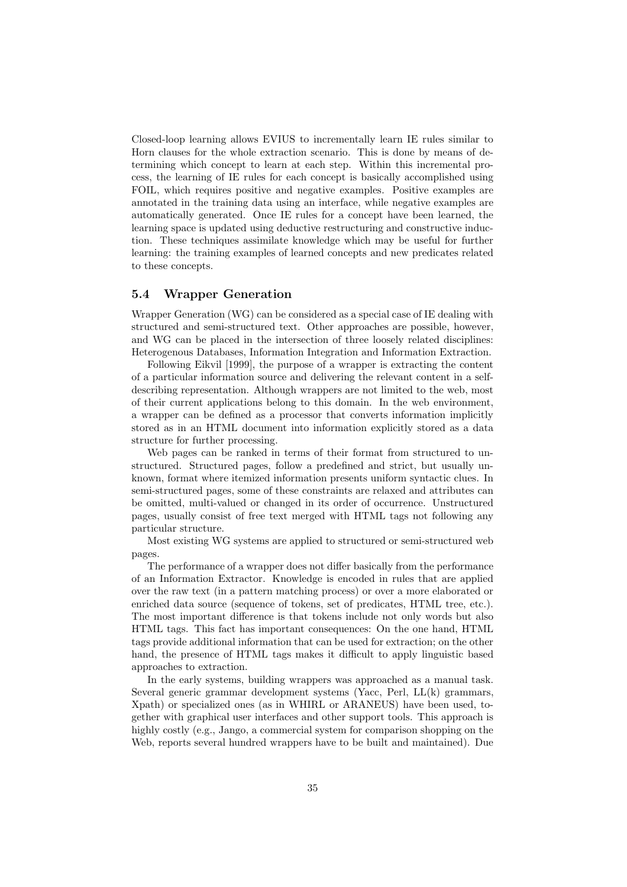Closed-loop learning allows EVIUS to incrementally learn IE rules similar to Horn clauses for the whole extraction scenario. This is done by means of determining which concept to learn at each step. Within this incremental process, the learning of IE rules for each concept is basically accomplished using FOIL, which requires positive and negative examples. Positive examples are annotated in the training data using an interface, while negative examples are automatically generated. Once IE rules for a concept have been learned, the learning space is updated using deductive restructuring and constructive induction. These techniques assimilate knowledge which may be useful for further learning: the training examples of learned concepts and new predicates related to these concepts.

### 5.4 Wrapper Generation

Wrapper Generation (WG) can be considered as a special case of IE dealing with structured and semi-structured text. Other approaches are possible, however, and WG can be placed in the intersection of three loosely related disciplines: Heterogenous Databases, Information Integration and Information Extraction.

Following Eikvil [1999], the purpose of a wrapper is extracting the content of a particular information source and delivering the relevant content in a self-describing representation. Although wrappers are not limited to the web, most of their current applications belong to this domain. In the web environment, a wrapper can be defined as a processor that converts information implicitly stored as in an HTML document into information explicitly stored as a data structure for further processing.

Web pages can be ranked in terms of their format from structured to unstructured. Structured pages, follow a predefined and strict, but usually unknown, format where itemized information presents uniform syntactic clues. In semi-structured pages, some of these constraints are relaxed and attributes can be omitted, multi-valued or changed in its order of occurrence. Unstructured pages, usually consist of free text merged with HTML tags not following any particular structure.

Most existing WG systems are applied to structured or semi-structured web pages.

The performance of a wrapper does not differ basically from the performance of an Information Extractor. Knowledge is encoded in rules that are applied over the raw text (in a pattern matching process) or over a more elaborated or enriched data source (sequence of tokens, set of predicates, HTML tree, etc.). The most important difference is that tokens include not only words but also HTML tags. This fact has important consequences: On the one hand, HTML tags provide additional information that can be used for extraction; on the other hand, the presence of HTML tags makes it difficult to apply linguistic based approaches to extraction.

In the early systems, building wrappers was approached as a manual task. Several generic grammar development systems (Yacc, Perl, LL(k) grammars, Xpath) or specialized ones (as in WHIRL or ARANEUS) have been used, together with graphical user interfaces and other support tools. This approach is highly costly (e.g., Jango, a commercial system for comparison shopping on the Web, reports several hundred wrappers have to be built and maintained). Due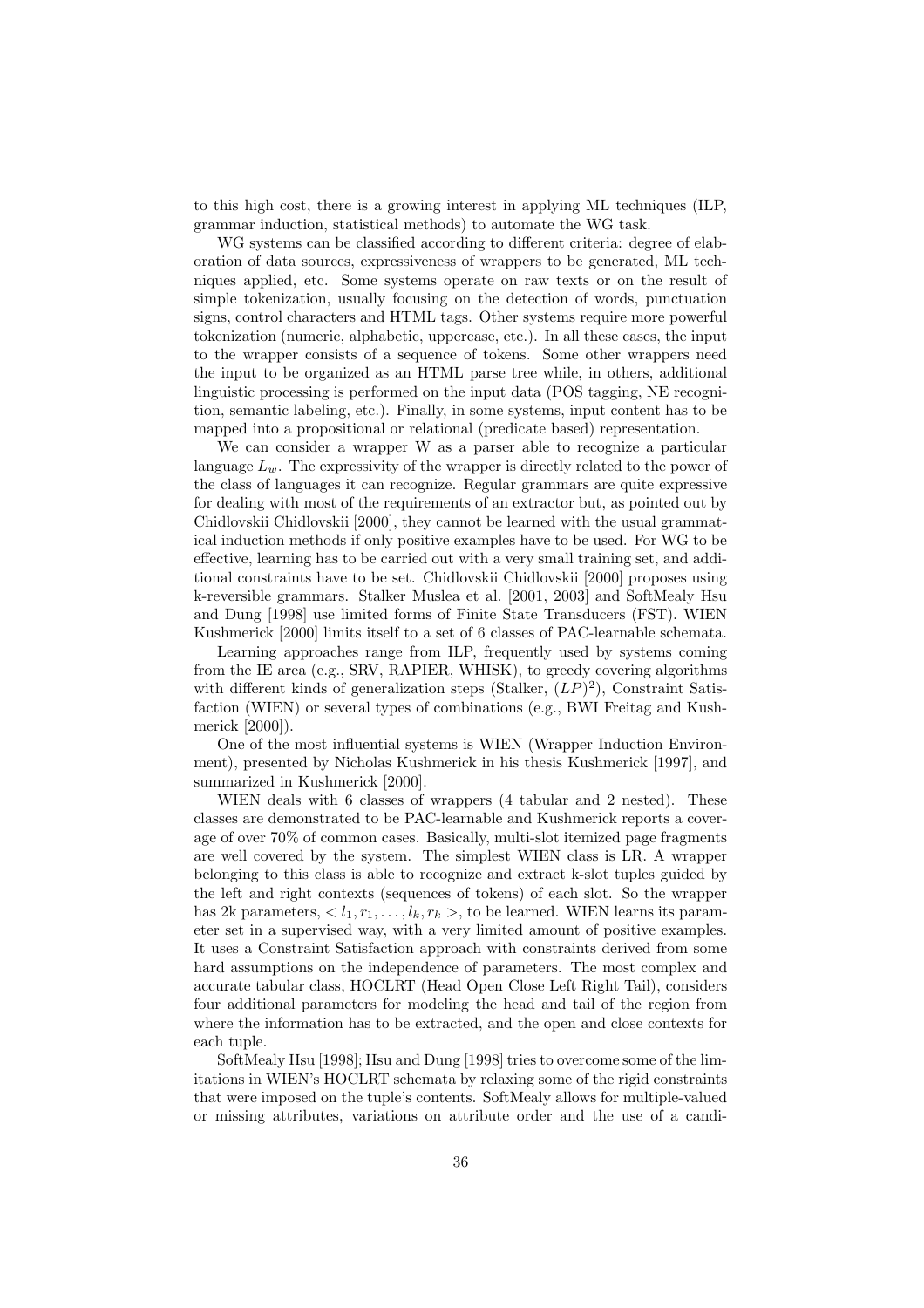to this high cost, there is a growing interest in applying ML techniques (ILP, grammar induction, statistical methods) to automate the WG task.

WG systems can be classified according to different criteria: degree of elaboration of data sources, expressiveness of wrappers to be generated, ML techniques applied, etc. Some systems operate on raw texts or on the result of simple tokenization, usually focusing on the detection of words, punctuation signs, control characters and HTML tags. Other systems require more powerful tokenization (numeric, alphabetic, uppercase, etc.). In all these cases, the input to the wrapper consists of a sequence of tokens. Some other wrappers need the input to be organized as an HTML parse tree while, in others, additional linguistic processing is performed on the input data (POS tagging, NE recognition, semantic labeling, etc.). Finally, in some systems, input content has to be mapped into a propositional or relational (predicate based) representation.

We can consider a wrapper W as a parser able to recognize a particular language $L_w$. The expressivity of the wrapper is directly related to the power of the class of languages it can recognize. Regular grammars are quite expressive for dealing with most of the requirements of an extractor but, as pointed out by Chidlovskii Chidlovskii [2000], they cannot be learned with the usual grammatical induction methods if only positive examples have to be used. For WG to be effective, learning has to be carried out with a very small training set, and additional constraints have to be set. Chidlovskii Chidlovskii [2000] proposes using k-reversible grammars. Stalker Muslea et al. [2001, 2003] and SoftMealy Hsu and Dung [1998] use limited forms of Finite State Transducers (FST). WIEN Kushmerick [2000] limits itself to a set of 6 classes of PAC-learnable schemata.

Learning approaches range from ILP, frequently used by systems coming from the IE area (e.g., SRV, RAPIER, WHISK), to greedy covering algorithms with different kinds of generalization steps (Stalker, $(LP)^2$), Constraint Satisfaction (WIEN) or several types of combinations (e.g., BWI Freitag and Kushmerick [2000]).

One of the most influential systems is WIEN (Wrapper Induction Environment), presented by Nicholas Kushmerick in his thesis Kushmerick [1997], and summarized in Kushmerick [2000].

WIEN deals with 6 classes of wrappers (4 tabular and 2 nested). These classes are demonstrated to be PAC-learnable and Kushmerick reports a coverage of over 70% of common cases. Basically, multi-slot itemized page fragments are well covered by the system. The simplest WIEN class is LR. A wrapper belonging to this class is able to recognize and extract k-slot tuples guided by the left and right contexts (sequences of tokens) of each slot. So the wrapper has 2k parameters, $< l_1, r_1, \ldots, l_k, r_k >$, to be learned. WIEN learns its parameter set in a supervised way, with a very limited amount of positive examples. It uses a Constraint Satisfaction approach with constraints derived from some hard assumptions on the independence of parameters. The most complex and accurate tabular class, HOCLRT (Head Open Close Left Right Tail), considers four additional parameters for modeling the head and tail of the region from where the information has to be extracted, and the open and close contexts for each tuple.

SoftMealy Hsu [1998]; Hsu and Dung [1998] tries to overcome some of the limitations in WIEN's HOCLRT schemata by relaxing some of the rigid constraints that were imposed on the tuple's contents. SoftMealy allows for multiple-valued or missing attributes, variations on attribute order and the use of a candi-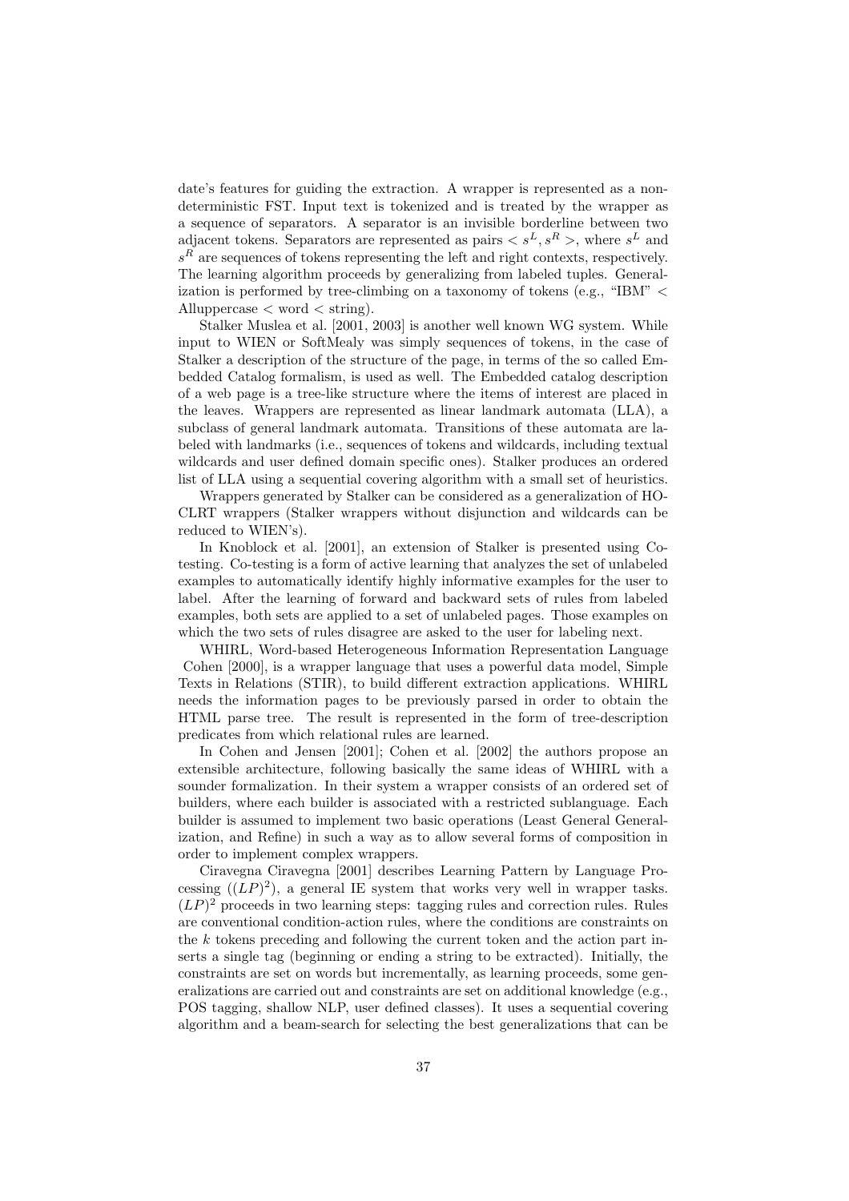date's features for guiding the extraction. A wrapper is represented as a non-deterministic FST. Input text is tokenized and is treated by the wrapper as a sequence of separators. A separator is an invisible borderline between two adjacent tokens. Separators are represented as pairs $< s^L, s^R >$, where $s^L$ and $s^R$ are sequences of tokens representing the left and right contexts, respectively. The learning algorithm proceeds by generalizing from labeled tuples. Generalization is performed by tree-climbing on a taxonomy of tokens (e.g., "IBM" < Alluppercase < word < string).

Stalker Muslea et al. [2001, 2003] is another well known WG system. While input to WIEN or SoftMealy was simply sequences of tokens, in the case of Stalker a description of the structure of the page, in terms of the so called Embedded Catalog formalism, is used as well. The Embedded catalog description of a web page is a tree-like structure where the items of interest are placed in the leaves. Wrappers are represented as linear landmark automata (LLA), a subclass of general landmark automata. Transitions of these automata are labeled with landmarks (i.e., sequences of tokens and wildcards, including textual wildcards and user defined domain specific ones). Stalker produces an ordered list of LLA using a sequential covering algorithm with a small set of heuristics.

Wrappers generated by Stalker can be considered as a generalization of HOCLRT wrappers (Stalker wrappers without disjunction and wildcards can be reduced to WIEN's).

In Knoblock et al. [2001], an extension of Stalker is presented using Cotesting. Co-testing is a form of active learning that analyzes the set of unlabeled examples to automatically identify highly informative examples for the user to label. After the learning of forward and backward sets of rules from labeled examples, both sets are applied to a set of unlabeled pages. Those examples on which the two sets of rules disagree are asked to the user for labeling next.

WHIRL, Word-based Heterogeneous Information Representation Language Cohen [2000], is a wrapper language that uses a powerful data model, Simple Texts in Relations (STIR), to build different extraction applications. WHIRL needs the information pages to be previously parsed in order to obtain the HTML parse tree. The result is represented in the form of tree-description predicates from which relational rules are learned.

In Cohen and Jensen [2001]; Cohen et al. [2002] the authors propose an extensible architecture, following basically the same ideas of WHIRL with a sounder formalization. In their system a wrapper consists of an ordered set of builders, where each builder is associated with a restricted sublanguage. Each builder is assumed to implement two basic operations (Least General Generalization, and Refine) in such a way as to allow several forms of composition in order to implement complex wrappers.

Ciravegna Ciravegna [2001] describes Learning Pattern by Language Processing ($(LP)^2$), a general IE system that works very well in wrapper tasks. $(LP)^2$ proceeds in two learning steps: tagging rules and correction rules. Rules are conventional condition-action rules, where the conditions are constraints on the $k$ tokens preceding and following the current token and the action part inserts a single tag (beginning or ending a string to be extracted). Initially, the constraints are set on words but incrementally, as learning proceeds, some generalizations are carried out and constraints are set on additional knowledge (e.g., POS tagging, shallow NLP, user defined classes). It uses a sequential covering algorithm and a beam-search for selecting the best generalizations that can be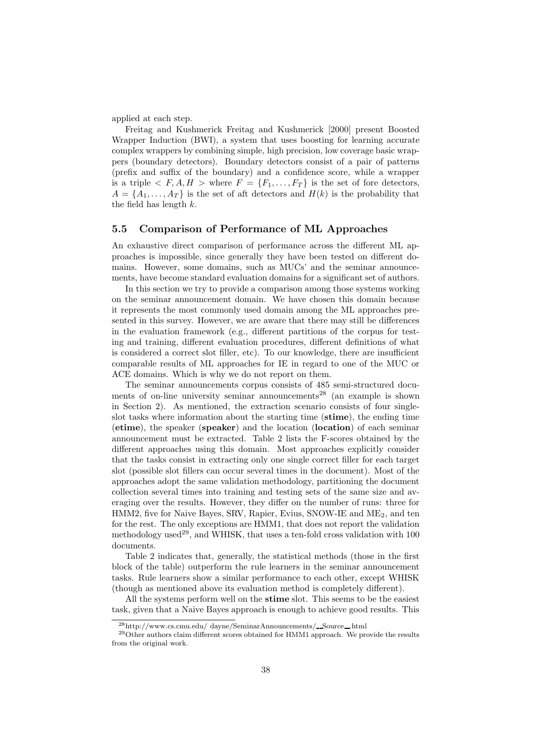applied at each step.

Freitag and Kushmerick Freitag and Kushmerick [2000] present Boosted Wrapper Induction (BWI), a system that uses boosting for learning accurate complex wrappers by combining simple, high precision, low coverage basic wrappers (boundary detectors). Boundary detectors consist of a pair of patterns (prefix and suffix of the boundary) and a confidence score, while a wrapper is a triple $< F, A, H >$ where $F = \{F_1, \ldots, F_T\}$ is the set of fore detectors, $A = \{A_1, \ldots, A_T\}$ is the set of aft detectors and $H(k)$ is the probability that the field has length $k$.

### 5.5 Comparison of Performance of ML Approaches

An exhaustive direct comparison of performance across the different ML approaches is impossible, since generally they have been tested on different domains. However, some domains, such as MUCs' and the seminar announcements, have become standard evaluation domains for a significant set of authors.

In this section we try to provide a comparison among those systems working on the seminar announcement domain. We have chosen this domain because it represents the most commonly used domain among the ML approaches presented in this survey. However, we are aware that there may still be differences in the evaluation framework (e.g., different partitions of the corpus for testing and training, different evaluation procedures, different definitions of what is considered a correct slot filler, etc). To our knowledge, there are insufficient comparable results of ML approaches for IE in regard to one of the MUC or ACE domains. Which is why we do not report on them.

The seminar announcements corpus consists of 485 semi-structured documents of on-line university seminar announcements[28] (an example is shown in Section 2). As mentioned, the extraction scenario consists of four single-slot tasks where information about the starting time (**stime**), the ending time (**etime**), the speaker (**speaker**) and the location (**location**) of each seminar announcement must be extracted. Table 2 lists the F-scores obtained by the different approaches using this domain. Most approaches explicitly consider that the tasks consist in extracting only one single correct filler for each target slot (possible slot fillers can occur several times in the document). Most of the approaches adopt the same validation methodology, partitioning the document collection several times into training and testing sets of the same size and averaging over the results. However, they differ on the number of runs: three for HMM2, five for Naive Bayes, SRV, Rapier, Evius, SNOW-IE and $\text{ME}_2$, and ten for the rest. The only exceptions are HMM1, that does not report the validation methodology used[29], and WHISK, that uses a ten-fold cross validation with 100 documents.

Table 2 indicates that, generally, the statistical methods (those in the first block of the table) outperform the rule learners in the seminar announcement tasks. Rule learners show a similar performance to each other, except WHISK (though as mentioned above its evaluation method is completely different).

All the systems perform well on the **stime** slot. This seems to be the easiest task, given that a Naive Bayes approach is enough to achieve good results. This

[28] http://www.cs.cmu.edu/ dayne/SeminarAnnouncements/_Source_.html

[29] Other authors claim different scores obtained for HMM1 approach. We provide the results from the original work.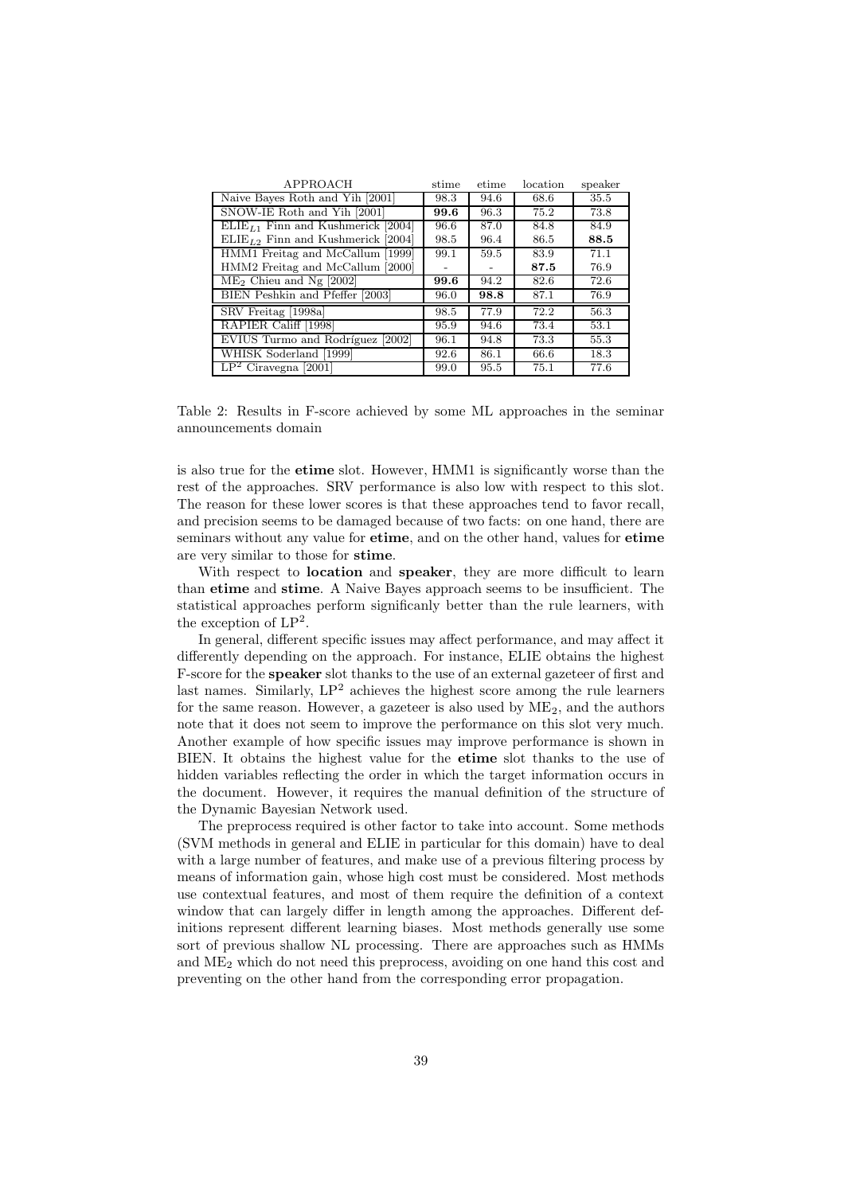| APPROACH | stime | etime | location | speaker |
|---|---|---|---|---|
| Naive Bayes Roth and Yih [2001] | 98.3 | 94.6 | 68.6 | 35.5 |
| SNOW-IE Roth and Yih [2001] | **99.6** | 96.3 | 75.2 | 73.8 |
| $\text{ELIE}_{L1}$ Finn and Kushmerick [2004] | 96.6 | 87.0 | 84.8 | 84.9 |
| $\text{ELIE}_{L2}$ Finn and Kushmerick [2004] | 98.5 | 96.4 | 86.5 | **88.5** |
| HMM1 Freitag and McCallum [1999] | 99.1 | 59.5 | 83.9 | 71.1 |
| HMM2 Freitag and McCallum [2000] | - | - | **87.5** | 76.9 |
| $\text{ME}_2$ Chieu and Ng [2002] | **99.6** | 94.2 | 82.6 | 72.6 |
| BIEN Peshkin and Pfeffer [2003] | 96.0 | **98.8** | 87.1 | 76.9 |
| SRV Freitag [1998a] | 98.5 | 77.9 | 72.2 | 56.3 |
| RAPIER Califf [1998] | 95.9 | 94.6 | 73.4 | 53.1 |
| EVIUS Turmo and Rodríguez [2002] | 96.1 | 94.8 | 73.3 | 55.3 |
| WHISK Soderland [1999] | 92.6 | 86.1 | 66.6 | 18.3 |
| $\text{LP}^2$ Ciravegna [2001] | 99.0 | 95.5 | 75.1 | 77.6 |

Table 2: Results in F-score achieved by some ML approaches in the seminar announcements domain

is also true for the **etime** slot. However, HMM1 is significantly worse than the rest of the approaches. SRV performance is also low with respect to this slot. The reason for these lower scores is that these approaches tend to favor recall, and precision seems to be damaged because of two facts: on one hand, there are seminars without any value for **etime**, and on the other hand, values for **etime** are very similar to those for **stime**.

With respect to **location** and **speaker**, they are more difficult to learn than **etime** and **stime**. A Naive Bayes approach seems to be insufficient. The statistical approaches perform significanly better than the rule learners, with the exception of $\text{LP}^2$.

In general, different specific issues may affect performance, and may affect it differently depending on the approach. For instance, ELIE obtains the highest F-score for the **speaker** slot thanks to the use of an external gazeteer of first and last names. Similarly, $\text{LP}^2$ achieves the highest score among the rule learners for the same reason. However, a gazeteer is also used by $\text{ME}_2$, and the authors note that it does not seem to improve the performance on this slot very much. Another example of how specific issues may improve performance is shown in BIEN. It obtains the highest value for the **etime** slot thanks to the use of hidden variables reflecting the order in which the target information occurs in the document. However, it requires the manual definition of the structure of the Dynamic Bayesian Network used.

The preprocess required is other factor to take into account. Some methods (SVM methods in general and ELIE in particular for this domain) have to deal with a large number of features, and make use of a previous filtering process by means of information gain, whose high cost must be considered. Most methods use contextual features, and most of them require the definition of a context window that can largely differ in length among the approaches. Different definitions represent different learning biases. Most methods generally use some sort of previous shallow NL processing. There are approaches such as HMMs and $\text{ME}_2$ which do not need this preprocess, avoiding on one hand this cost and preventing on the other hand from the corresponding error propagation.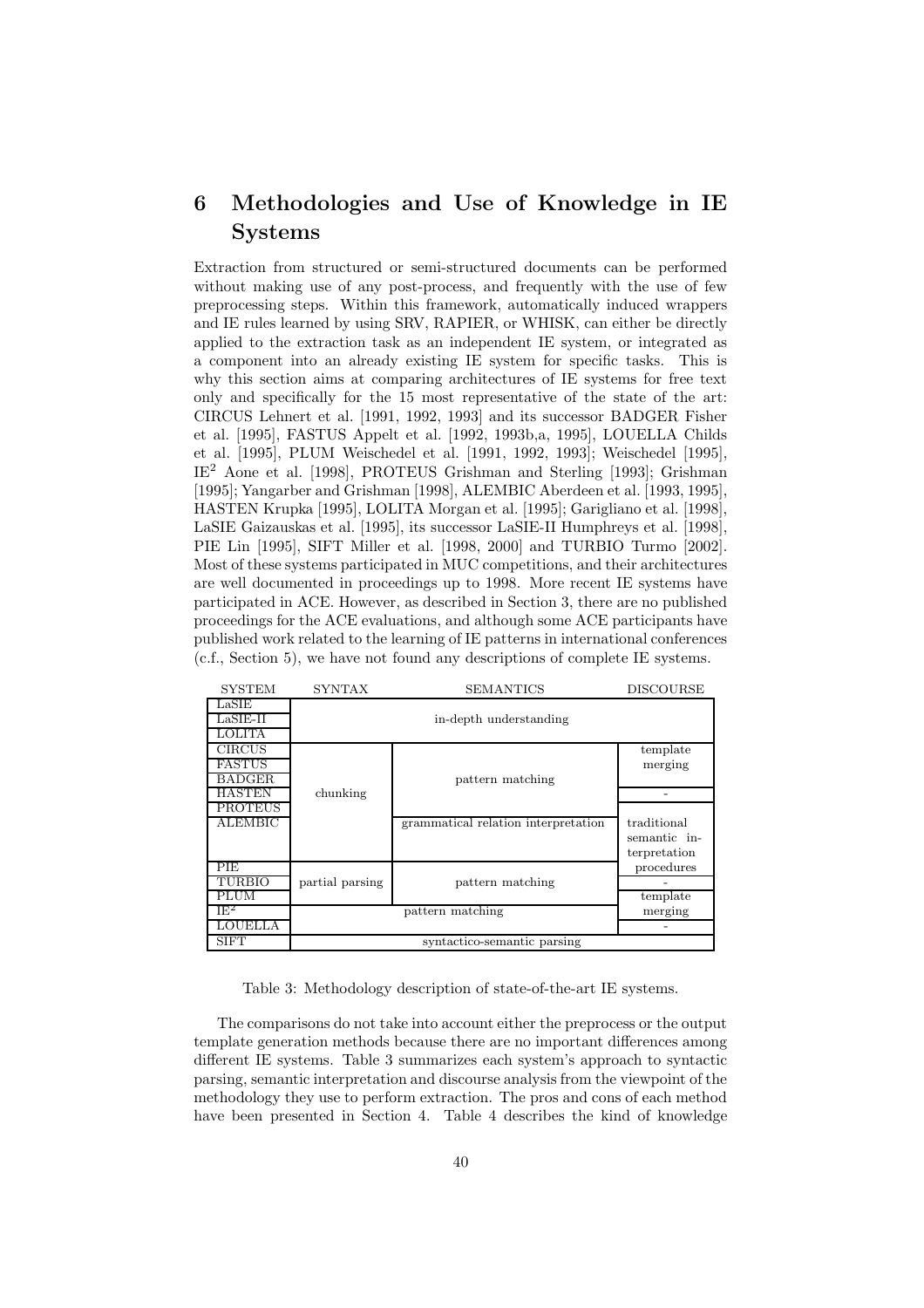# 6 Methodologies and Use of Knowledge in IE Systems

Extraction from structured or semi-structured documents can be performed without making use of any post-process, and frequently with the use of few preprocessing steps. Within this framework, automatically induced wrappers and IE rules learned by using SRV, RAPIER, or WHISK, can either be directly applied to the extraction task as an independent IE system, or integrated as a component into an already existing IE system for specific tasks. This is why this section aims at comparing architectures of IE systems for free text only and specifically for the 15 most representative of the state of the art: CIRCUS Lehnert et al. [1991, 1992, 1993] and its successor BADGER Fisher et al. [1995], FASTUS Appelt et al. [1992, 1993b,a, 1995], LOUELLA Childs et al. [1995], PLUM Weischedel et al. [1991, 1992, 1993]; Weischedel [1995], IE$^2$ Aone et al. [1998], PROTEUS Grishman and Sterling [1993]; Grishman [1995]; Yangarber and Grishman [1998], ALEMBIC Aberdeen et al. [1993, 1995], HASTEN Krupka [1995], LOLITA Morgan et al. [1995]; Garigliano et al. [1998], LaSIE Gaizauskas et al. [1995], its successor LaSIE-II Humphreys et al. [1998], PIE Lin [1995], SIFT Miller et al. [1998, 2000] and TURBIO Turmo [2002]. Most of these systems participated in MUC competitions, and their architectures are well documented in proceedings up to 1998. More recent IE systems have participated in ACE. However, as described in Section 3, there are no published proceedings for the ACE evaluations, and although some ACE participants have published work related to the learning of IE patterns in international conferences (c.f., Section 5), we have not found any descriptions of complete IE systems.

| SYSTEM | SYNTAX | SEMANTICS | DISCOURSE |
|---|---|---|---|
| LaSIE | in-depth understanding | | |
| LaSIE-II | | | |
| LOLITA | | | |
| CIRCUS | chunking | pattern matching | template merging |
| FASTUS | | | |
| BADGER | | | |
| HASTEN | | | - |
| PROTEUS | | | traditional semantic interpretation procedures |
| ALEMBIC | | grammatical relation interpretation | |
| PIE | partial parsing | pattern matching | |
| TURBIO | | | - |
| PLUM | | | template merging |
| IE$^2$ | pattern matching | | |
| LOUELLA | | | - |
| SIFT | syntactico-semantic parsing | | |

Table 3: Methodology description of state-of-the-art IE systems.

The comparisons do not take into account either the preprocess or the output template generation methods because there are no important differences among different IE systems. Table 3 summarizes each system's approach to syntactic parsing, semantic interpretation and discourse analysis from the viewpoint of the methodology they use to perform extraction. The pros and cons of each method have been presented in Section 4. Table 4 describes the kind of knowledge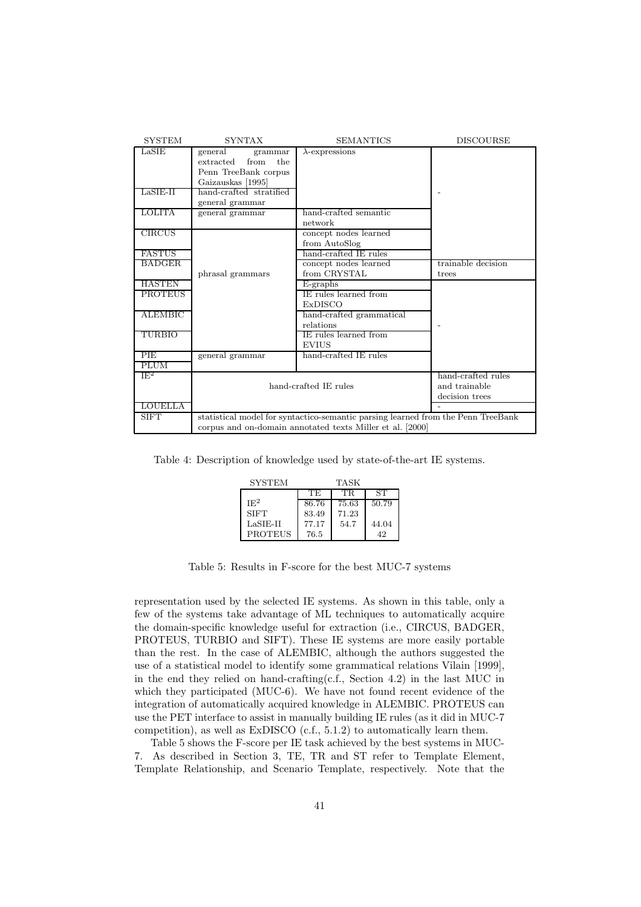| SYSTEM | SYNTAX | SEMANTICS | DISCOURSE |
|---|---|---|---|
| LaSIE | general grammar extracted from the Penn TreeBank corpus Gaizauskas [1995] | λ-expressions | - |
| LaSIE-II | hand-crafted stratified general grammar | | |
| LOLITA | general grammar | hand-crafted semantic network | |
| CIRCUS | phrasal grammars | concept nodes learned from AutoSlog | |
| FASTUS | | hand-crafted IE rules | |
| BADGER | | concept nodes learned from CRYSTAL | trainable decision trees |
| HASTEN | | E-graphs | - |
| PROTEUS | | IE rules learned from ExDISCO | |
| ALEMBIC | | hand-crafted grammatical relations | |
| TURBIO | | IE rules learned from EVIUS | |
| PIE | general grammar | hand-crafted IE rules | |
| PLUM | | | |
| IE$^2$ | hand-crafted IE rules | | hand-crafted rules and trainable decision trees |
| LOUELLA | | | - |
| SIFT | statistical model for syntactico-semantic parsing learned from the Penn TreeBank corpus and on-domain annotated texts Miller et al. [2000] | | |

Table 4: Description of knowledge used by state-of-the-art IE systems.

| SYSTEM | TASK | | |
|---|---|---|---|
| | TE | TR | ST |
| IE$^2$ | 86.76 | 75.63 | 50.79 |
| SIFT | 83.49 | 71.23 | |
| LaSIE-II | 77.17 | 54.7 | 44.04 |
| PROTEUS | 76.5 | | 42 |

Table 5: Results in F-score for the best MUC-7 systems

representation used by the selected IE systems. As shown in this table, only a few of the systems take advantage of ML techniques to automatically acquire the domain-specific knowledge useful for extraction (i.e., CIRCUS, BADGER, PROTEUS, TURBIO and SIFT). These IE systems are more easily portable than the rest. In the case of ALEMBIC, although the authors suggested the use of a statistical model to identify some grammatical relations Vilain [1999], in the end they relied on hand-crafting(c.f., Section 4.2) in the last MUC in which they participated (MUC-6). We have not found recent evidence of the integration of automatically acquired knowledge in ALEMBIC. PROTEUS can use the PET interface to assist in manually building IE rules (as it did in MUC-7 competition), as well as ExDISCO (c.f., 5.1.2) to automatically learn them.

Table 5 shows the F-score per IE task achieved by the best systems in MUC-7. As described in Section 3, TE, TR and ST refer to Template Element, Template Relationship, and Scenario Template, respectively. Note that the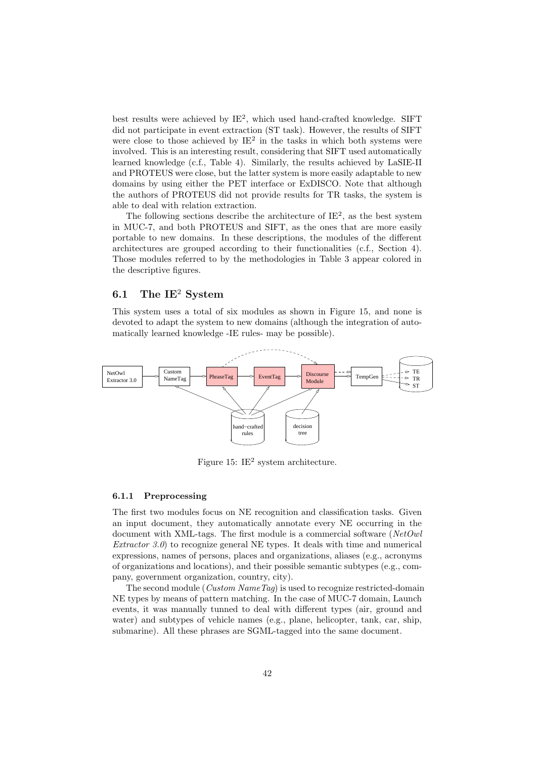best results were achieved by IE$^2$, which used hand-crafted knowledge. SIFT did not participate in event extraction (ST task). However, the results of SIFT were close to those achieved by IE$^2$ in the tasks in which both systems were involved. This is an interesting result, considering that SIFT used automatically learned knowledge (c.f., Table 4). Similarly, the results achieved by LaSIE-II and PROTEUS were close, but the latter system is more easily adaptable to new domains by using either the PET interface or ExDISCO. Note that although the authors of PROTEUS did not provide results for TR tasks, the system is able to deal with relation extraction.

The following sections describe the architecture of IE$^2$, as the best system in MUC-7, and both PROTEUS and SIFT, as the ones that are more easily portable to new domains. In these descriptions, the modules of the different architectures are grouped according to their functionalities (c.f., Section 4). Those modules referred to by the methodologies in Table 3 appear colored in the descriptive figures.

## 6.1 The IE$^2$ System

This system uses a total of six modules as shown in Figure 15, and none is devoted to adapt the system to new domains (although the integration of automatically learned knowledge -IE rules- may be possible).

Figure 15: IE$^2$ system architecture.

### 6.1.1 Preprocessing

The first two modules focus on NE recognition and classification tasks. Given an input document, they automatically annotate every NE occurring in the document with XML-tags. The first module is a commercial software (*NetOwl Extractor 3.0*) to recognize general NE types. It deals with time and numerical expressions, names of persons, places and organizations, aliases (e.g., acronyms of organizations and locations), and their possible semantic subtypes (e.g., company, government organization, country, city).

The second module (*Custom NameTag*) is used to recognize restricted-domain NE types by means of pattern matching. In the case of MUC-7 domain, Launch events, it was manually tunned to deal with different types (air, ground and water) and subtypes of vehicle names (e.g., plane, helicopter, tank, car, ship, submarine). All these phrases are SGML-tagged into the same document.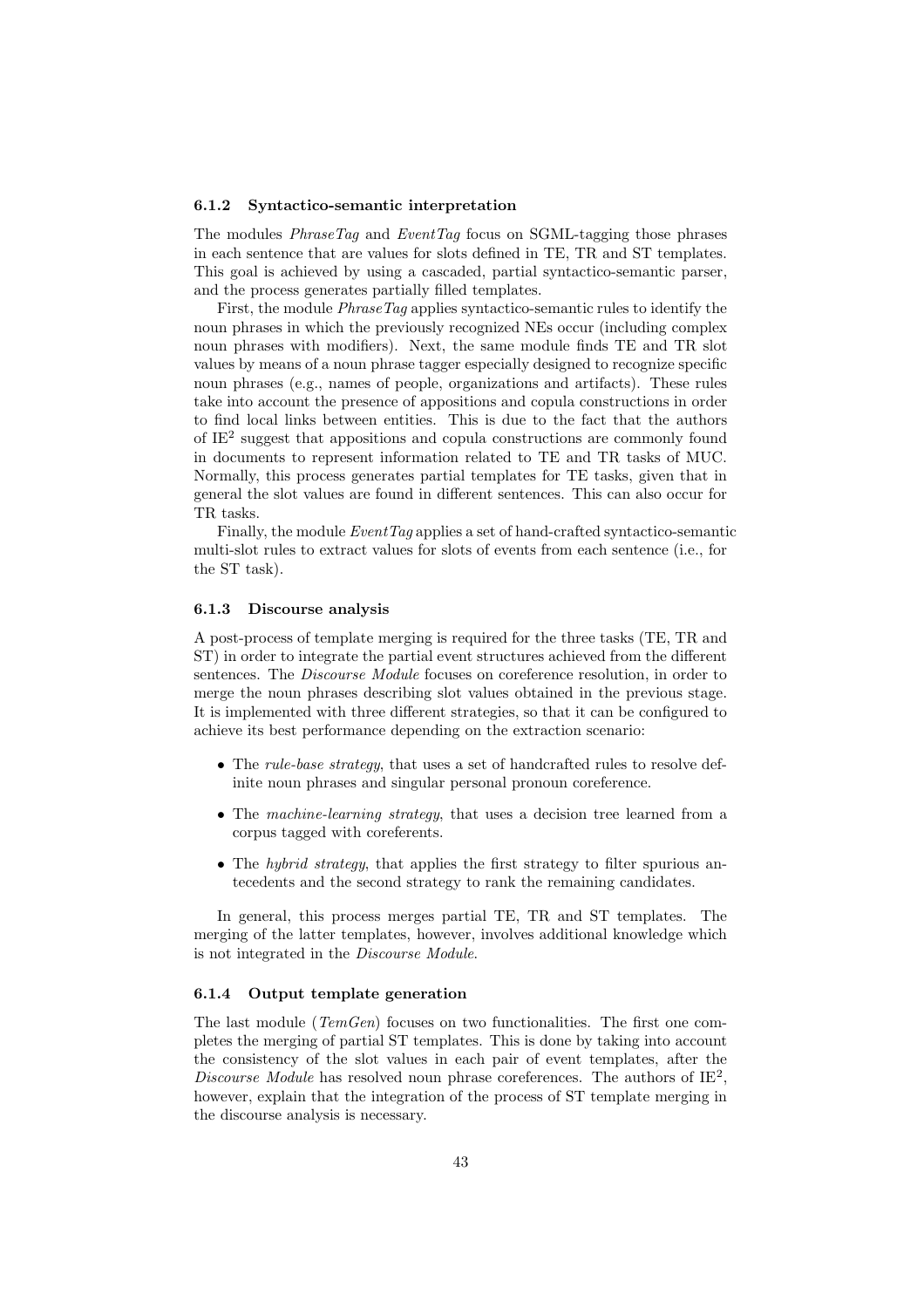#### 6.1.2 Syntactico-semantic interpretation

The modules *PhraseTag* and *EventTag* focus on SGML-tagging those phrases in each sentence that are values for slots defined in TE, TR and ST templates. This goal is achieved by using a cascaded, partial syntactico-semantic parser, and the process generates partially filled templates.

First, the module *PhraseTag* applies syntactico-semantic rules to identify the noun phrases in which the previously recognized NEs occur (including complex noun phrases with modifiers). Next, the same module finds TE and TR slot values by means of a noun phrase tagger especially designed to recognize specific noun phrases (e.g., names of people, organizations and artifacts). These rules take into account the presence of appositions and copula constructions in order to find local links between entities. This is due to the fact that the authors of $IE^2$ suggest that appositions and copula constructions are commonly found in documents to represent information related to TE and TR tasks of MUC. Normally, this process generates partial templates for TE tasks, given that in general the slot values are found in different sentences. This can also occur for TR tasks.

Finally, the module *EventTag* applies a set of hand-crafted syntactico-semantic multi-slot rules to extract values for slots of events from each sentence (i.e., for the ST task).

#### 6.1.3 Discourse analysis

A post-process of template merging is required for the three tasks (TE, TR and ST) in order to integrate the partial event structures achieved from the different sentences. The *Discourse Module* focuses on coreference resolution, in order to merge the noun phrases describing slot values obtained in the previous stage. It is implemented with three different strategies, so that it can be configured to achieve its best performance depending on the extraction scenario:

- The *rule-base strategy*, that uses a set of handcrafted rules to resolve definite noun phrases and singular personal pronoun coreference.
- The *machine-learning strategy*, that uses a decision tree learned from a corpus tagged with coreferents.
- The *hybrid strategy*, that applies the first strategy to filter spurious antecedents and the second strategy to rank the remaining candidates.

In general, this process merges partial TE, TR and ST templates. The merging of the latter templates, however, involves additional knowledge which is not integrated in the *Discourse Module*.

#### 6.1.4 Output template generation

The last module (*TemGen*) focuses on two functionalities. The first one completes the merging of partial ST templates. This is done by taking into account the consistency of the slot values in each pair of event templates, after the *Discourse Module* has resolved noun phrase coreferences. The authors of $IE^2$, however, explain that the integration of the process of ST template merging in the discourse analysis is necessary.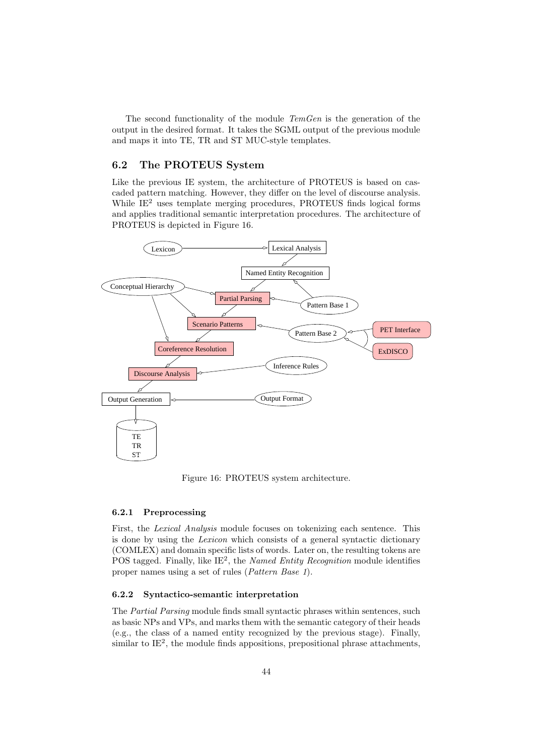The second functionality of the module *TemGen* is the generation of the output in the desired format. It takes the SGML output of the previous module and maps it into TE, TR and ST MUC-style templates.

## 6.2 The PROTEUS System

Like the previous IE system, the architecture of PROTEUS is based on cascaded pattern matching. However, they differ on the level of discourse analysis. While IE$^2$ uses template merging procedures, PROTEUS finds logical forms and applies traditional semantic interpretation procedures. The architecture of PROTEUS is depicted in Figure 16.

Figure 16: PROTEUS system architecture.

### 6.2.1 Preprocessing

First, the *Lexical Analysis* module focuses on tokenizing each sentence. This is done by using the *Lexicon* which consists of a general syntactic dictionary (COMLEX) and domain specific lists of words. Later on, the resulting tokens are POS tagged. Finally, like IE$^2$, the *Named Entity Recognition* module identifies proper names using a set of rules (*Pattern Base 1*).

### 6.2.2 Syntactico-semantic interpretation

The *Partial Parsing* module finds small syntactic phrases within sentences, such as basic NPs and VPs, and marks them with the semantic category of their heads (e.g., the class of a named entity recognized by the previous stage). Finally, similar to IE$^2$, the module finds appositions, prepositional phrase attachments,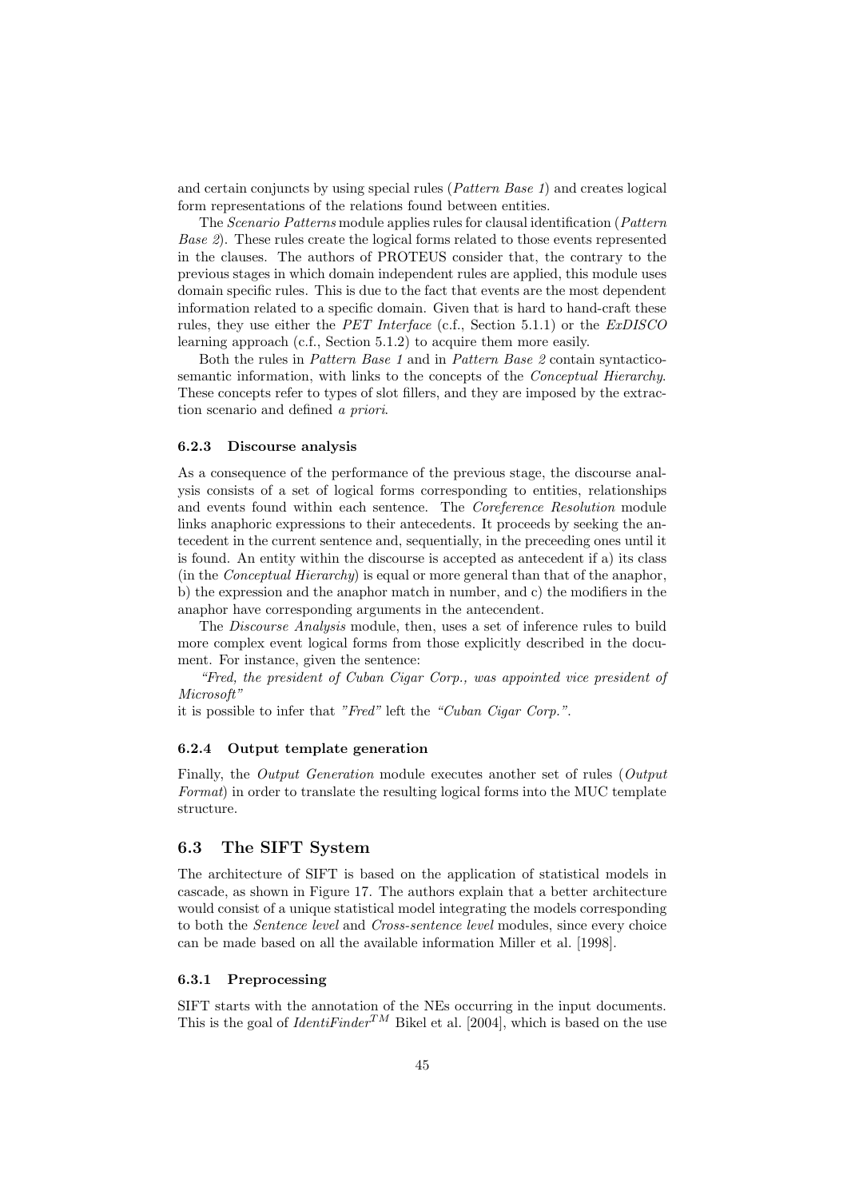and certain conjuncts by using special rules (*Pattern Base 1*) and creates logical form representations of the relations found between entities.

The *Scenario Patterns* module applies rules for clausal identification (*Pattern Base 2*). These rules create the logical forms related to those events represented in the clauses. The authors of PROTEUS consider that, the contrary to the previous stages in which domain independent rules are applied, this module uses domain specific rules. This is due to the fact that events are the most dependent information related to a specific domain. Given that is hard to hand-craft these rules, they use either the *PET Interface* (c.f., Section 5.1.1) or the *ExDISCO* learning approach (c.f., Section 5.1.2) to acquire them more easily.

Both the rules in *Pattern Base 1* and in *Pattern Base 2* contain syntactico-semantic information, with links to the concepts of the *Conceptual Hierarchy*. These concepts refer to types of slot fillers, and they are imposed by the extraction scenario and defined *a priori*.

### 6.2.3 Discourse analysis

As a consequence of the performance of the previous stage, the discourse analysis consists of a set of logical forms corresponding to entities, relationships and events found within each sentence. The *Coreference Resolution* module links anaphoric expressions to their antecedents. It proceeds by seeking the antecedent in the current sentence and, sequentially, in the preceeding ones until it is found. An entity within the discourse is accepted as antecedent if a) its class (in the *Conceptual Hierarchy*) is equal or more general than that of the anaphor, b) the expression and the anaphor match in number, and c) the modifiers in the anaphor have corresponding arguments in the antecendent.

The *Discourse Analysis* module, then, uses a set of inference rules to build more complex event logical forms from those explicitly described in the document. For instance, given the sentence:

*"Fred, the president of Cuban Cigar Corp., was appointed vice president of Microsoft"*

it is possible to infer that *"Fred"* left the *"Cuban Cigar Corp."*.

### 6.2.4 Output template generation

Finally, the *Output Generation* module executes another set of rules (*Output Format*) in order to translate the resulting logical forms into the MUC template structure.

## 6.3 The SIFT System

The architecture of SIFT is based on the application of statistical models in cascade, as shown in Figure 17. The authors explain that a better architecture would consist of a unique statistical model integrating the models corresponding to both the *Sentence level* and *Cross-sentence level* modules, since every choice can be made based on all the available information Miller et al. [1998].

### 6.3.1 Preprocessing

SIFT starts with the annotation of the NEs occurring in the input documents. This is the goal of *IdentiFinder*$^{TM}$ Bikel et al. [2004], which is based on the use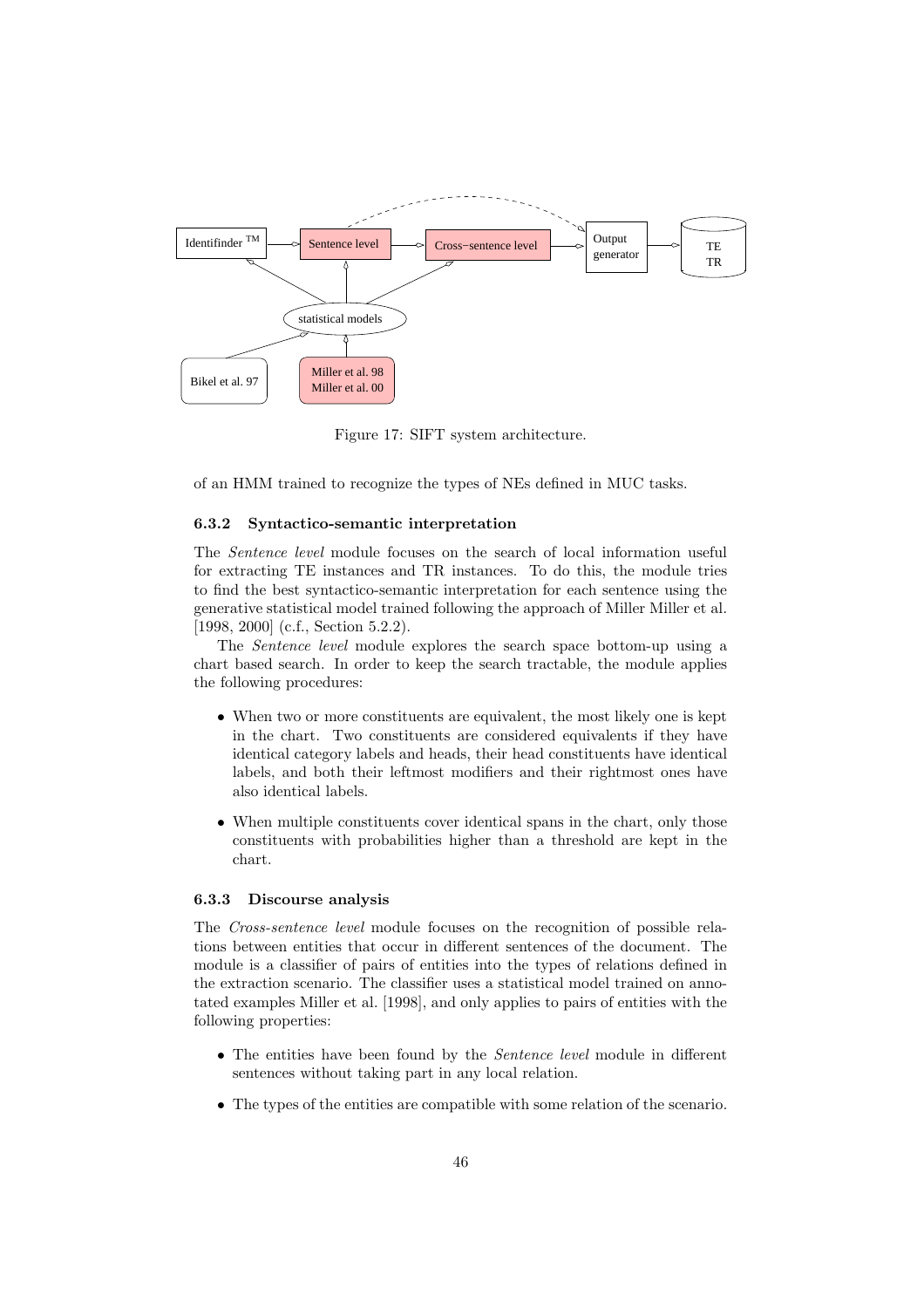Figure 17: SIFT system architecture.

of an HMM trained to recognize the types of NEs defined in MUC tasks.

### 6.3.2 Syntactico-semantic interpretation

The *Sentence level* module focuses on the search of local information useful for extracting TE instances and TR instances. To do this, the module tries to find the best syntactico-semantic interpretation for each sentence using the generative statistical model trained following the approach of Miller Miller et al. [1998, 2000] (c.f., Section 5.2.2).

The *Sentence level* module explores the search space bottom-up using a chart based search. In order to keep the search tractable, the module applies the following procedures:

- When two or more constituents are equivalent, the most likely one is kept in the chart. Two constituents are considered equivalents if they have identical category labels and heads, their head constituents have identical labels, and both their leftmost modifiers and their rightmost ones have also identical labels.
- When multiple constituents cover identical spans in the chart, only those constituents with probabilities higher than a threshold are kept in the chart.

### 6.3.3 Discourse analysis

The *Cross-sentence level* module focuses on the recognition of possible relations between entities that occur in different sentences of the document. The module is a classifier of pairs of entities into the types of relations defined in the extraction scenario. The classifier uses a statistical model trained on annotated examples Miller et al. [1998], and only applies to pairs of entities with the following properties:

- The entities have been found by the *Sentence level* module in different sentences without taking part in any local relation.
- The types of the entities are compatible with some relation of the scenario.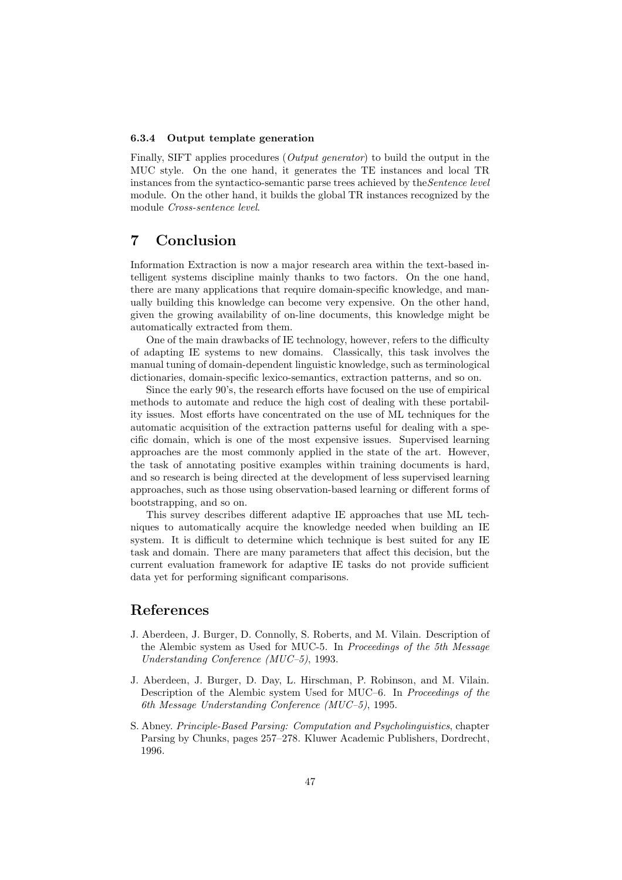#### 6.3.4 Output template generation

Finally, SIFT applies procedures (*Output generator*) to build the output in the MUC style. On the one hand, it generates the TE instances and local TR instances from the syntactico-semantic parse trees achieved by the*Sentence level* module. On the other hand, it builds the global TR instances recognized by the module *Cross-sentence level*.

## 7 Conclusion

Information Extraction is now a major research area within the text-based intelligent systems discipline mainly thanks to two factors. On the one hand, there are many applications that require domain-specific knowledge, and manually building this knowledge can become very expensive. On the other hand, given the growing availability of on-line documents, this knowledge might be automatically extracted from them.

One of the main drawbacks of IE technology, however, refers to the difficulty of adapting IE systems to new domains. Classically, this task involves the manual tuning of domain-dependent linguistic knowledge, such as terminological dictionaries, domain-specific lexico-semantics, extraction patterns, and so on.

Since the early 90's, the research efforts have focused on the use of empirical methods to automate and reduce the high cost of dealing with these portability issues. Most efforts have concentrated on the use of ML techniques for the automatic acquisition of the extraction patterns useful for dealing with a specific domain, which is one of the most expensive issues. Supervised learning approaches are the most commonly applied in the state of the art. However, the task of annotating positive examples within training documents is hard, and so research is being directed at the development of less supervised learning approaches, such as those using observation-based learning or different forms of bootstrapping, and so on.

This survey describes different adaptive IE approaches that use ML techniques to automatically acquire the knowledge needed when building an IE system. It is difficult to determine which technique is best suited for any IE task and domain. There are many parameters that affect this decision, but the current evaluation framework for adaptive IE tasks do not provide sufficient data yet for performing significant comparisons.

## References

J. Aberdeen, J. Burger, D. Connolly, S. Roberts, and M. Vilain. Description of the Alembic system as Used for MUC-5. In *Proceedings of the 5th Message Understanding Conference (MUC–5)*, 1993.

J. Aberdeen, J. Burger, D. Day, L. Hirschman, P. Robinson, and M. Vilain. Description of the Alembic system Used for MUC–6. In *Proceedings of the 6th Message Understanding Conference (MUC–5)*, 1995.

S. Abney. *Principle-Based Parsing: Computation and Psycholinguistics*, chapter Parsing by Chunks, pages 257–278. Kluwer Academic Publishers, Dordrecht, 1996.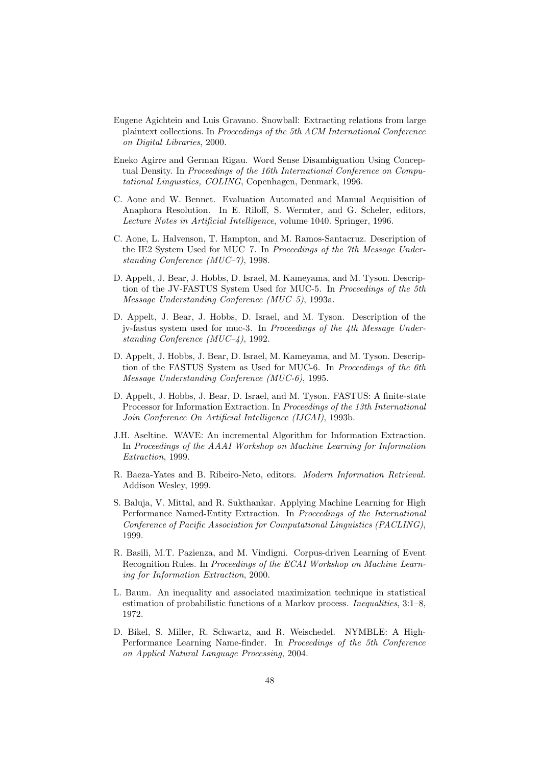Eugene Agichtein and Luis Gravano. Snowball: Extracting relations from large plaintext collections. In *Proceedings of the 5th ACM International Conference on Digital Libraries*, 2000.

Eneko Agirre and German Rigau. Word Sense Disambiguation Using Conceptual Density. In *Proceedings of the 16th International Conference on Computational Linguistics, COLING*, Copenhagen, Denmark, 1996.

C. Aone and W. Bennet. Evaluation Automated and Manual Acquisition of Anaphora Resolution. In E. Riloff, S. Wermter, and G. Scheler, editors, *Lecture Notes in Artificial Intelligence*, volume 1040. Springer, 1996.

C. Aone, L. Halvenson, T. Hampton, and M. Ramos-Santacruz. Description of the IE2 System Used for MUC–7. In *Proceedings of the 7th Message Understanding Conference (MUC–7)*, 1998.

D. Appelt, J. Bear, J. Hobbs, D. Israel, M. Kameyama, and M. Tyson. Description of the JV-FASTUS System Used for MUC-5. In *Proceedings of the 5th Message Understanding Conference (MUC–5)*, 1993a.

D. Appelt, J. Bear, J. Hobbs, D. Israel, and M. Tyson. Description of the jv-fastus system used for muc-3. In *Proceedings of the 4th Message Understanding Conference (MUC–4)*, 1992.

D. Appelt, J. Hobbs, J. Bear, D. Israel, M. Kameyama, and M. Tyson. Description of the FASTUS System as Used for MUC-6. In *Proceedings of the 6th Message Understanding Conference (MUC-6)*, 1995.

D. Appelt, J. Hobbs, J. Bear, D. Israel, and M. Tyson. FASTUS: A finite-state Processor for Information Extraction. In *Proceedings of the 13th International Join Conference On Artificial Intelligence (IJCAI)*, 1993b.

J.H. Aseltine. WAVE: An incremental Algorithm for Information Extraction. In *Proceedings of the AAAI Workshop on Machine Learning for Information Extraction*, 1999.

R. Baeza-Yates and B. Ribeiro-Neto, editors. *Modern Information Retrieval*. Addison Wesley, 1999.

S. Baluja, V. Mittal, and R. Sukthankar. Applying Machine Learning for High Performance Named-Entity Extraction. In *Proceedings of the International Conference of Pacific Association for Computational Linguistics (PACLING)*, 1999.

R. Basili, M.T. Pazienza, and M. Vindigni. Corpus-driven Learning of Event Recognition Rules. In *Proceedings of the ECAI Workshop on Machine Learning for Information Extraction*, 2000.

L. Baum. An inequality and associated maximization technique in statistical estimation of probabilistic functions of a Markov process. *Inequalities*, 3:1–8, 1972.

D. Bikel, S. Miller, R. Schwartz, and R. Weischedel. NYMBLE: A High-Performance Learning Name-finder. In *Proceedings of the 5th Conference on Applied Natural Language Processing*, 2004.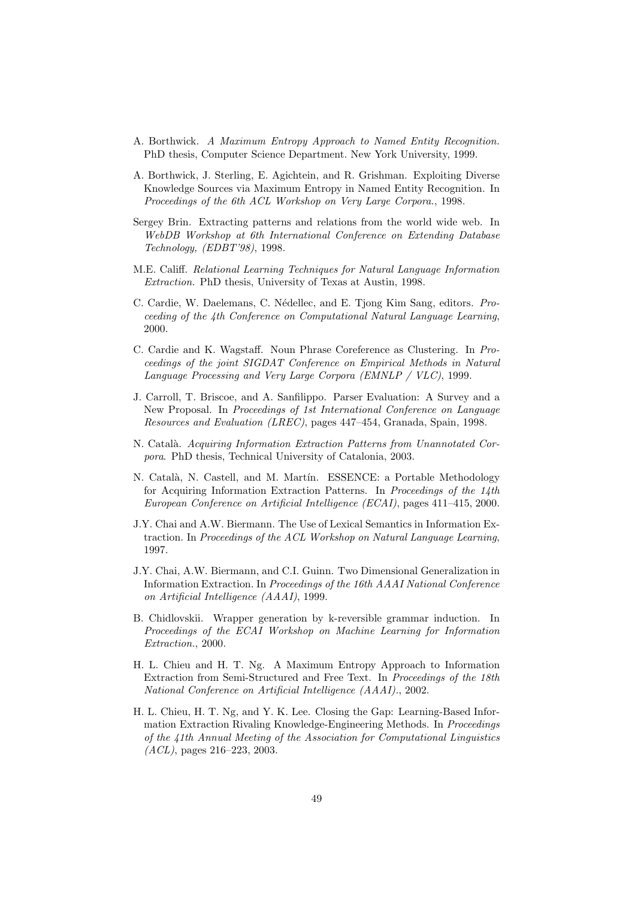A. Borthwick. *A Maximum Entropy Approach to Named Entity Recognition.* PhD thesis, Computer Science Department. New York University, 1999.

A. Borthwick, J. Sterling, E. Agichtein, and R. Grishman. Exploiting Diverse Knowledge Sources via Maximum Entropy in Named Entity Recognition. In *Proceedings of the 6th ACL Workshop on Very Large Corpora.*, 1998.

Sergey Brin. Extracting patterns and relations from the world wide web. In *WebDB Workshop at 6th International Conference on Extending Database Technology, (EDBT'98)*, 1998.

M.E. Califf. *Relational Learning Techniques for Natural Language Information Extraction.* PhD thesis, University of Texas at Austin, 1998.

C. Cardie, W. Daelemans, C. Nédellec, and E. Tjong Kim Sang, editors. *Proceeding of the 4th Conference on Computational Natural Language Learning*, 2000.

C. Cardie and K. Wagstaff. Noun Phrase Coreference as Clustering. In *Proceedings of the joint SIGDAT Conference on Empirical Methods in Natural Language Processing and Very Large Corpora (EMNLP / VLC)*, 1999.

J. Carroll, T. Briscoe, and A. Sanfilippo. Parser Evaluation: A Survey and a New Proposal. In *Proceedings of 1st International Conference on Language Resources and Evaluation (LREC)*, pages 447–454, Granada, Spain, 1998.

N. Català. *Acquiring Information Extraction Patterns from Unannotated Corpora*. PhD thesis, Technical University of Catalonia, 2003.

N. Català, N. Castell, and M. Martín. ESSENCE: a Portable Methodology for Acquiring Information Extraction Patterns. In *Proceedings of the 14th European Conference on Artificial Intelligence (ECAI)*, pages 411–415, 2000.

J.Y. Chai and A.W. Biermann. The Use of Lexical Semantics in Information Extraction. In *Proceedings of the ACL Workshop on Natural Language Learning*, 1997.

J.Y. Chai, A.W. Biermann, and C.I. Guinn. Two Dimensional Generalization in Information Extraction. In *Proceedings of the 16th AAAI National Conference on Artificial Intelligence (AAAI)*, 1999.

B. Chidlovskii. Wrapper generation by k-reversible grammar induction. In *Proceedings of the ECAI Workshop on Machine Learning for Information Extraction.*, 2000.

H. L. Chieu and H. T. Ng. A Maximum Entropy Approach to Information Extraction from Semi-Structured and Free Text. In *Proceedings of the 18th National Conference on Artificial Intelligence (AAAI).*, 2002.

H. L. Chieu, H. T. Ng, and Y. K. Lee. Closing the Gap: Learning-Based Information Extraction Rivaling Knowledge-Engineering Methods. In *Proceedings of the 41th Annual Meeting of the Association for Computational Linguistics (ACL)*, pages 216–223, 2003.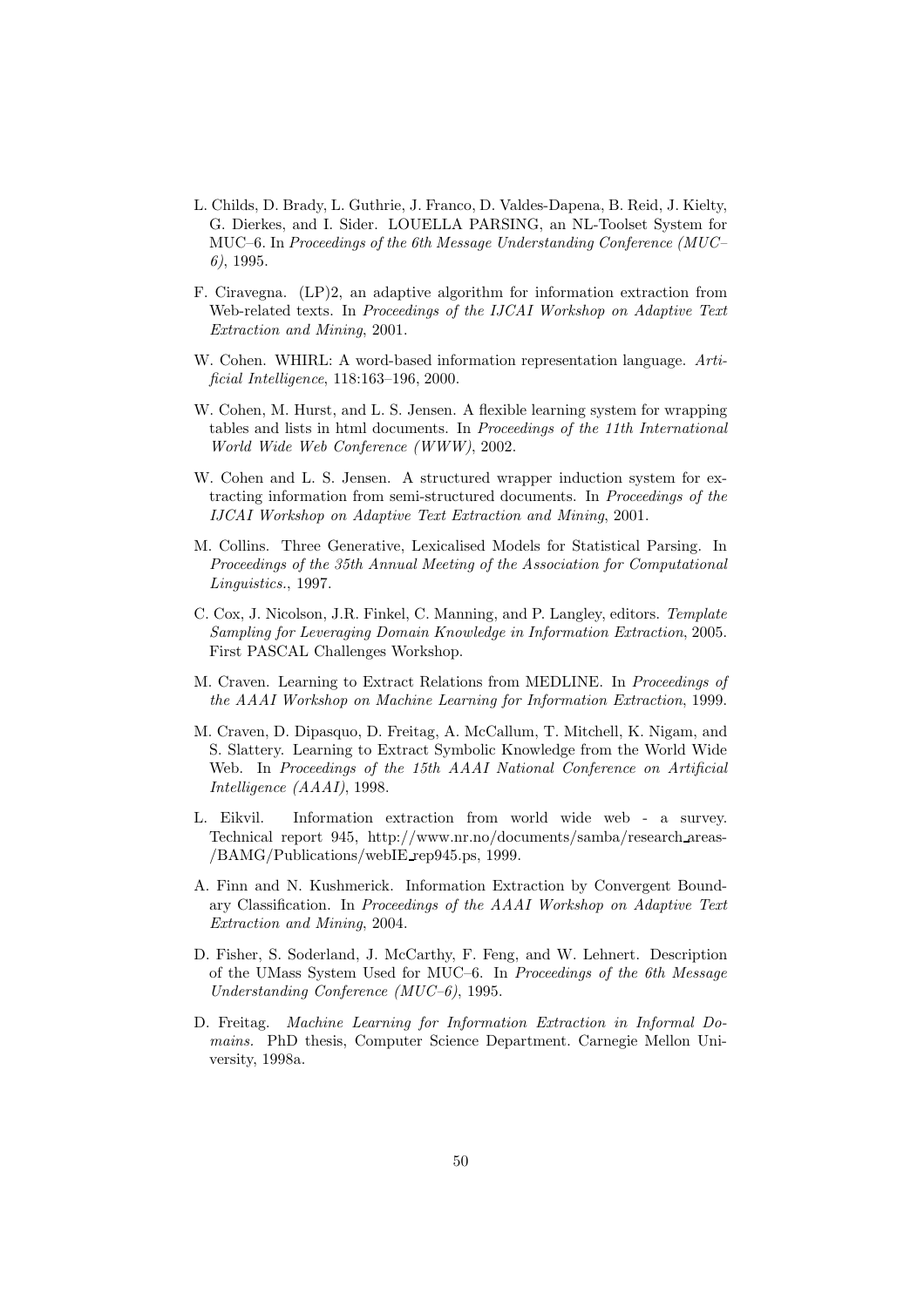L. Childs, D. Brady, L. Guthrie, J. Franco, D. Valdes-Dapena, B. Reid, J. Kielty, G. Dierkes, and I. Sider. LOUELLA PARSING, an NL-Toolset System for MUC–6. In *Proceedings of the 6th Message Understanding Conference (MUC–6)*, 1995.

F. Ciravegna. (LP)2, an adaptive algorithm for information extraction from Web-related texts. In *Proceedings of the IJCAI Workshop on Adaptive Text Extraction and Mining*, 2001.

W. Cohen. WHIRL: A word-based information representation language. *Artificial Intelligence*, 118:163–196, 2000.

W. Cohen, M. Hurst, and L. S. Jensen. A flexible learning system for wrapping tables and lists in html documents. In *Proceedings of the 11th International World Wide Web Conference (WWW)*, 2002.

W. Cohen and L. S. Jensen. A structured wrapper induction system for extracting information from semi-structured documents. In *Proceedings of the IJCAI Workshop on Adaptive Text Extraction and Mining*, 2001.

M. Collins. Three Generative, Lexicalised Models for Statistical Parsing. In *Proceedings of the 35th Annual Meeting of the Association for Computational Linguistics.*, 1997.

C. Cox, J. Nicolson, J.R. Finkel, C. Manning, and P. Langley, editors. *Template Sampling for Leveraging Domain Knowledge in Information Extraction*, 2005. First PASCAL Challenges Workshop.

M. Craven. Learning to Extract Relations from MEDLINE. In *Proceedings of the AAAI Workshop on Machine Learning for Information Extraction*, 1999.

M. Craven, D. Dipasquo, D. Freitag, A. McCallum, T. Mitchell, K. Nigam, and S. Slattery. Learning to Extract Symbolic Knowledge from the World Wide Web. In *Proceedings of the 15th AAAI National Conference on Artificial Intelligence (AAAI)*, 1998.

L. Eikvil. Information extraction from world wide web - a survey. Technical report 945, http://www.nr.no/documents/samba/research_areas-/BAMG/Publications/webIE_rep945.ps, 1999.

A. Finn and N. Kushmerick. Information Extraction by Convergent Boundary Classification. In *Proceedings of the AAAI Workshop on Adaptive Text Extraction and Mining*, 2004.

D. Fisher, S. Soderland, J. McCarthy, F. Feng, and W. Lehnert. Description of the UMass System Used for MUC–6. In *Proceedings of the 6th Message Understanding Conference (MUC–6)*, 1995.

D. Freitag. *Machine Learning for Information Extraction in Informal Domains.* PhD thesis, Computer Science Department. Carnegie Mellon University, 1998a.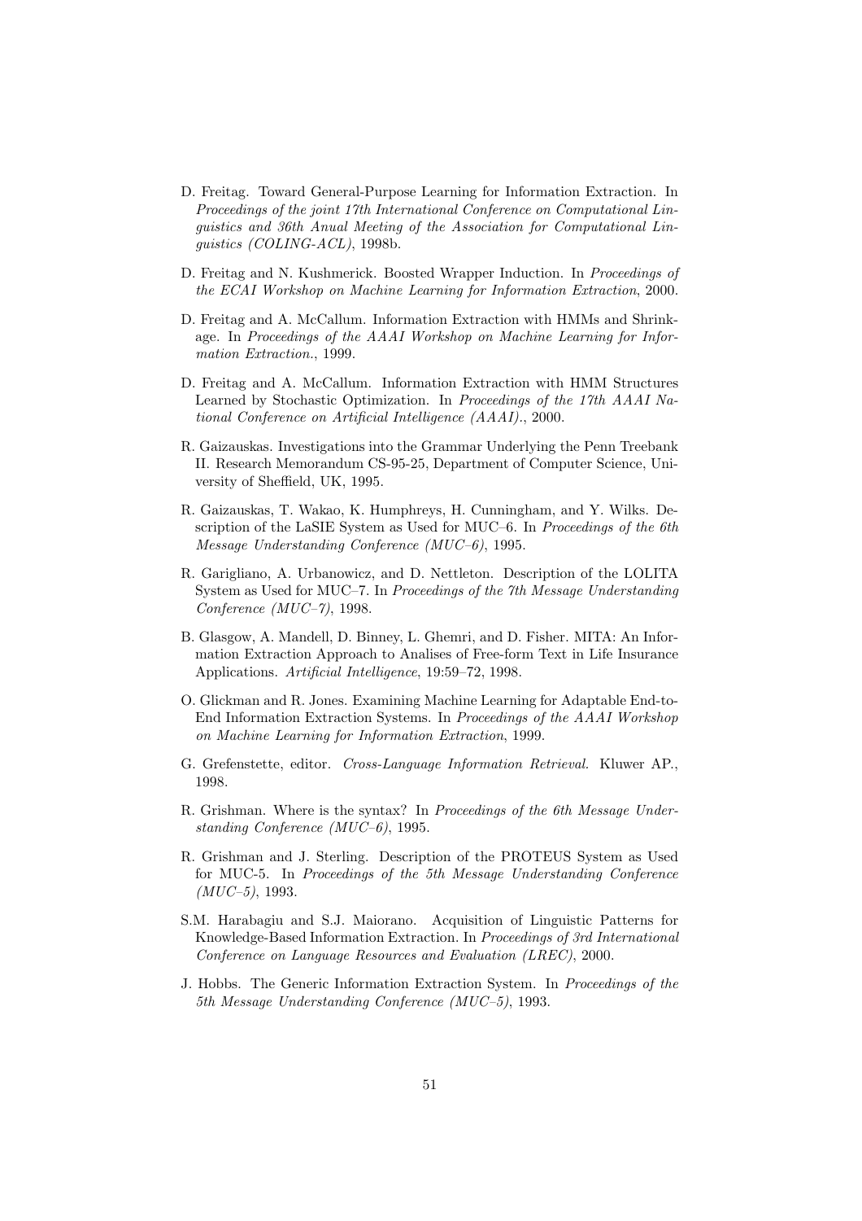D. Freitag. Toward General-Purpose Learning for Information Extraction. In *Proceedings of the joint 17th International Conference on Computational Linguistics and 36th Anual Meeting of the Association for Computational Linguistics (COLING-ACL)*, 1998b.

D. Freitag and N. Kushmerick. Boosted Wrapper Induction. In *Proceedings of the ECAI Workshop on Machine Learning for Information Extraction*, 2000.

D. Freitag and A. McCallum. Information Extraction with HMMs and Shrinkage. In *Proceedings of the AAAI Workshop on Machine Learning for Information Extraction.*, 1999.

D. Freitag and A. McCallum. Information Extraction with HMM Structures Learned by Stochastic Optimization. In *Proceedings of the 17th AAAI National Conference on Artificial Intelligence (AAAI).*, 2000.

R. Gaizauskas. Investigations into the Grammar Underlying the Penn Treebank II. Research Memorandum CS-95-25, Department of Computer Science, University of Sheffield, UK, 1995.

R. Gaizauskas, T. Wakao, K. Humphreys, H. Cunningham, and Y. Wilks. Description of the LaSIE System as Used for MUC–6. In *Proceedings of the 6th Message Understanding Conference (MUC–6)*, 1995.

R. Garigliano, A. Urbanowicz, and D. Nettleton. Description of the LOLITA System as Used for MUC–7. In *Proceedings of the 7th Message Understanding Conference (MUC–7)*, 1998.

B. Glasgow, A. Mandell, D. Binney, L. Ghemri, and D. Fisher. MITA: An Information Extraction Approach to Analises of Free-form Text in Life Insurance Applications. *Artificial Intelligence*, 19:59–72, 1998.

O. Glickman and R. Jones. Examining Machine Learning for Adaptable End-to-End Information Extraction Systems. In *Proceedings of the AAAI Workshop on Machine Learning for Information Extraction*, 1999.

G. Grefenstette, editor. *Cross-Language Information Retrieval.* Kluwer AP., 1998.

R. Grishman. Where is the syntax? In *Proceedings of the 6th Message Understanding Conference (MUC–6)*, 1995.

R. Grishman and J. Sterling. Description of the PROTEUS System as Used for MUC-5. In *Proceedings of the 5th Message Understanding Conference (MUC–5)*, 1993.

S.M. Harabagiu and S.J. Maiorano. Acquisition of Linguistic Patterns for Knowledge-Based Information Extraction. In *Proceedings of 3rd International Conference on Language Resources and Evaluation (LREC)*, 2000.

J. Hobbs. The Generic Information Extraction System. In *Proceedings of the 5th Message Understanding Conference (MUC–5)*, 1993.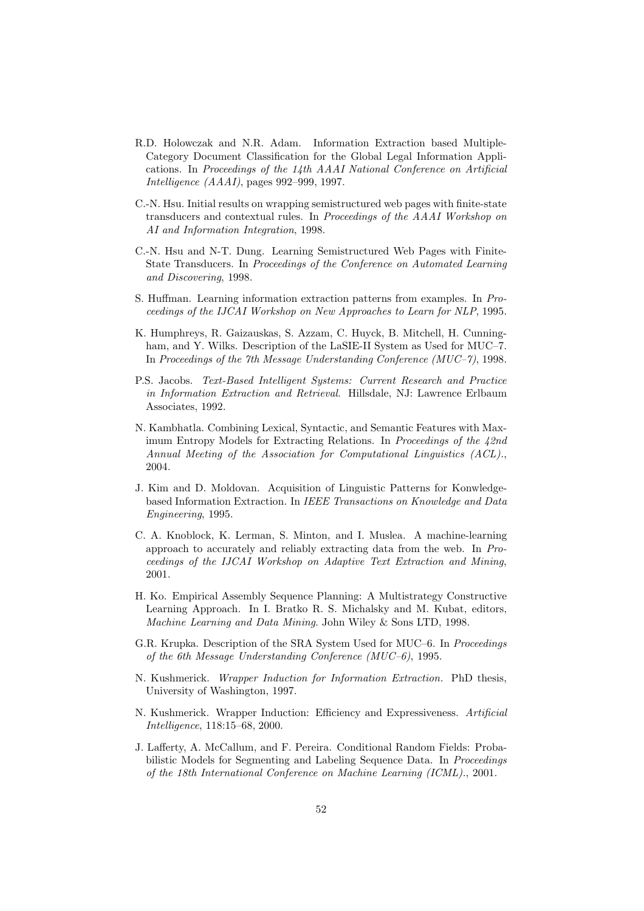R.D. Holowczak and N.R. Adam. Information Extraction based Multiple-Category Document Classification for the Global Legal Information Applications. In *Proceedings of the 14th AAAI National Conference on Artificial Intelligence (AAAI)*, pages 992–999, 1997.

C.-N. Hsu. Initial results on wrapping semistructured web pages with finite-state transducers and contextual rules. In *Proceedings of the AAAI Workshop on AI and Information Integration*, 1998.

C.-N. Hsu and N-T. Dung. Learning Semistructured Web Pages with Finite-State Transducers. In *Proceedings of the Conference on Automated Learning and Discovering*, 1998.

S. Huffman. Learning information extraction patterns from examples. In *Proceedings of the IJCAI Workshop on New Approaches to Learn for NLP*, 1995.

K. Humphreys, R. Gaizauskas, S. Azzam, C. Huyck, B. Mitchell, H. Cunningham, and Y. Wilks. Description of the LaSIE-II System as Used for MUC–7. In *Proceedings of the 7th Message Understanding Conference (MUC–7)*, 1998.

P.S. Jacobs. *Text-Based Intelligent Systems: Current Research and Practice in Information Extraction and Retrieval.* Hillsdale, NJ: Lawrence Erlbaum Associates, 1992.

N. Kambhatla. Combining Lexical, Syntactic, and Semantic Features with Maximum Entropy Models for Extracting Relations. In *Proceedings of the 42nd Annual Meeting of the Association for Computational Linguistics (ACL).*, 2004.

J. Kim and D. Moldovan. Acquisition of Linguistic Patterns for Konwledge-based Information Extraction. In *IEEE Transactions on Knowledge and Data Engineering*, 1995.

C. A. Knoblock, K. Lerman, S. Minton, and I. Muslea. A machine-learning approach to accurately and reliably extracting data from the web. In *Proceedings of the IJCAI Workshop on Adaptive Text Extraction and Mining*, 2001.

H. Ko. Empirical Assembly Sequence Planning: A Multistrategy Constructive Learning Approach. In I. Bratko R. S. Michalsky and M. Kubat, editors, *Machine Learning and Data Mining*. John Wiley & Sons LTD, 1998.

G.R. Krupka. Description of the SRA System Used for MUC–6. In *Proceedings of the 6th Message Understanding Conference (MUC–6)*, 1995.

N. Kushmerick. *Wrapper Induction for Information Extraction.* PhD thesis, University of Washington, 1997.

N. Kushmerick. Wrapper Induction: Efficiency and Expressiveness. *Artificial Intelligence*, 118:15–68, 2000.

J. Lafferty, A. McCallum, and F. Pereira. Conditional Random Fields: Probabilistic Models for Segmenting and Labeling Sequence Data. In *Proceedings of the 18th International Conference on Machine Learning (ICML).*, 2001.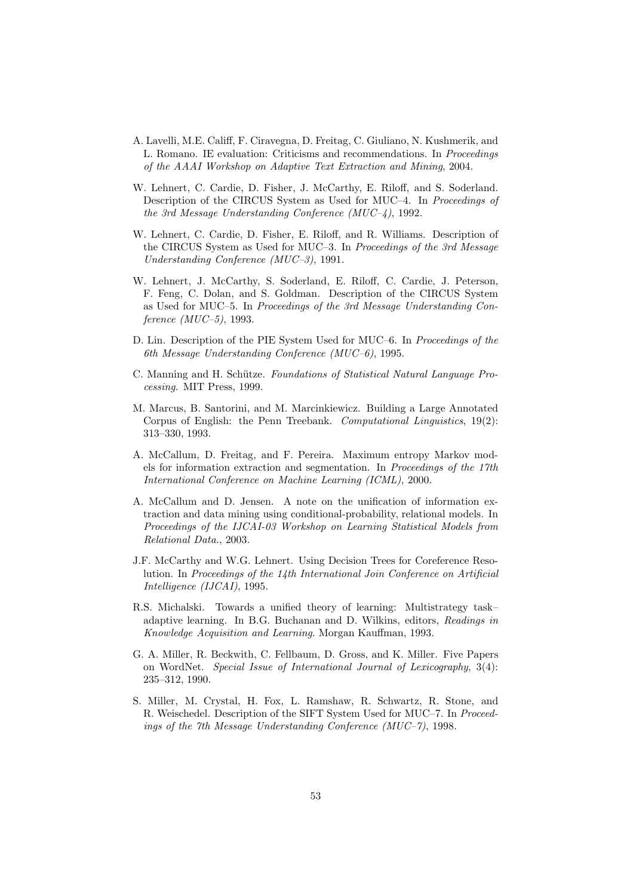A. Lavelli, M.E. Califf, F. Ciravegna, D. Freitag, C. Giuliano, N. Kushmerik, and L. Romano. IE evaluation: Criticisms and recommendations. In *Proceedings of the AAAI Workshop on Adaptive Text Extraction and Mining*, 2004.

W. Lehnert, C. Cardie, D. Fisher, J. McCarthy, E. Riloff, and S. Soderland. Description of the CIRCUS System as Used for MUC–4. In *Proceedings of the 3rd Message Understanding Conference (MUC–4)*, 1992.

W. Lehnert, C. Cardie, D. Fisher, E. Riloff, and R. Williams. Description of the CIRCUS System as Used for MUC–3. In *Proceedings of the 3rd Message Understanding Conference (MUC–3)*, 1991.

W. Lehnert, J. McCarthy, S. Soderland, E. Riloff, C. Cardie, J. Peterson, F. Feng, C. Dolan, and S. Goldman. Description of the CIRCUS System as Used for MUC–5. In *Proceedings of the 3rd Message Understanding Conference (MUC–5)*, 1993.

D. Lin. Description of the PIE System Used for MUC–6. In *Proceedings of the 6th Message Understanding Conference (MUC–6)*, 1995.

C. Manning and H. Schütze. *Foundations of Statistical Natural Language Processing.* MIT Press, 1999.

M. Marcus, B. Santorini, and M. Marcinkiewicz. Building a Large Annotated Corpus of English: the Penn Treebank. *Computational Linguistics*, 19(2): 313–330, 1993.

A. McCallum, D. Freitag, and F. Pereira. Maximum entropy Markov models for information extraction and segmentation. In *Proceedings of the 17th International Conference on Machine Learning (ICML)*, 2000.

A. McCallum and D. Jensen. A note on the unification of information extraction and data mining using conditional-probability, relational models. In *Proceedings of the IJCAI-03 Workshop on Learning Statistical Models from Relational Data.*, 2003.

J.F. McCarthy and W.G. Lehnert. Using Decision Trees for Coreference Resolution. In *Proceedings of the 14th International Join Conference on Artificial Intelligence (IJCAI)*, 1995.

R.S. Michalski. Towards a unified theory of learning: Multistrategy task–adaptive learning. In B.G. Buchanan and D. Wilkins, editors, *Readings in Knowledge Acquisition and Learning*. Morgan Kauffman, 1993.

G. A. Miller, R. Beckwith, C. Fellbaum, D. Gross, and K. Miller. Five Papers on WordNet. *Special Issue of International Journal of Lexicography*, 3(4): 235–312, 1990.

S. Miller, M. Crystal, H. Fox, L. Ramshaw, R. Schwartz, R. Stone, and R. Weischedel. Description of the SIFT System Used for MUC–7. In *Proceedings of the 7th Message Understanding Conference (MUC–7)*, 1998.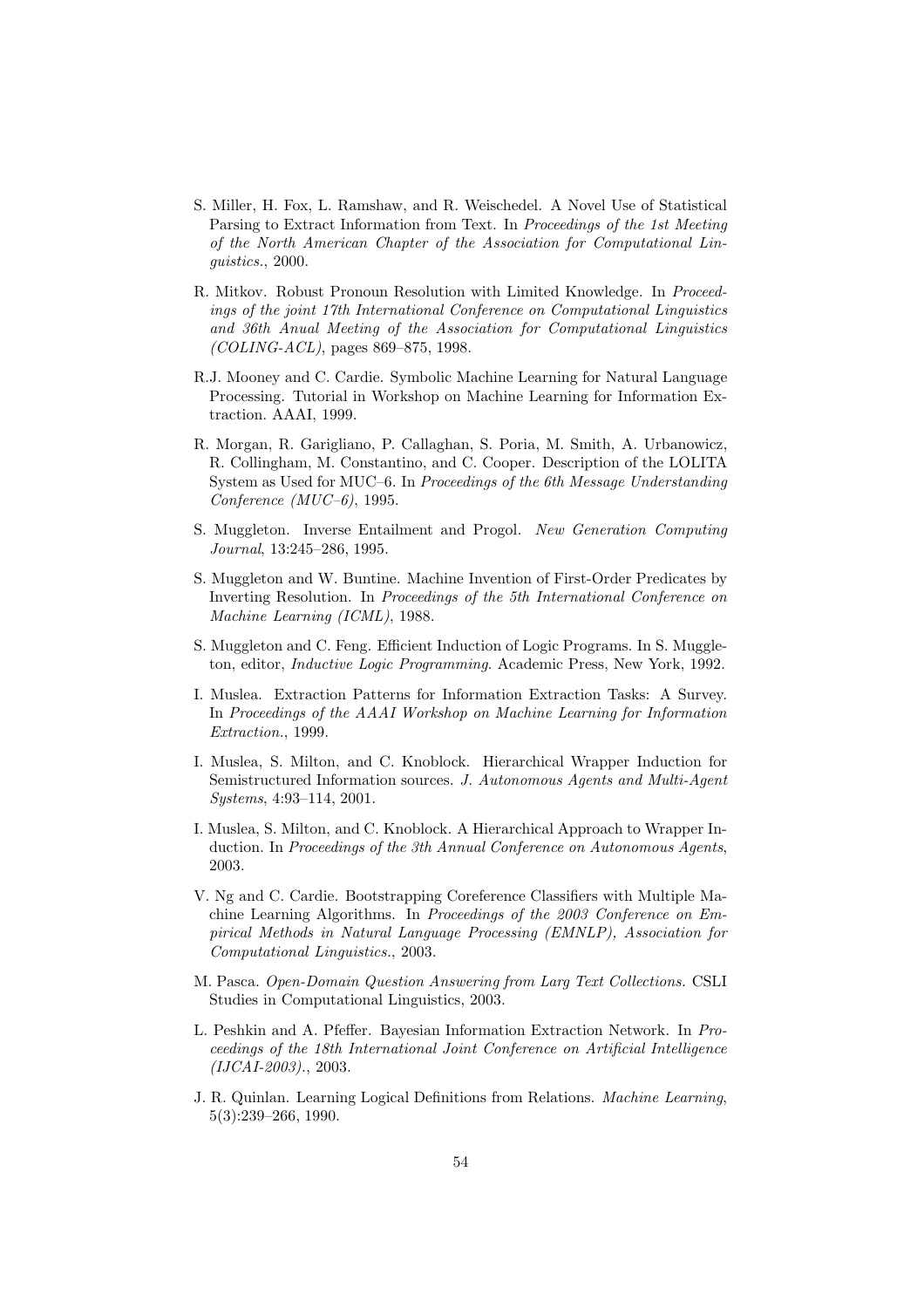S. Miller, H. Fox, L. Ramshaw, and R. Weischedel. A Novel Use of Statistical Parsing to Extract Information from Text. In *Proceedings of the 1st Meeting of the North American Chapter of the Association for Computational Linguistics.*, 2000.

R. Mitkov. Robust Pronoun Resolution with Limited Knowledge. In *Proceedings of the joint 17th International Conference on Computational Linguistics and 36th Anual Meeting of the Association for Computational Linguistics (COLING-ACL)*, pages 869–875, 1998.

R.J. Mooney and C. Cardie. Symbolic Machine Learning for Natural Language Processing. Tutorial in Workshop on Machine Learning for Information Extraction. AAAI, 1999.

R. Morgan, R. Garigliano, P. Callaghan, S. Poria, M. Smith, A. Urbanowicz, R. Collingham, M. Constantino, and C. Cooper. Description of the LOLITA System as Used for MUC–6. In *Proceedings of the 6th Message Understanding Conference (MUC–6)*, 1995.

S. Muggleton. Inverse Entailment and Progol. *New Generation Computing Journal*, 13:245–286, 1995.

S. Muggleton and W. Buntine. Machine Invention of First-Order Predicates by Inverting Resolution. In *Proceedings of the 5th International Conference on Machine Learning (ICML)*, 1988.

S. Muggleton and C. Feng. Efficient Induction of Logic Programs. In S. Muggleton, editor, *Inductive Logic Programming*. Academic Press, New York, 1992.

I. Muslea. Extraction Patterns for Information Extraction Tasks: A Survey. In *Proceedings of the AAAI Workshop on Machine Learning for Information Extraction.*, 1999.

I. Muslea, S. Milton, and C. Knoblock. Hierarchical Wrapper Induction for Semistructured Information sources. *J. Autonomous Agents and Multi-Agent Systems*, 4:93–114, 2001.

I. Muslea, S. Milton, and C. Knoblock. A Hierarchical Approach to Wrapper Induction. In *Proceedings of the 3th Annual Conference on Autonomous Agents*, 2003.

V. Ng and C. Cardie. Bootstrapping Coreference Classifiers with Multiple Machine Learning Algorithms. In *Proceedings of the 2003 Conference on Empirical Methods in Natural Language Processing (EMNLP), Association for Computational Linguistics.*, 2003.

M. Pasca. *Open-Domain Question Answering from Larg Text Collections.* CSLI Studies in Computational Linguistics, 2003.

L. Peshkin and A. Pfeffer. Bayesian Information Extraction Network. In *Proceedings of the 18th International Joint Conference on Artificial Intelligence (IJCAI-2003).*, 2003.

J. R. Quinlan. Learning Logical Definitions from Relations. *Machine Learning*, 5(3):239–266, 1990.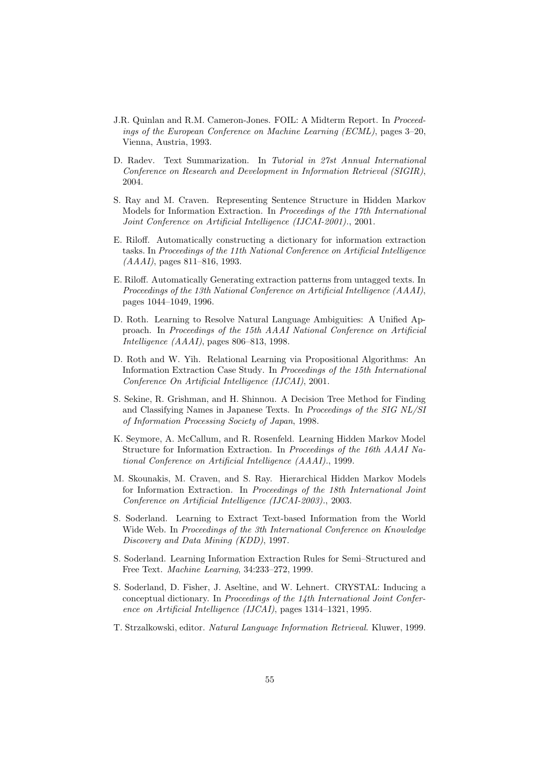J.R. Quinlan and R.M. Cameron-Jones. FOIL: A Midterm Report. In *Proceedings of the European Conference on Machine Learning (ECML)*, pages 3–20, Vienna, Austria, 1993.

D. Radev. Text Summarization. In *Tutorial in 27st Annual International Conference on Research and Development in Information Retrieval (SIGIR)*, 2004.

S. Ray and M. Craven. Representing Sentence Structure in Hidden Markov Models for Information Extraction. In *Proceedings of the 17th International Joint Conference on Artificial Intelligence (IJCAI-2001).*, 2001.

E. Riloff. Automatically constructing a dictionary for information extraction tasks. In *Proceedings of the 11th National Conference on Artificial Intelligence (AAAI)*, pages 811–816, 1993.

E. Riloff. Automatically Generating extraction patterns from untagged texts. In *Proceedings of the 13th National Conference on Artificial Intelligence (AAAI)*, pages 1044–1049, 1996.

D. Roth. Learning to Resolve Natural Language Ambiguities: A Unified Approach. In *Proceedings of the 15th AAAI National Conference on Artificial Intelligence (AAAI)*, pages 806–813, 1998.

D. Roth and W. Yih. Relational Learning via Propositional Algorithms: An Information Extraction Case Study. In *Proceedings of the 15th International Conference On Artificial Intelligence (IJCAI)*, 2001.

S. Sekine, R. Grishman, and H. Shinnou. A Decision Tree Method for Finding and Classifying Names in Japanese Texts. In *Proceedings of the SIG NL/SI of Information Processing Society of Japan*, 1998.

K. Seymore, A. McCallum, and R. Rosenfeld. Learning Hidden Markov Model Structure for Information Extraction. In *Proceedings of the 16th AAAI National Conference on Artificial Intelligence (AAAI).*, 1999.

M. Skounakis, M. Craven, and S. Ray. Hierarchical Hidden Markov Models for Information Extraction. In *Proceedings of the 18th International Joint Conference on Artificial Intelligence (IJCAI-2003).*, 2003.

S. Soderland. Learning to Extract Text-based Information from the World Wide Web. In *Proceedings of the 3th International Conference on Knowledge Discovery and Data Mining (KDD)*, 1997.

S. Soderland. Learning Information Extraction Rules for Semi–Structured and Free Text. *Machine Learning*, 34:233–272, 1999.

S. Soderland, D. Fisher, J. Aseltine, and W. Lehnert. CRYSTAL: Inducing a conceptual dictionary. In *Proceedings of the 14th International Joint Conference on Artificial Intelligence (IJCAI)*, pages 1314–1321, 1995.

T. Strzalkowski, editor. *Natural Language Information Retrieval*. Kluwer, 1999.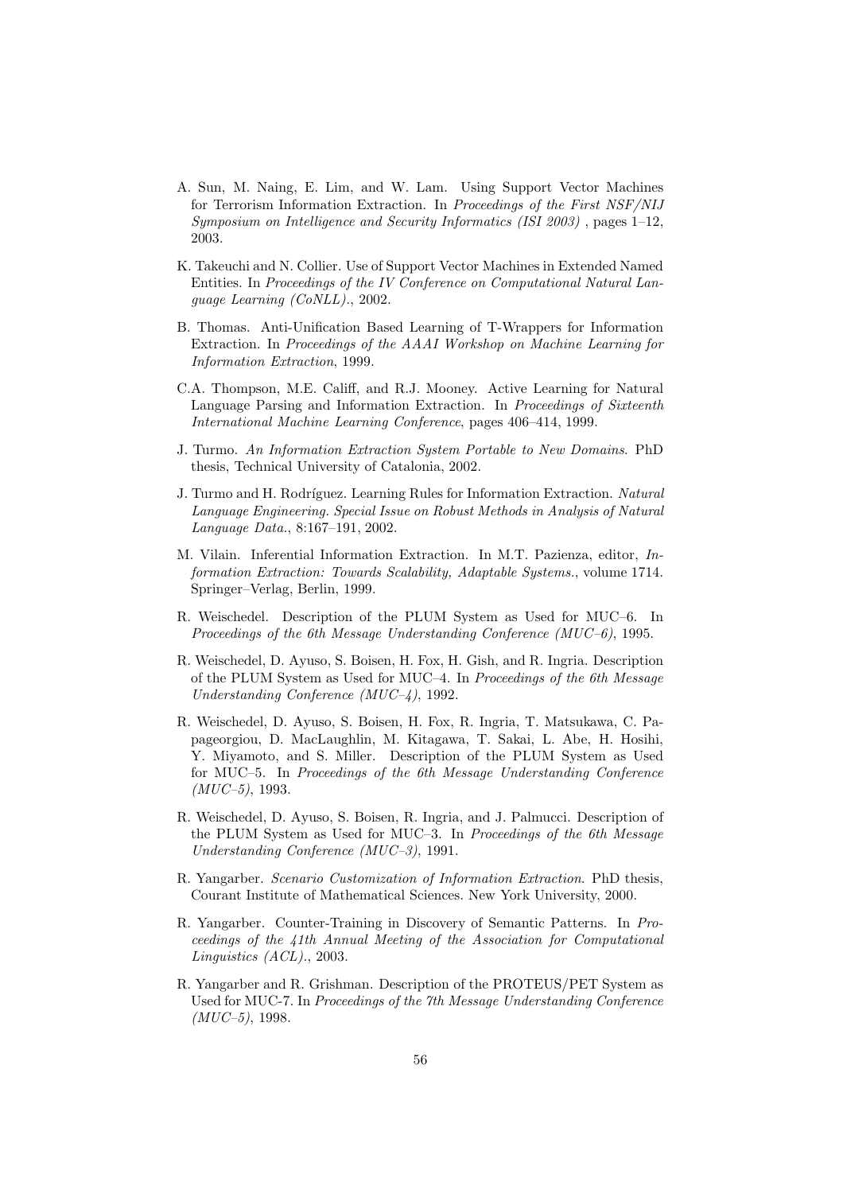A. Sun, M. Naing, E. Lim, and W. Lam. Using Support Vector Machines for Terrorism Information Extraction. In *Proceedings of the First NSF/NIJ Symposium on Intelligence and Security Informatics (ISI 2003)* , pages 1–12, 2003.

K. Takeuchi and N. Collier. Use of Support Vector Machines in Extended Named Entities. In *Proceedings of the IV Conference on Computational Natural Language Learning (CoNLL).*, 2002.

B. Thomas. Anti-Unification Based Learning of T-Wrappers for Information Extraction. In *Proceedings of the AAAI Workshop on Machine Learning for Information Extraction*, 1999.

C.A. Thompson, M.E. Califf, and R.J. Mooney. Active Learning for Natural Language Parsing and Information Extraction. In *Proceedings of Sixteenth International Machine Learning Conference*, pages 406–414, 1999.

J. Turmo. *An Information Extraction System Portable to New Domains*. PhD thesis, Technical University of Catalonia, 2002.

J. Turmo and H. Rodríguez. Learning Rules for Information Extraction. *Natural Language Engineering. Special Issue on Robust Methods in Analysis of Natural Language Data.*, 8:167–191, 2002.

M. Vilain. Inferential Information Extraction. In M.T. Pazienza, editor, *Information Extraction: Towards Scalability, Adaptable Systems.*, volume 1714. Springer–Verlag, Berlin, 1999.

R. Weischedel. Description of the PLUM System as Used for MUC–6. In *Proceedings of the 6th Message Understanding Conference (MUC–6)*, 1995.

R. Weischedel, D. Ayuso, S. Boisen, H. Fox, H. Gish, and R. Ingria. Description of the PLUM System as Used for MUC–4. In *Proceedings of the 6th Message Understanding Conference (MUC–4)*, 1992.

R. Weischedel, D. Ayuso, S. Boisen, H. Fox, R. Ingria, T. Matsukawa, C. Papageorgiou, D. MacLaughlin, M. Kitagawa, T. Sakai, L. Abe, H. Hosihi, Y. Miyamoto, and S. Miller. Description of the PLUM System as Used for MUC–5. In *Proceedings of the 6th Message Understanding Conference (MUC–5)*, 1993.

R. Weischedel, D. Ayuso, S. Boisen, R. Ingria, and J. Palmucci. Description of the PLUM System as Used for MUC–3. In *Proceedings of the 6th Message Understanding Conference (MUC–3)*, 1991.

R. Yangarber. *Scenario Customization of Information Extraction*. PhD thesis, Courant Institute of Mathematical Sciences. New York University, 2000.

R. Yangarber. Counter-Training in Discovery of Semantic Patterns. In *Proceedings of the 41th Annual Meeting of the Association for Computational Linguistics (ACL).*, 2003.

R. Yangarber and R. Grishman. Description of the PROTEUS/PET System as Used for MUC-7. In *Proceedings of the 7th Message Understanding Conference (MUC–5)*, 1998.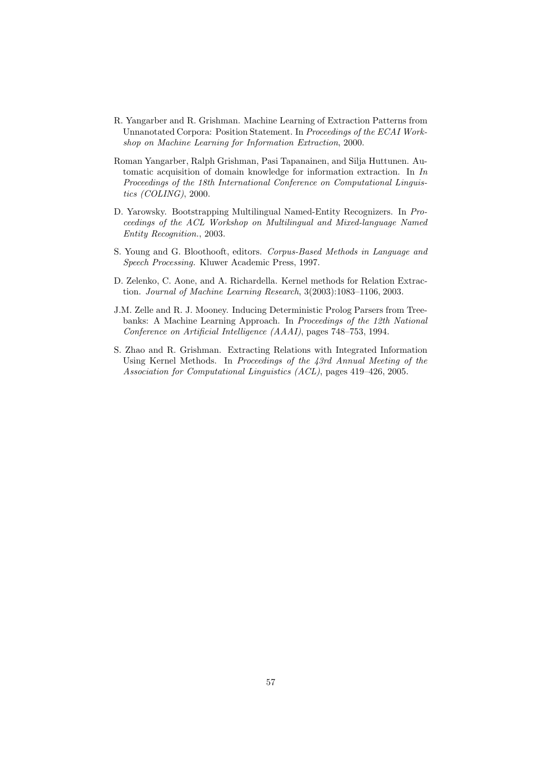R. Yangarber and R. Grishman. Machine Learning of Extraction Patterns from Unnanotated Corpora: Position Statement. In *Proceedings of the ECAI Workshop on Machine Learning for Information Extraction*, 2000.

Roman Yangarber, Ralph Grishman, Pasi Tapanainen, and Silja Huttunen. Automatic acquisition of domain knowledge for information extraction. In *In Proceedings of the 18th International Conference on Computational Linguistics (COLING)*, 2000.

D. Yarowsky. Bootstrapping Multilingual Named-Entity Recognizers. In *Proceedings of the ACL Workshop on Multilingual and Mixed-language Named Entity Recognition.*, 2003.

S. Young and G. Bloothooft, editors. *Corpus-Based Methods in Language and Speech Processing.* Kluwer Academic Press, 1997.

D. Zelenko, C. Aone, and A. Richardella. Kernel methods for Relation Extraction. *Journal of Machine Learning Research*, 3(2003):1083–1106, 2003.

J.M. Zelle and R. J. Mooney. Inducing Deterministic Prolog Parsers from Treebanks: A Machine Learning Approach. In *Proceedings of the 12th National Conference on Artificial Intelligence (AAAI)*, pages 748–753, 1994.

S. Zhao and R. Grishman. Extracting Relations with Integrated Information Using Kernel Methods. In *Proceedings of the 43rd Annual Meeting of the Association for Computational Linguistics (ACL)*, pages 419–426, 2005.